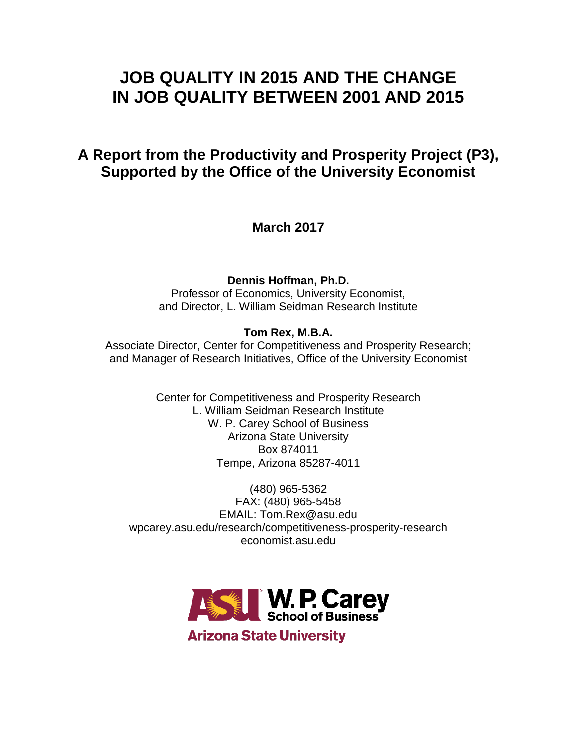# JOB QUALITY IN 2015 AND THE CHANGE IN JOB QUALITY BETWEEN 2001 AND 2015

## A Report from the Productivity and Prosperity Project (P3), Supported by the Office of the University Economist

**March 2017**

**Dennis Hoffman, Ph.D.**
Professor of Economics, University Economist,
and Director, L. William Seidman Research Institute

**Tom Rex, M.B.A.**
Associate Director, Center for Competitiveness and Prosperity Research;
and Manager of Research Initiatives, Office of the University Economist

Center for Competitiveness and Prosperity Research
L. William Seidman Research Institute
W. P. Carey School of Business
Arizona State University
Box 874011
Tempe, Arizona 85287-4011

(480) 965-5362
FAX: (480) 965-5458
EMAIL: Tom.Rex@asu.edu
wpcarey.asu.edu/research/competitiveness-prosperity-research
economist.asu.edu

ASU W. P. Carey School of Business
Arizona State University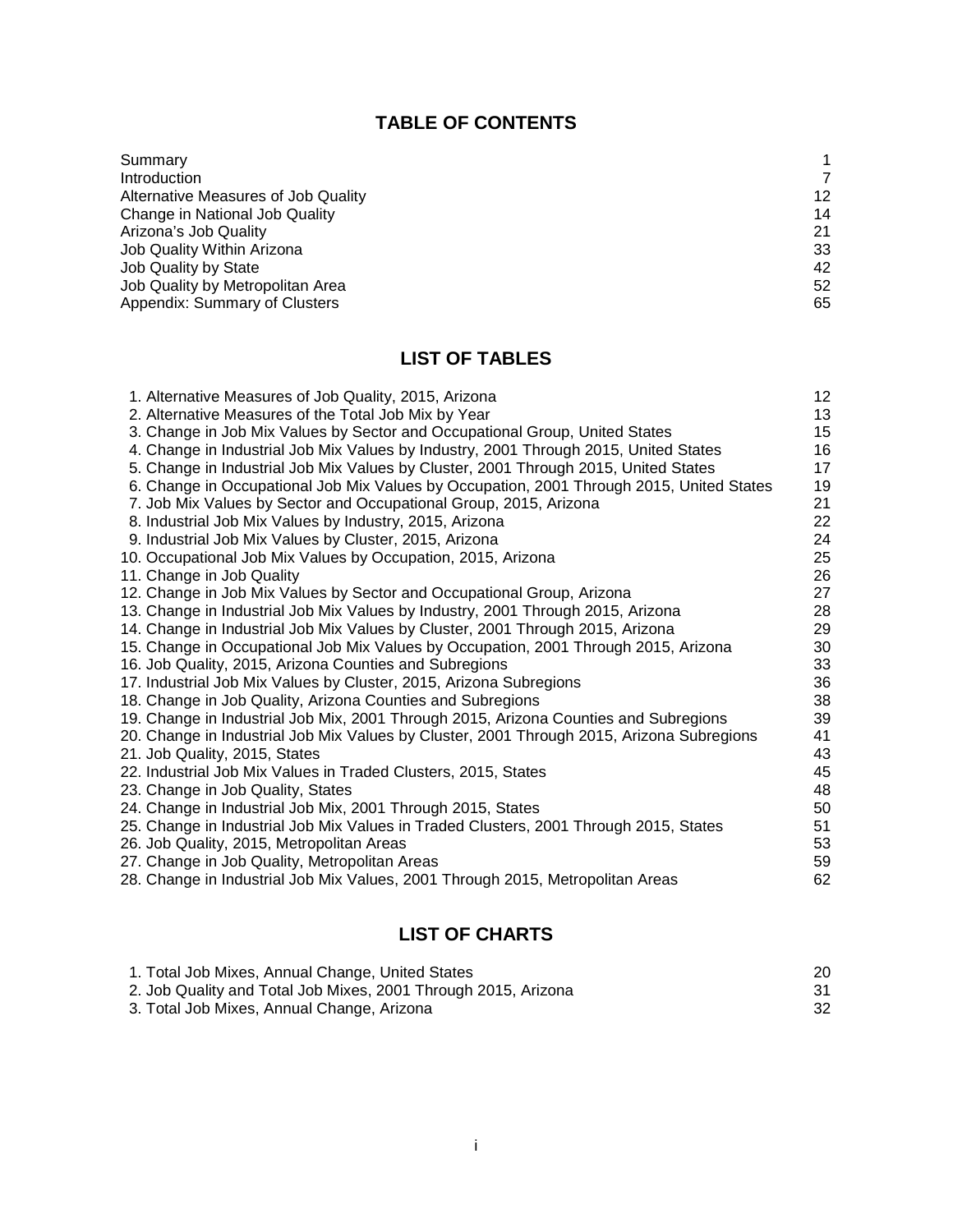# TABLE OF CONTENTS

| | |
|---|---|
| Summary | 1 |
| Introduction | 7 |
| Alternative Measures of Job Quality | 12 |
| Change in National Job Quality | 14 |
| Arizona's Job Quality | 21 |
| Job Quality Within Arizona | 33 |
| Job Quality by State | 42 |
| Job Quality by Metropolitan Area | 52 |
| Appendix: Summary of Clusters | 65 |

# LIST OF TABLES

| | |
|---|---|
| 1. Alternative Measures of Job Quality, 2015, Arizona | 12 |
| 2. Alternative Measures of the Total Job Mix by Year | 13 |
| 3. Change in Job Mix Values by Sector and Occupational Group, United States | 15 |
| 4. Change in Industrial Job Mix Values by Industry, 2001 Through 2015, United States | 16 |
| 5. Change in Industrial Job Mix Values by Cluster, 2001 Through 2015, United States | 17 |
| 6. Change in Occupational Job Mix Values by Occupation, 2001 Through 2015, United States | 19 |
| 7. Job Mix Values by Sector and Occupational Group, 2015, Arizona | 21 |
| 8. Industrial Job Mix Values by Industry, 2015, Arizona | 22 |
| 9. Industrial Job Mix Values by Cluster, 2015, Arizona | 24 |
| 10. Occupational Job Mix Values by Occupation, 2015, Arizona | 25 |
| 11. Change in Job Quality | 26 |
| 12. Change in Job Mix Values by Sector and Occupational Group, Arizona | 27 |
| 13. Change in Industrial Job Mix Values by Industry, 2001 Through 2015, Arizona | 28 |
| 14. Change in Industrial Job Mix Values by Cluster, 2001 Through 2015, Arizona | 29 |
| 15. Change in Occupational Job Mix Values by Occupation, 2001 Through 2015, Arizona | 30 |
| 16. Job Quality, 2015, Arizona Counties and Subregions | 33 |
| 17. Industrial Job Mix Values by Cluster, 2015, Arizona Subregions | 36 |
| 18. Change in Job Quality, Arizona Counties and Subregions | 38 |
| 19. Change in Industrial Job Mix, 2001 Through 2015, Arizona Counties and Subregions | 39 |
| 20. Change in Industrial Job Mix Values by Cluster, 2001 Through 2015, Arizona Subregions | 41 |
| 21. Job Quality, 2015, States | 43 |
| 22. Industrial Job Mix Values in Traded Clusters, 2015, States | 45 |
| 23. Change in Job Quality, States | 48 |
| 24. Change in Industrial Job Mix, 2001 Through 2015, States | 50 |
| 25. Change in Industrial Job Mix Values in Traded Clusters, 2001 Through 2015, States | 51 |
| 26. Job Quality, 2015, Metropolitan Areas | 53 |
| 27. Change in Job Quality, Metropolitan Areas | 59 |
| 28. Change in Industrial Job Mix Values, 2001 Through 2015, Metropolitan Areas | 62 |

# LIST OF CHARTS

| | |
|---|---|
| 1. Total Job Mixes, Annual Change, United States | 20 |
| 2. Job Quality and Total Job Mixes, 2001 Through 2015, Arizona | 31 |
| 3. Total Job Mixes, Annual Change, Arizona | 32 |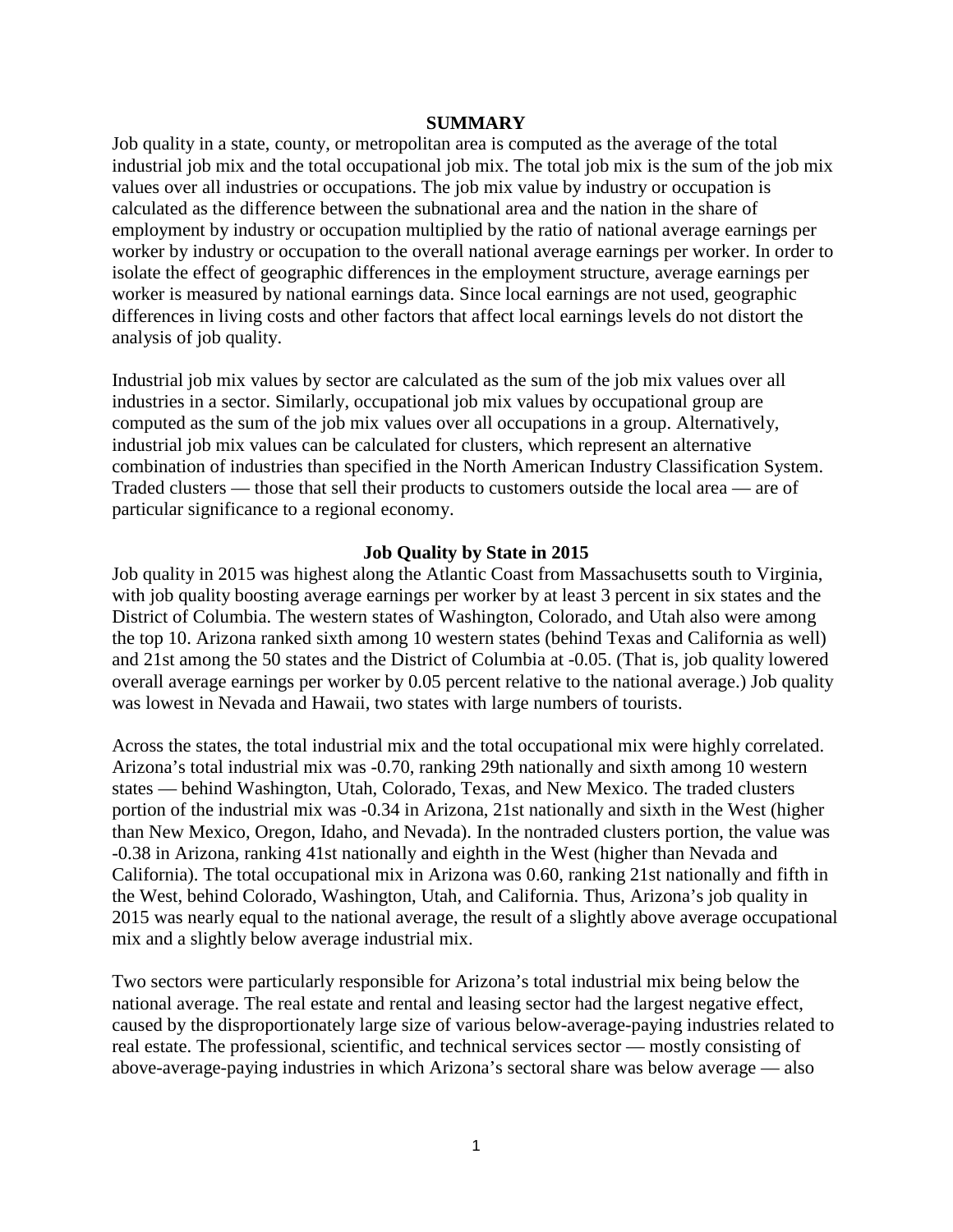## SUMMARY

Job quality in a state, county, or metropolitan area is computed as the average of the total industrial job mix and the total occupational job mix. The total job mix is the sum of the job mix values over all industries or occupations. The job mix value by industry or occupation is calculated as the difference between the subnational area and the nation in the share of employment by industry or occupation multiplied by the ratio of national average earnings per worker by industry or occupation to the overall national average earnings per worker. In order to isolate the effect of geographic differences in the employment structure, average earnings per worker is measured by national earnings data. Since local earnings are not used, geographic differences in living costs and other factors that affect local earnings levels do not distort the analysis of job quality.

Industrial job mix values by sector are calculated as the sum of the job mix values over all industries in a sector. Similarly, occupational job mix values by occupational group are computed as the sum of the job mix values over all occupations in a group. Alternatively, industrial job mix values can be calculated for clusters, which represent an alternative combination of industries than specified in the North American Industry Classification System. Traded clusters — those that sell their products to customers outside the local area — are of particular significance to a regional economy.

### Job Quality by State in 2015

Job quality in 2015 was highest along the Atlantic Coast from Massachusetts south to Virginia, with job quality boosting average earnings per worker by at least 3 percent in six states and the District of Columbia. The western states of Washington, Colorado, and Utah also were among the top 10. Arizona ranked sixth among 10 western states (behind Texas and California as well) and 21st among the 50 states and the District of Columbia at -0.05. (That is, job quality lowered overall average earnings per worker by 0.05 percent relative to the national average.) Job quality was lowest in Nevada and Hawaii, two states with large numbers of tourists.

Across the states, the total industrial mix and the total occupational mix were highly correlated. Arizona's total industrial mix was -0.70, ranking 29th nationally and sixth among 10 western states — behind Washington, Utah, Colorado, Texas, and New Mexico. The traded clusters portion of the industrial mix was -0.34 in Arizona, 21st nationally and sixth in the West (higher than New Mexico, Oregon, Idaho, and Nevada). In the nontraded clusters portion, the value was -0.38 in Arizona, ranking 41st nationally and eighth in the West (higher than Nevada and California). The total occupational mix in Arizona was 0.60, ranking 21st nationally and fifth in the West, behind Colorado, Washington, Utah, and California. Thus, Arizona's job quality in 2015 was nearly equal to the national average, the result of a slightly above average occupational mix and a slightly below average industrial mix.

Two sectors were particularly responsible for Arizona's total industrial mix being below the national average. The real estate and rental and leasing sector had the largest negative effect, caused by the disproportionately large size of various below-average-paying industries related to real estate. The professional, scientific, and technical services sector — mostly consisting of above-average-paying industries in which Arizona's sectoral share was below average — also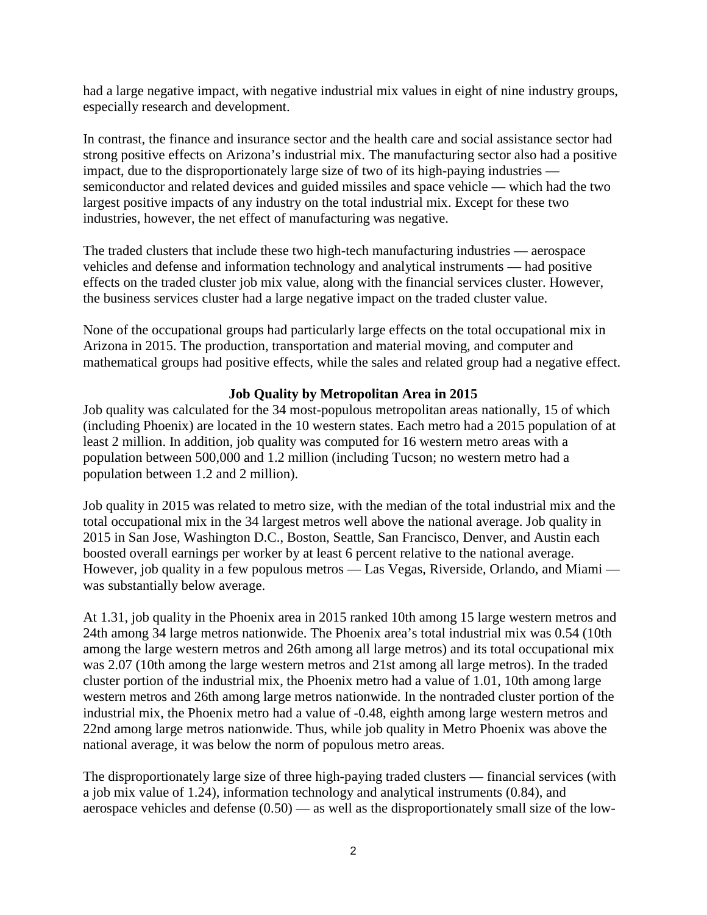had a large negative impact, with negative industrial mix values in eight of nine industry groups, especially research and development.

In contrast, the finance and insurance sector and the health care and social assistance sector had strong positive effects on Arizona's industrial mix. The manufacturing sector also had a positive impact, due to the disproportionately large size of two of its high-paying industries — semiconductor and related devices and guided missiles and space vehicle — which had the two largest positive impacts of any industry on the total industrial mix. Except for these two industries, however, the net effect of manufacturing was negative.

The traded clusters that include these two high-tech manufacturing industries — aerospace vehicles and defense and information technology and analytical instruments — had positive effects on the traded cluster job mix value, along with the financial services cluster. However, the business services cluster had a large negative impact on the traded cluster value.

None of the occupational groups had particularly large effects on the total occupational mix in Arizona in 2015. The production, transportation and material moving, and computer and mathematical groups had positive effects, while the sales and related group had a negative effect.

## Job Quality by Metropolitan Area in 2015

Job quality was calculated for the 34 most-populous metropolitan areas nationally, 15 of which (including Phoenix) are located in the 10 western states. Each metro had a 2015 population of at least 2 million. In addition, job quality was computed for 16 western metro areas with a population between 500,000 and 1.2 million (including Tucson; no western metro had a population between 1.2 and 2 million).

Job quality in 2015 was related to metro size, with the median of the total industrial mix and the total occupational mix in the 34 largest metros well above the national average. Job quality in 2015 in San Jose, Washington D.C., Boston, Seattle, San Francisco, Denver, and Austin each boosted overall earnings per worker by at least 6 percent relative to the national average. However, job quality in a few populous metros — Las Vegas, Riverside, Orlando, and Miami — was substantially below average.

At 1.31, job quality in the Phoenix area in 2015 ranked 10th among 15 large western metros and 24th among 34 large metros nationwide. The Phoenix area's total industrial mix was 0.54 (10th among the large western metros and 26th among all large metros) and its total occupational mix was 2.07 (10th among the large western metros and 21st among all large metros). In the traded cluster portion of the industrial mix, the Phoenix metro had a value of 1.01, 10th among large western metros and 26th among large metros nationwide. In the nontraded cluster portion of the industrial mix, the Phoenix metro had a value of -0.48, eighth among large western metros and 22nd among large metros nationwide. Thus, while job quality in Metro Phoenix was above the national average, it was below the norm of populous metro areas.

The disproportionately large size of three high-paying traded clusters — financial services (with a job mix value of 1.24), information technology and analytical instruments (0.84), and aerospace vehicles and defense (0.50) — as well as the disproportionately small size of the low-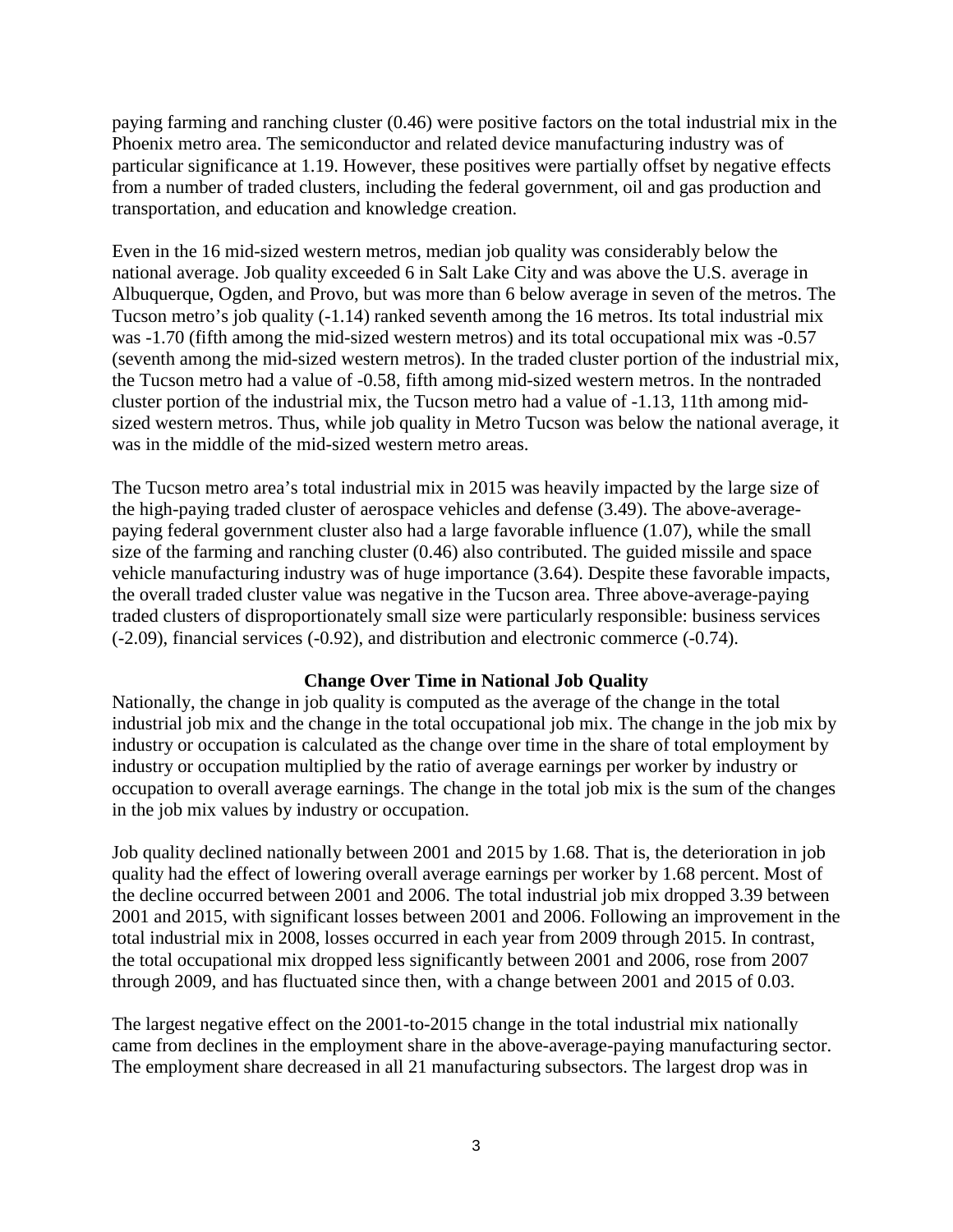paying farming and ranching cluster (0.46) were positive factors on the total industrial mix in the Phoenix metro area. The semiconductor and related device manufacturing industry was of particular significance at 1.19. However, these positives were partially offset by negative effects from a number of traded clusters, including the federal government, oil and gas production and transportation, and education and knowledge creation.

Even in the 16 mid-sized western metros, median job quality was considerably below the national average. Job quality exceeded 6 in Salt Lake City and was above the U.S. average in Albuquerque, Ogden, and Provo, but was more than 6 below average in seven of the metros. The Tucson metro's job quality (-1.14) ranked seventh among the 16 metros. Its total industrial mix was -1.70 (fifth among the mid-sized western metros) and its total occupational mix was -0.57 (seventh among the mid-sized western metros). In the traded cluster portion of the industrial mix, the Tucson metro had a value of -0.58, fifth among mid-sized western metros. In the nontraded cluster portion of the industrial mix, the Tucson metro had a value of -1.13, 11th among mid-sized western metros. Thus, while job quality in Metro Tucson was below the national average, it was in the middle of the mid-sized western metro areas.

The Tucson metro area's total industrial mix in 2015 was heavily impacted by the large size of the high-paying traded cluster of aerospace vehicles and defense (3.49). The above-average-paying federal government cluster also had a large favorable influence (1.07), while the small size of the farming and ranching cluster (0.46) also contributed. The guided missile and space vehicle manufacturing industry was of huge importance (3.64). Despite these favorable impacts, the overall traded cluster value was negative in the Tucson area. Three above-average-paying traded clusters of disproportionately small size were particularly responsible: business services (-2.09), financial services (-0.92), and distribution and electronic commerce (-0.74).

## Change Over Time in National Job Quality

Nationally, the change in job quality is computed as the average of the change in the total industrial job mix and the change in the total occupational job mix. The change in the job mix by industry or occupation is calculated as the change over time in the share of total employment by industry or occupation multiplied by the ratio of average earnings per worker by industry or occupation to overall average earnings. The change in the total job mix is the sum of the changes in the job mix values by industry or occupation.

Job quality declined nationally between 2001 and 2015 by 1.68. That is, the deterioration in job quality had the effect of lowering overall average earnings per worker by 1.68 percent. Most of the decline occurred between 2001 and 2006. The total industrial job mix dropped 3.39 between 2001 and 2015, with significant losses between 2001 and 2006. Following an improvement in the total industrial mix in 2008, losses occurred in each year from 2009 through 2015. In contrast, the total occupational mix dropped less significantly between 2001 and 2006, rose from 2007 through 2009, and has fluctuated since then, with a change between 2001 and 2015 of 0.03.

The largest negative effect on the 2001-to-2015 change in the total industrial mix nationally came from declines in the employment share in the above-average-paying manufacturing sector. The employment share decreased in all 21 manufacturing subsectors. The largest drop was in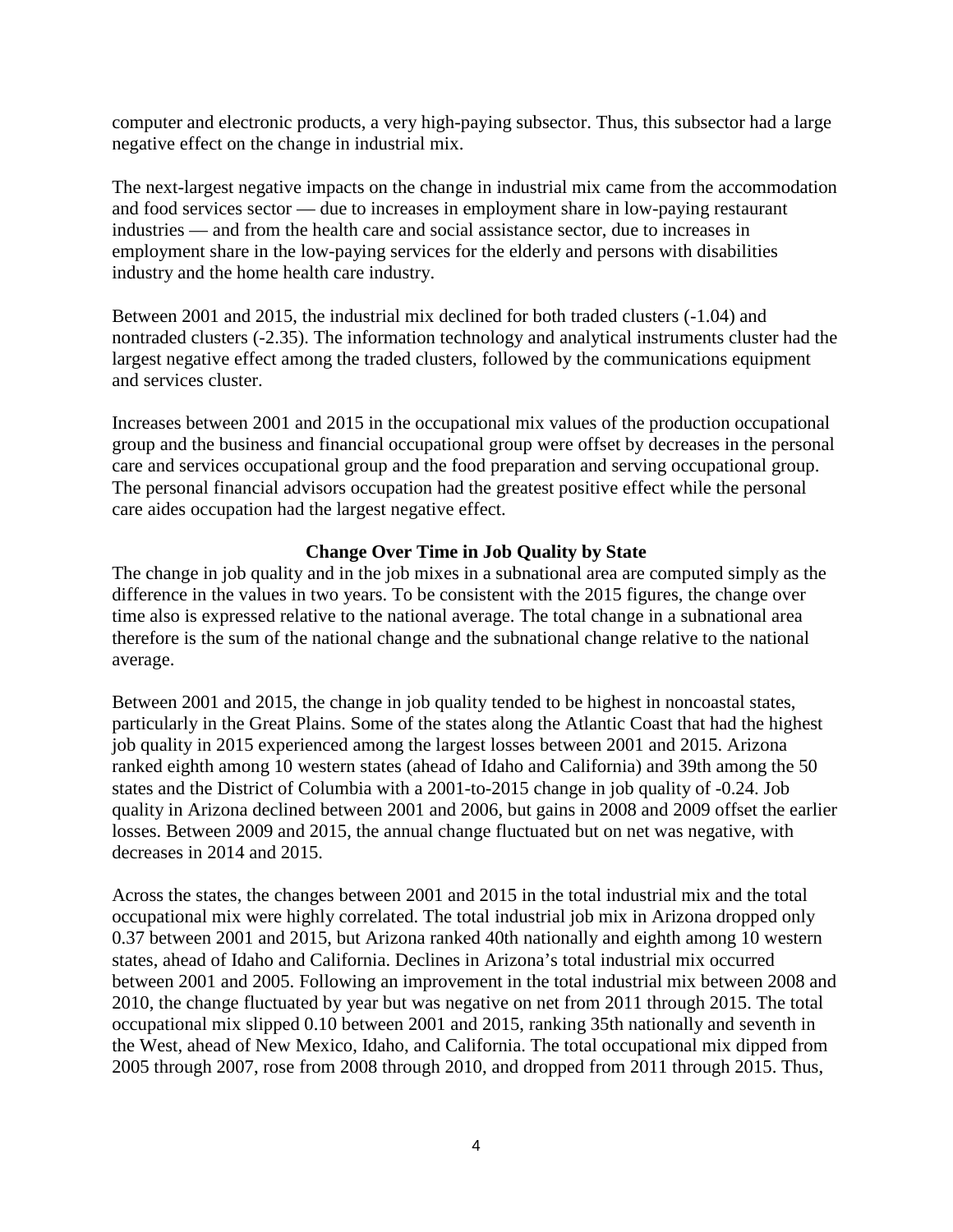computer and electronic products, a very high-paying subsector. Thus, this subsector had a large negative effect on the change in industrial mix.

The next-largest negative impacts on the change in industrial mix came from the accommodation and food services sector — due to increases in employment share in low-paying restaurant industries — and from the health care and social assistance sector, due to increases in employment share in the low-paying services for the elderly and persons with disabilities industry and the home health care industry.

Between 2001 and 2015, the industrial mix declined for both traded clusters (-1.04) and nontraded clusters (-2.35). The information technology and analytical instruments cluster had the largest negative effect among the traded clusters, followed by the communications equipment and services cluster.

Increases between 2001 and 2015 in the occupational mix values of the production occupational group and the business and financial occupational group were offset by decreases in the personal care and services occupational group and the food preparation and serving occupational group. The personal financial advisors occupation had the greatest positive effect while the personal care aides occupation had the largest negative effect.

## Change Over Time in Job Quality by State

The change in job quality and in the job mixes in a subnational area are computed simply as the difference in the values in two years. To be consistent with the 2015 figures, the change over time also is expressed relative to the national average. The total change in a subnational area therefore is the sum of the national change and the subnational change relative to the national average.

Between 2001 and 2015, the change in job quality tended to be highest in noncoastal states, particularly in the Great Plains. Some of the states along the Atlantic Coast that had the highest job quality in 2015 experienced among the largest losses between 2001 and 2015. Arizona ranked eighth among 10 western states (ahead of Idaho and California) and 39th among the 50 states and the District of Columbia with a 2001-to-2015 change in job quality of -0.24. Job quality in Arizona declined between 2001 and 2006, but gains in 2008 and 2009 offset the earlier losses. Between 2009 and 2015, the annual change fluctuated but on net was negative, with decreases in 2014 and 2015.

Across the states, the changes between 2001 and 2015 in the total industrial mix and the total occupational mix were highly correlated. The total industrial job mix in Arizona dropped only 0.37 between 2001 and 2015, but Arizona ranked 40th nationally and eighth among 10 western states, ahead of Idaho and California. Declines in Arizona's total industrial mix occurred between 2001 and 2005. Following an improvement in the total industrial mix between 2008 and 2010, the change fluctuated by year but was negative on net from 2011 through 2015. The total occupational mix slipped 0.10 between 2001 and 2015, ranking 35th nationally and seventh in the West, ahead of New Mexico, Idaho, and California. The total occupational mix dipped from 2005 through 2007, rose from 2008 through 2010, and dropped from 2011 through 2015. Thus,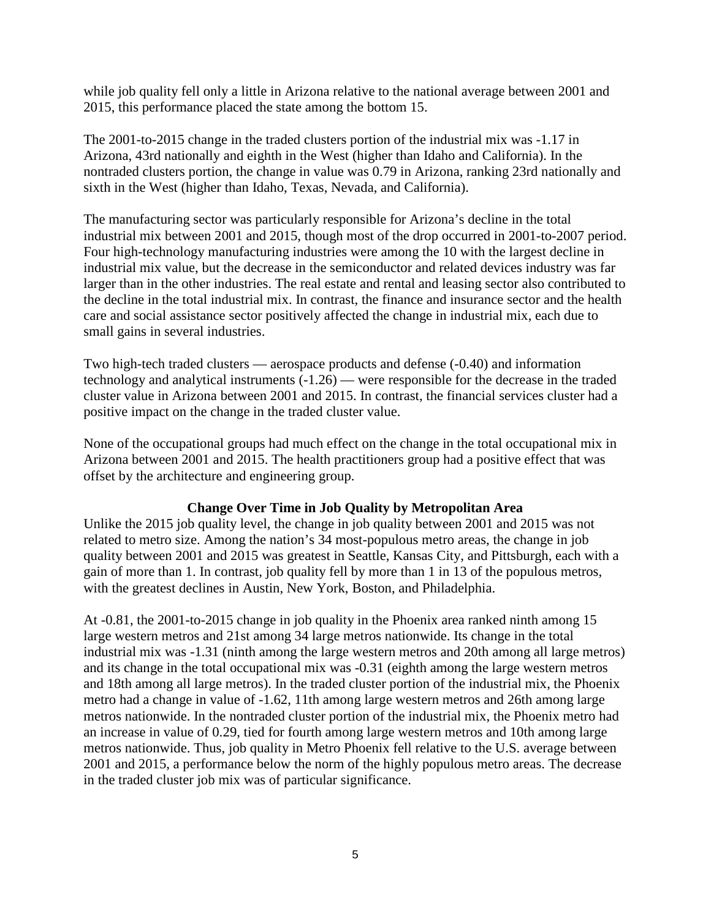while job quality fell only a little in Arizona relative to the national average between 2001 and 2015, this performance placed the state among the bottom 15.

The 2001-to-2015 change in the traded clusters portion of the industrial mix was -1.17 in Arizona, 43rd nationally and eighth in the West (higher than Idaho and California). In the nontraded clusters portion, the change in value was 0.79 in Arizona, ranking 23rd nationally and sixth in the West (higher than Idaho, Texas, Nevada, and California).

The manufacturing sector was particularly responsible for Arizona's decline in the total industrial mix between 2001 and 2015, though most of the drop occurred in 2001-to-2007 period. Four high-technology manufacturing industries were among the 10 with the largest decline in industrial mix value, but the decrease in the semiconductor and related devices industry was far larger than in the other industries. The real estate and rental and leasing sector also contributed to the decline in the total industrial mix. In contrast, the finance and insurance sector and the health care and social assistance sector positively affected the change in industrial mix, each due to small gains in several industries.

Two high-tech traded clusters — aerospace products and defense (-0.40) and information technology and analytical instruments (-1.26) — were responsible for the decrease in the traded cluster value in Arizona between 2001 and 2015. In contrast, the financial services cluster had a positive impact on the change in the traded cluster value.

None of the occupational groups had much effect on the change in the total occupational mix in Arizona between 2001 and 2015. The health practitioners group had a positive effect that was offset by the architecture and engineering group.

### Change Over Time in Job Quality by Metropolitan Area

Unlike the 2015 job quality level, the change in job quality between 2001 and 2015 was not related to metro size. Among the nation's 34 most-populous metro areas, the change in job quality between 2001 and 2015 was greatest in Seattle, Kansas City, and Pittsburgh, each with a gain of more than 1. In contrast, job quality fell by more than 1 in 13 of the populous metros, with the greatest declines in Austin, New York, Boston, and Philadelphia.

At -0.81, the 2001-to-2015 change in job quality in the Phoenix area ranked ninth among 15 large western metros and 21st among 34 large metros nationwide. Its change in the total industrial mix was -1.31 (ninth among the large western metros and 20th among all large metros) and its change in the total occupational mix was -0.31 (eighth among the large western metros and 18th among all large metros). In the traded cluster portion of the industrial mix, the Phoenix metro had a change in value of -1.62, 11th among large western metros and 26th among large metros nationwide. In the nontraded cluster portion of the industrial mix, the Phoenix metro had an increase in value of 0.29, tied for fourth among large western metros and 10th among large metros nationwide. Thus, job quality in Metro Phoenix fell relative to the U.S. average between 2001 and 2015, a performance below the norm of the highly populous metro areas. The decrease in the traded cluster job mix was of particular significance.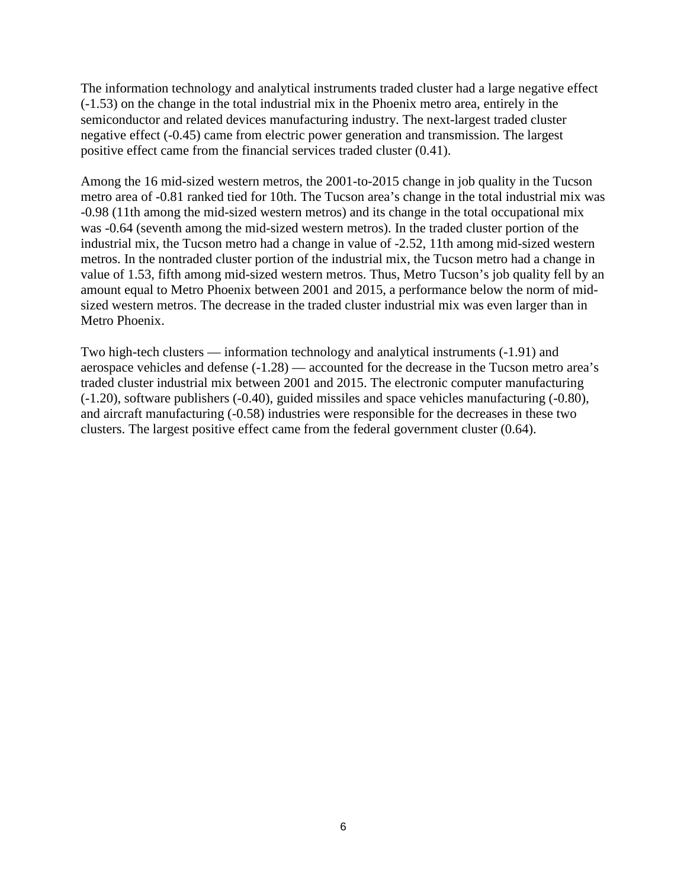The information technology and analytical instruments traded cluster had a large negative effect (-1.53) on the change in the total industrial mix in the Phoenix metro area, entirely in the semiconductor and related devices manufacturing industry. The next-largest traded cluster negative effect (-0.45) came from electric power generation and transmission. The largest positive effect came from the financial services traded cluster (0.41).

Among the 16 mid-sized western metros, the 2001-to-2015 change in job quality in the Tucson metro area of -0.81 ranked tied for 10th. The Tucson area's change in the total industrial mix was -0.98 (11th among the mid-sized western metros) and its change in the total occupational mix was -0.64 (seventh among the mid-sized western metros). In the traded cluster portion of the industrial mix, the Tucson metro had a change in value of -2.52, 11th among mid-sized western metros. In the nontraded cluster portion of the industrial mix, the Tucson metro had a change in value of 1.53, fifth among mid-sized western metros. Thus, Metro Tucson's job quality fell by an amount equal to Metro Phoenix between 2001 and 2015, a performance below the norm of mid-sized western metros. The decrease in the traded cluster industrial mix was even larger than in Metro Phoenix.

Two high-tech clusters — information technology and analytical instruments (-1.91) and aerospace vehicles and defense (-1.28) — accounted for the decrease in the Tucson metro area's traded cluster industrial mix between 2001 and 2015. The electronic computer manufacturing (-1.20), software publishers (-0.40), guided missiles and space vehicles manufacturing (-0.80), and aircraft manufacturing (-0.58) industries were responsible for the decreases in these two clusters. The largest positive effect came from the federal government cluster (0.64).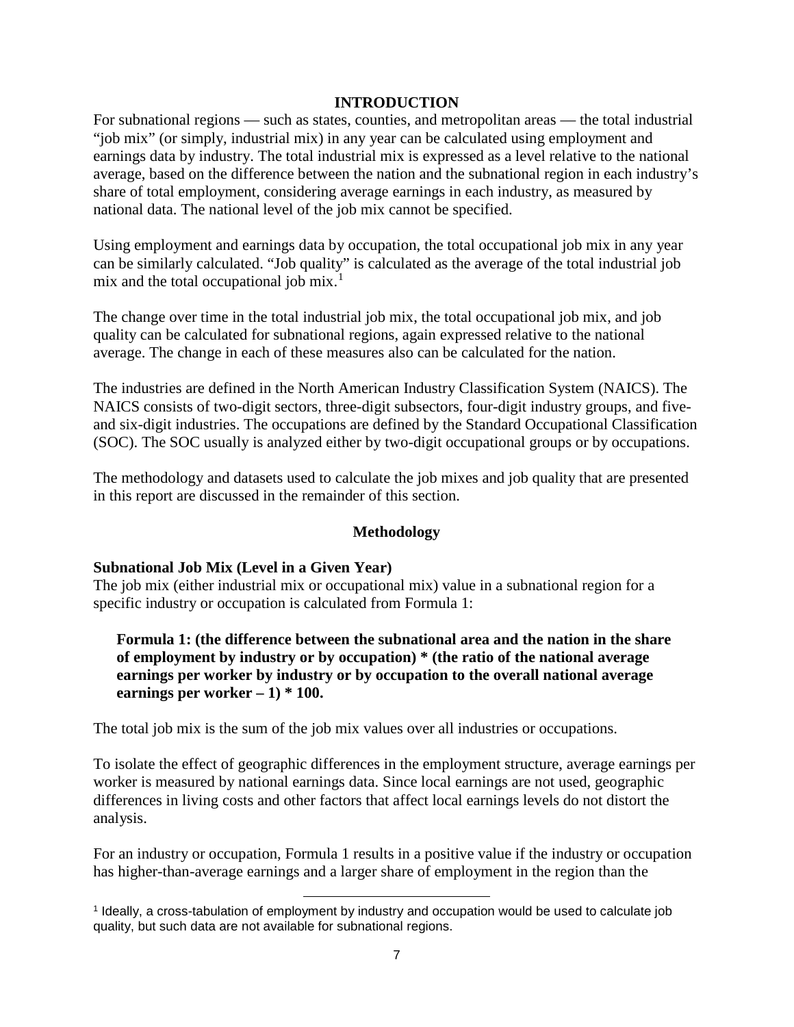## INTRODUCTION

For subnational regions — such as states, counties, and metropolitan areas — the total industrial "job mix" (or simply, industrial mix) in any year can be calculated using employment and earnings data by industry. The total industrial mix is expressed as a level relative to the national average, based on the difference between the nation and the subnational region in each industry's share of total employment, considering average earnings in each industry, as measured by national data. The national level of the job mix cannot be specified.

Using employment and earnings data by occupation, the total occupational job mix in any year can be similarly calculated. "Job quality" is calculated as the average of the total industrial job mix and the total occupational job mix.[1]

The change over time in the total industrial job mix, the total occupational job mix, and job quality can be calculated for subnational regions, again expressed relative to the national average. The change in each of these measures also can be calculated for the nation.

The industries are defined in the North American Industry Classification System (NAICS). The NAICS consists of two-digit sectors, three-digit subsectors, four-digit industry groups, and five- and six-digit industries. The occupations are defined by the Standard Occupational Classification (SOC). The SOC usually is analyzed either by two-digit occupational groups or by occupations.

The methodology and datasets used to calculate the job mixes and job quality that are presented in this report are discussed in the remainder of this section.

### Methodology

**Subnational Job Mix (Level in a Given Year)**

The job mix (either industrial mix or occupational mix) value in a subnational region for a specific industry or occupation is calculated from Formula 1:

> **Formula 1: (the difference between the subnational area and the nation in the share of employment by industry or by occupation) * (the ratio of the national average earnings per worker by industry or by occupation to the overall national average earnings per worker – 1) * 100.**

The total job mix is the sum of the job mix values over all industries or occupations.

To isolate the effect of geographic differences in the employment structure, average earnings per worker is measured by national earnings data. Since local earnings are not used, geographic differences in living costs and other factors that affect local earnings levels do not distort the analysis.

For an industry or occupation, Formula 1 results in a positive value if the industry or occupation has higher-than-average earnings and a larger share of employment in the region than the

[1] Ideally, a cross-tabulation of employment by industry and occupation would be used to calculate job quality, but such data are not available for subnational regions.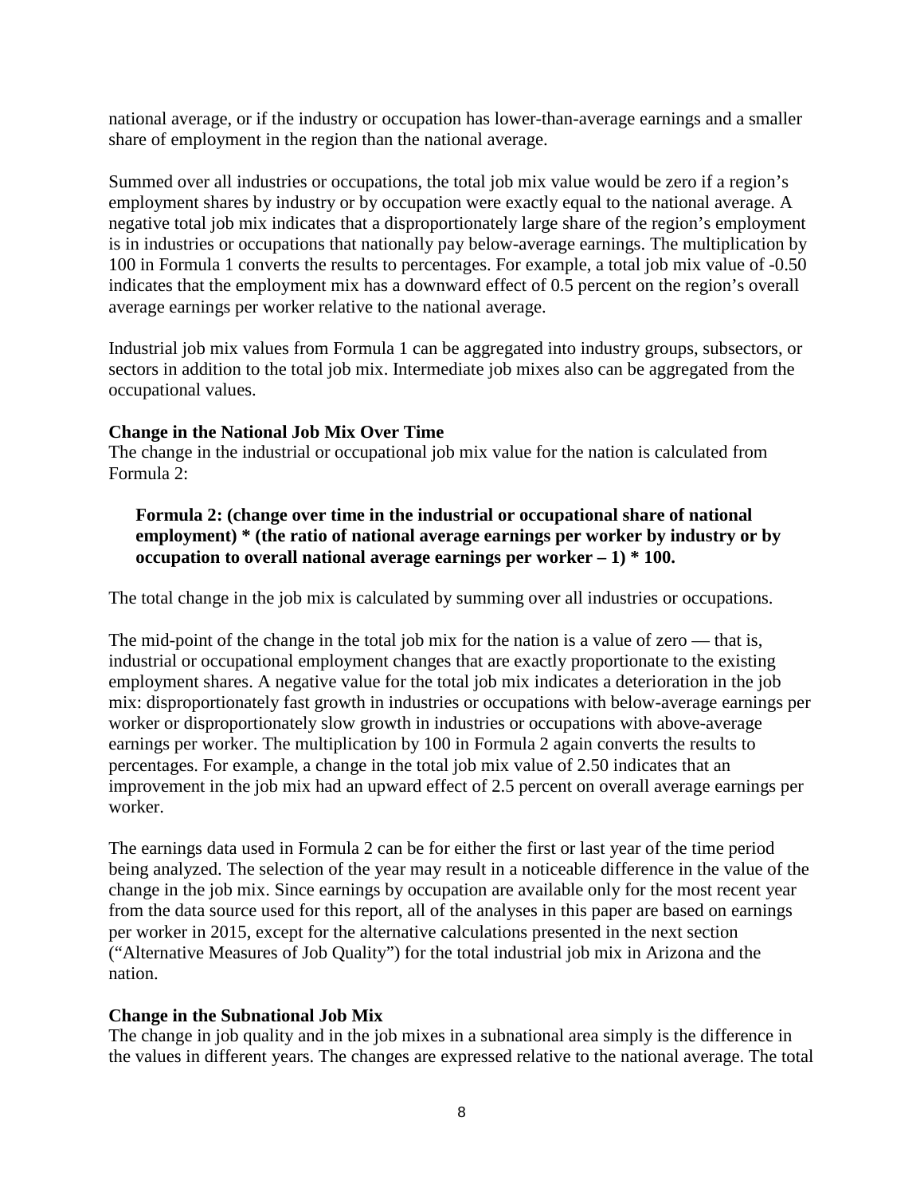national average, or if the industry or occupation has lower-than-average earnings and a smaller share of employment in the region than the national average.

Summed over all industries or occupations, the total job mix value would be zero if a region's employment shares by industry or by occupation were exactly equal to the national average. A negative total job mix indicates that a disproportionately large share of the region's employment is in industries or occupations that nationally pay below-average earnings. The multiplication by 100 in Formula 1 converts the results to percentages. For example, a total job mix value of -0.50 indicates that the employment mix has a downward effect of 0.5 percent on the region's overall average earnings per worker relative to the national average.

Industrial job mix values from Formula 1 can be aggregated into industry groups, subsectors, or sectors in addition to the total job mix. Intermediate job mixes also can be aggregated from the occupational values.

**Change in the National Job Mix Over Time**

The change in the industrial or occupational job mix value for the nation is calculated from Formula 2:

> **Formula 2: (change over time in the industrial or occupational share of national employment) * (the ratio of national average earnings per worker by industry or by occupation to overall national average earnings per worker – 1) * 100.**

The total change in the job mix is calculated by summing over all industries or occupations.

The mid-point of the change in the total job mix for the nation is a value of zero — that is, industrial or occupational employment changes that are exactly proportionate to the existing employment shares. A negative value for the total job mix indicates a deterioration in the job mix: disproportionately fast growth in industries or occupations with below-average earnings per worker or disproportionately slow growth in industries or occupations with above-average earnings per worker. The multiplication by 100 in Formula 2 again converts the results to percentages. For example, a change in the total job mix value of 2.50 indicates that an improvement in the job mix had an upward effect of 2.5 percent on overall average earnings per worker.

The earnings data used in Formula 2 can be for either the first or last year of the time period being analyzed. The selection of the year may result in a noticeable difference in the value of the change in the job mix. Since earnings by occupation are available only for the most recent year from the data source used for this report, all of the analyses in this paper are based on earnings per worker in 2015, except for the alternative calculations presented in the next section ("Alternative Measures of Job Quality") for the total industrial job mix in Arizona and the nation.

**Change in the Subnational Job Mix**

The change in job quality and in the job mixes in a subnational area simply is the difference in the values in different years. The changes are expressed relative to the national average. The total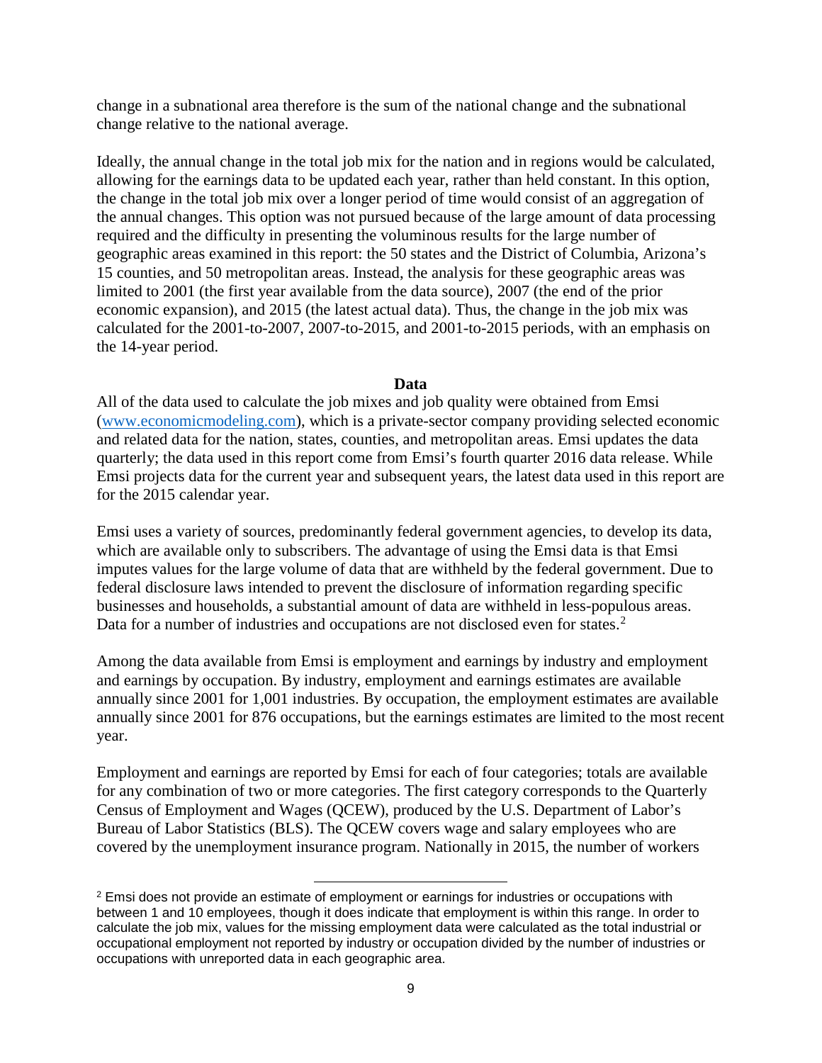change in a subnational area therefore is the sum of the national change and the subnational change relative to the national average.

Ideally, the annual change in the total job mix for the nation and in regions would be calculated, allowing for the earnings data to be updated each year, rather than held constant. In this option, the change in the total job mix over a longer period of time would consist of an aggregation of the annual changes. This option was not pursued because of the large amount of data processing required and the difficulty in presenting the voluminous results for the large number of geographic areas examined in this report: the 50 states and the District of Columbia, Arizona's 15 counties, and 50 metropolitan areas. Instead, the analysis for these geographic areas was limited to 2001 (the first year available from the data source), 2007 (the end of the prior economic expansion), and 2015 (the latest actual data). Thus, the change in the job mix was calculated for the 2001-to-2007, 2007-to-2015, and 2001-to-2015 periods, with an emphasis on the 14-year period.

## Data

All of the data used to calculate the job mixes and job quality were obtained from Emsi ([www.economicmodeling.com](www.economicmodeling.com)), which is a private-sector company providing selected economic and related data for the nation, states, counties, and metropolitan areas. Emsi updates the data quarterly; the data used in this report come from Emsi's fourth quarter 2016 data release. While Emsi projects data for the current year and subsequent years, the latest data used in this report are for the 2015 calendar year.

Emsi uses a variety of sources, predominantly federal government agencies, to develop its data, which are available only to subscribers. The advantage of using the Emsi data is that Emsi imputes values for the large volume of data that are withheld by the federal government. Due to federal disclosure laws intended to prevent the disclosure of information regarding specific businesses and households, a substantial amount of data are withheld in less-populous areas. Data for a number of industries and occupations are not disclosed even for states.[2]

Among the data available from Emsi is employment and earnings by industry and employment and earnings by occupation. By industry, employment and earnings estimates are available annually since 2001 for 1,001 industries. By occupation, the employment estimates are available annually since 2001 for 876 occupations, but the earnings estimates are limited to the most recent year.

Employment and earnings are reported by Emsi for each of four categories; totals are available for any combination of two or more categories. The first category corresponds to the Quarterly Census of Employment and Wages (QCEW), produced by the U.S. Department of Labor's Bureau of Labor Statistics (BLS). The QCEW covers wage and salary employees who are covered by the unemployment insurance program. Nationally in 2015, the number of workers

---

[2] Emsi does not provide an estimate of employment or earnings for industries or occupations with between 1 and 10 employees, though it does indicate that employment is within this range. In order to calculate the job mix, values for the missing employment data were calculated as the total industrial or occupational employment not reported by industry or occupation divided by the number of industries or occupations with unreported data in each geographic area.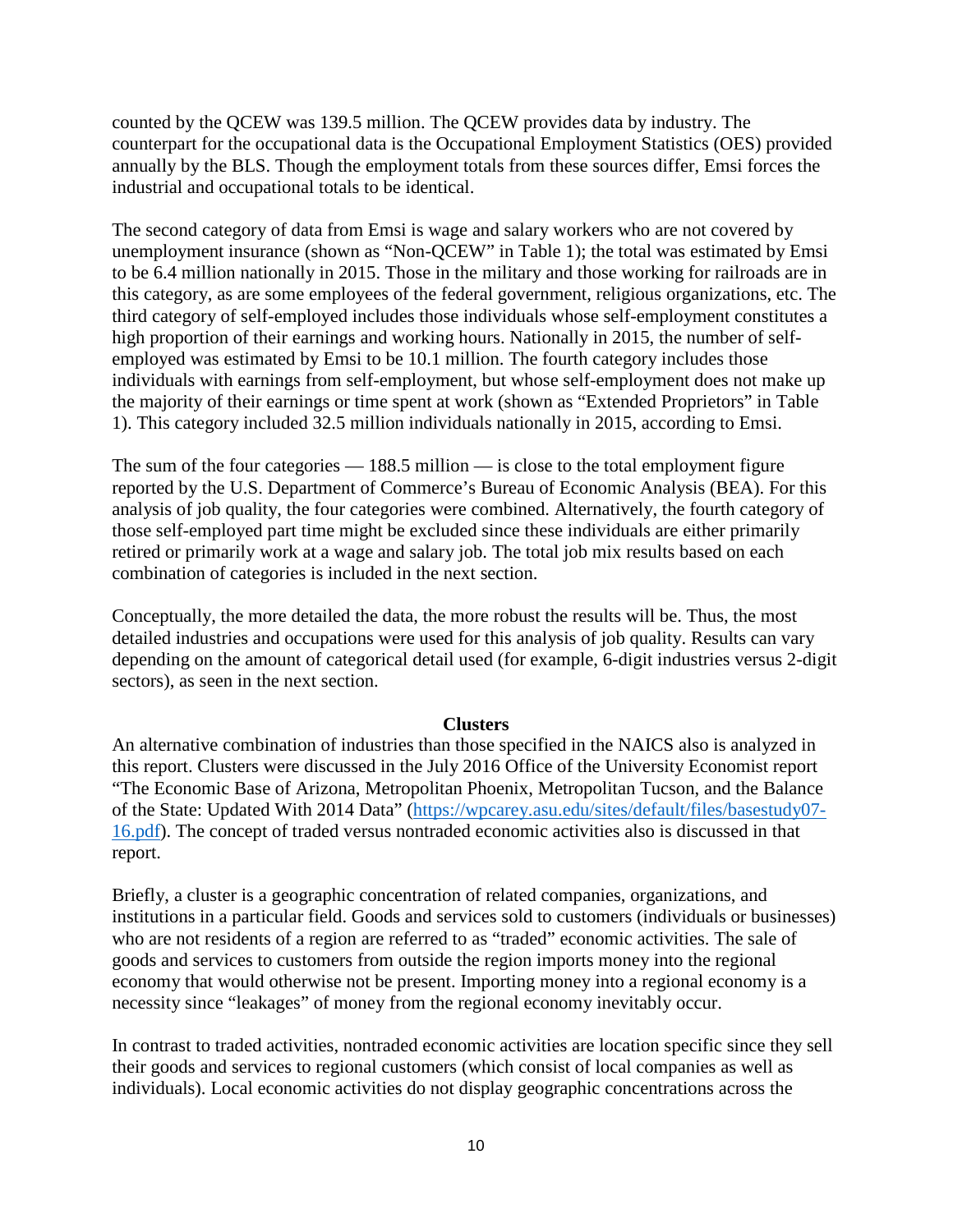counted by the QCEW was 139.5 million. The QCEW provides data by industry. The counterpart for the occupational data is the Occupational Employment Statistics (OES) provided annually by the BLS. Though the employment totals from these sources differ, Emsi forces the industrial and occupational totals to be identical.

The second category of data from Emsi is wage and salary workers who are not covered by unemployment insurance (shown as "Non-QCEW" in Table 1); the total was estimated by Emsi to be 6.4 million nationally in 2015. Those in the military and those working for railroads are in this category, as are some employees of the federal government, religious organizations, etc. The third category of self-employed includes those individuals whose self-employment constitutes a high proportion of their earnings and working hours. Nationally in 2015, the number of self-employed was estimated by Emsi to be 10.1 million. The fourth category includes those individuals with earnings from self-employment, but whose self-employment does not make up the majority of their earnings or time spent at work (shown as "Extended Proprietors" in Table 1). This category included 32.5 million individuals nationally in 2015, according to Emsi.

The sum of the four categories — 188.5 million — is close to the total employment figure reported by the U.S. Department of Commerce's Bureau of Economic Analysis (BEA). For this analysis of job quality, the four categories were combined. Alternatively, the fourth category of those self-employed part time might be excluded since these individuals are either primarily retired or primarily work at a wage and salary job. The total job mix results based on each combination of categories is included in the next section.

Conceptually, the more detailed the data, the more robust the results will be. Thus, the most detailed industries and occupations were used for this analysis of job quality. Results can vary depending on the amount of categorical detail used (for example, 6-digit industries versus 2-digit sectors), as seen in the next section.

## Clusters

An alternative combination of industries than those specified in the NAICS also is analyzed in this report. Clusters were discussed in the July 2016 Office of the University Economist report "The Economic Base of Arizona, Metropolitan Phoenix, Metropolitan Tucson, and the Balance of the State: Updated With 2014 Data" ([https://wpcarey.asu.edu/sites/default/files/basestudy07-16.pdf](https://wpcarey.asu.edu/sites/default/files/basestudy07-16.pdf)). The concept of traded versus nontraded economic activities also is discussed in that report.

Briefly, a cluster is a geographic concentration of related companies, organizations, and institutions in a particular field. Goods and services sold to customers (individuals or businesses) who are not residents of a region are referred to as "traded" economic activities. The sale of goods and services to customers from outside the region imports money into the regional economy that would otherwise not be present. Importing money into a regional economy is a necessity since "leakages" of money from the regional economy inevitably occur.

In contrast to traded activities, nontraded economic activities are location specific since they sell their goods and services to regional customers (which consist of local companies as well as individuals). Local economic activities do not display geographic concentrations across the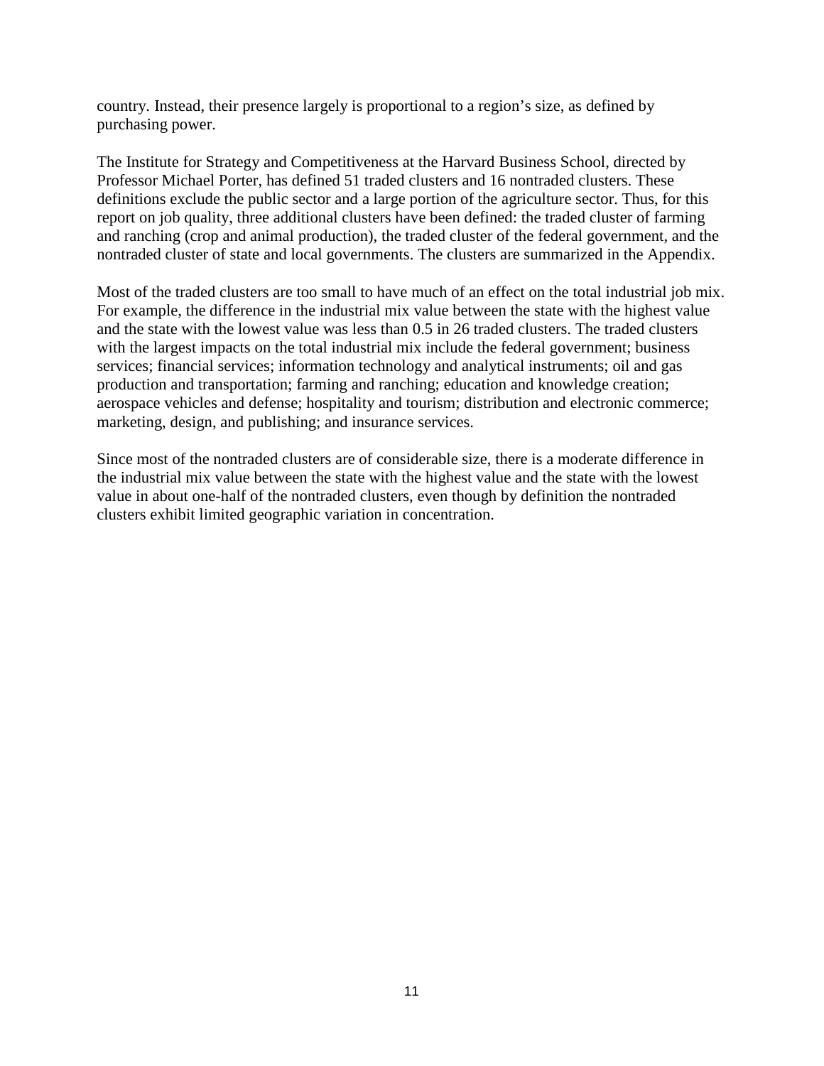country. Instead, their presence largely is proportional to a region's size, as defined by purchasing power.

The Institute for Strategy and Competitiveness at the Harvard Business School, directed by Professor Michael Porter, has defined 51 traded clusters and 16 nontraded clusters. These definitions exclude the public sector and a large portion of the agriculture sector. Thus, for this report on job quality, three additional clusters have been defined: the traded cluster of farming and ranching (crop and animal production), the traded cluster of the federal government, and the nontraded cluster of state and local governments. The clusters are summarized in the Appendix.

Most of the traded clusters are too small to have much of an effect on the total industrial job mix. For example, the difference in the industrial mix value between the state with the highest value and the state with the lowest value was less than 0.5 in 26 traded clusters. The traded clusters with the largest impacts on the total industrial mix include the federal government; business services; financial services; information technology and analytical instruments; oil and gas production and transportation; farming and ranching; education and knowledge creation; aerospace vehicles and defense; hospitality and tourism; distribution and electronic commerce; marketing, design, and publishing; and insurance services.

Since most of the nontraded clusters are of considerable size, there is a moderate difference in the industrial mix value between the state with the highest value and the state with the lowest value in about one-half of the nontraded clusters, even though by definition the nontraded clusters exhibit limited geographic variation in concentration.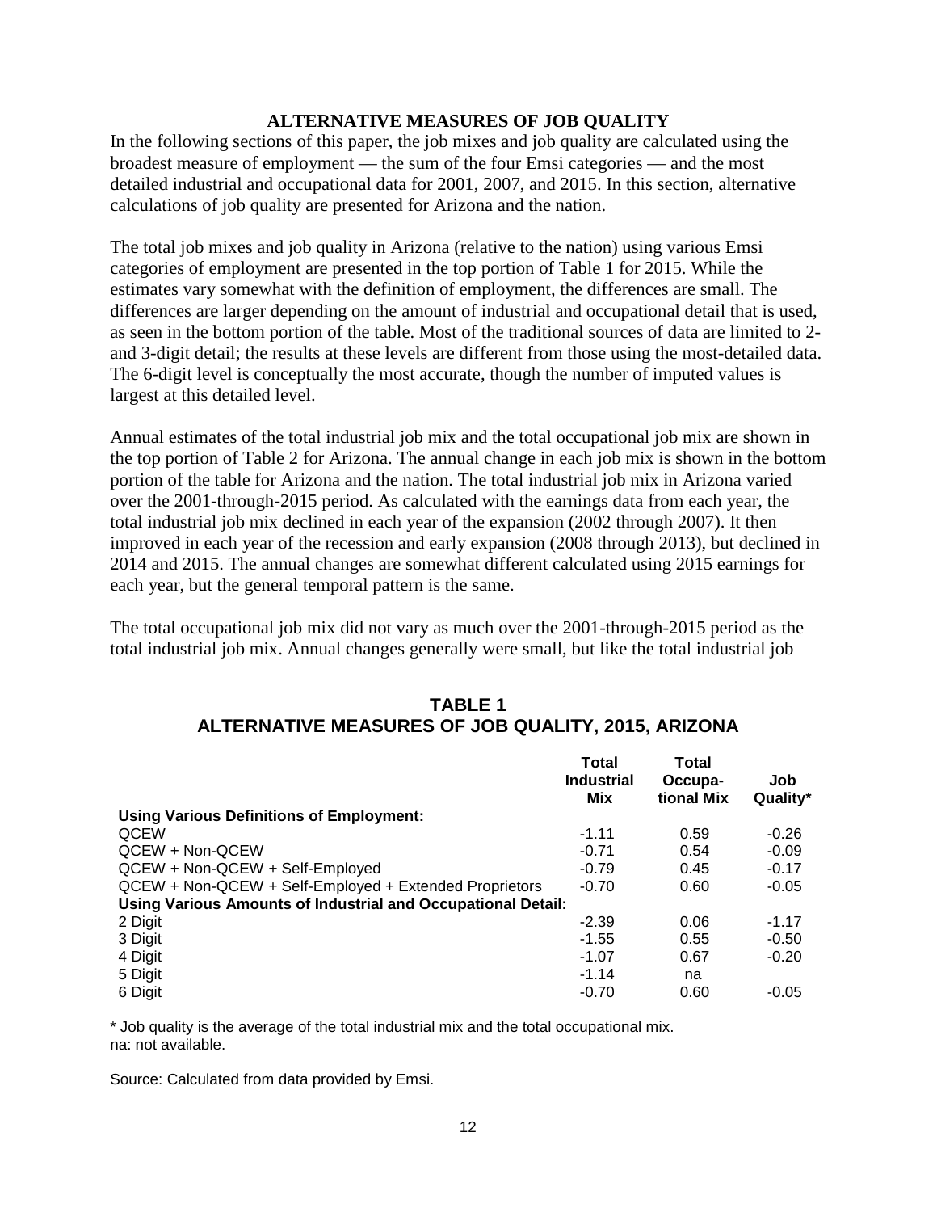## ALTERNATIVE MEASURES OF JOB QUALITY

In the following sections of this paper, the job mixes and job quality are calculated using the broadest measure of employment — the sum of the four Emsi categories — and the most detailed industrial and occupational data for 2001, 2007, and 2015. In this section, alternative calculations of job quality are presented for Arizona and the nation.

The total job mixes and job quality in Arizona (relative to the nation) using various Emsi categories of employment are presented in the top portion of Table 1 for 2015. While the estimates vary somewhat with the definition of employment, the differences are small. The differences are larger depending on the amount of industrial and occupational detail that is used, as seen in the bottom portion of the table. Most of the traditional sources of data are limited to 2- and 3-digit detail; the results at these levels are different from those using the most-detailed data. The 6-digit level is conceptually the most accurate, though the number of imputed values is largest at this detailed level.

Annual estimates of the total industrial job mix and the total occupational job mix are shown in the top portion of Table 2 for Arizona. The annual change in each job mix is shown in the bottom portion of the table for Arizona and the nation. The total industrial job mix in Arizona varied over the 2001-through-2015 period. As calculated with the earnings data from each year, the total industrial job mix declined in each year of the expansion (2002 through 2007). It then improved in each year of the recession and early expansion (2008 through 2013), but declined in 2014 and 2015. The annual changes are somewhat different calculated using 2015 earnings for each year, but the general temporal pattern is the same.

The total occupational job mix did not vary as much over the 2001-through-2015 period as the total industrial job mix. Annual changes generally were small, but like the total industrial job

### TABLE 1
### ALTERNATIVE MEASURES OF JOB QUALITY, 2015, ARIZONA

| | Total Industrial Mix | Total Occupa-tional Mix | Job Quality* |
|---|---|---|---|
| **Using Various Definitions of Employment:** | | | |
| QCEW | -1.11 | 0.59 | -0.26 |
| QCEW + Non-QCEW | -0.71 | 0.54 | -0.09 |
| QCEW + Non-QCEW + Self-Employed | -0.79 | 0.45 | -0.17 |
| QCEW + Non-QCEW + Self-Employed + Extended Proprietors | -0.70 | 0.60 | -0.05 |
| **Using Various Amounts of Industrial and Occupational Detail:** | | | |
| 2 Digit | -2.39 | 0.06 | -1.17 |
| 3 Digit | -1.55 | 0.55 | -0.50 |
| 4 Digit | -1.07 | 0.67 | -0.20 |
| 5 Digit | -1.14 | na | |
| 6 Digit | -0.70 | 0.60 | -0.05 |

* Job quality is the average of the total industrial mix and the total occupational mix.
na: not available.

Source: Calculated from data provided by Emsi.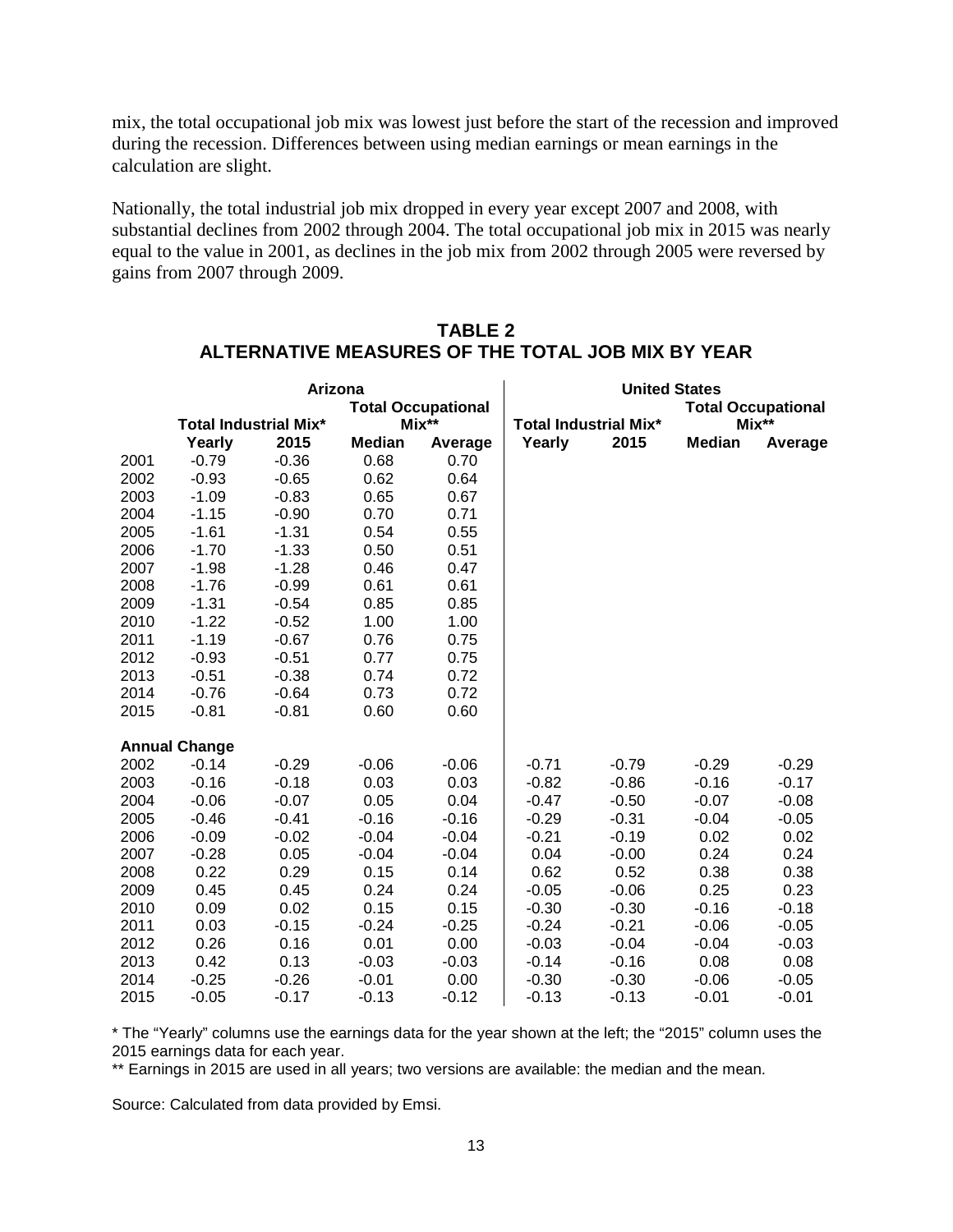mix, the total occupational job mix was lowest just before the start of the recession and improved during the recession. Differences between using median earnings or mean earnings in the calculation are slight.

Nationally, the total industrial job mix dropped in every year except 2007 and 2008, with substantial declines from 2002 through 2004. The total occupational job mix in 2015 was nearly equal to the value in 2001, as declines in the job mix from 2002 through 2005 were reversed by gains from 2007 through 2009.

## TABLE 2
## ALTERNATIVE MEASURES OF THE TOTAL JOB MIX BY YEAR

| | Arizona | | | | United States | | | |
|---|---|---|---|---|---|---|---|---|
| | Total Industrial Mix* | | Total Occupational Mix** | | Total Industrial Mix* | | Total Occupational Mix** | |
| | Yearly | 2015 | Median | Average | Yearly | 2015 | Median | Average |
| 2001 | -0.79 | -0.36 | 0.68 | 0.70 | | | | |
| 2002 | -0.93 | -0.65 | 0.62 | 0.64 | | | | |
| 2003 | -1.09 | -0.83 | 0.65 | 0.67 | | | | |
| 2004 | -1.15 | -0.90 | 0.70 | 0.71 | | | | |
| 2005 | -1.61 | -1.31 | 0.54 | 0.55 | | | | |
| 2006 | -1.70 | -1.33 | 0.50 | 0.51 | | | | |
| 2007 | -1.98 | -1.28 | 0.46 | 0.47 | | | | |
| 2008 | -1.76 | -0.99 | 0.61 | 0.61 | | | | |
| 2009 | -1.31 | -0.54 | 0.85 | 0.85 | | | | |
| 2010 | -1.22 | -0.52 | 1.00 | 1.00 | | | | |
| 2011 | -1.19 | -0.67 | 0.76 | 0.75 | | | | |
| 2012 | -0.93 | -0.51 | 0.77 | 0.75 | | | | |
| 2013 | -0.51 | -0.38 | 0.74 | 0.72 | | | | |
| 2014 | -0.76 | -0.64 | 0.73 | 0.72 | | | | |
| 2015 | -0.81 | -0.81 | 0.60 | 0.60 | | | | |
| **Annual Change** | | | | | | | | |
| 2002 | -0.14 | -0.29 | -0.06 | -0.06 | -0.71 | -0.79 | -0.29 | -0.29 |
| 2003 | -0.16 | -0.18 | 0.03 | 0.03 | -0.82 | -0.86 | -0.16 | -0.17 |
| 2004 | -0.06 | -0.07 | 0.05 | 0.04 | -0.47 | -0.50 | -0.07 | -0.08 |
| 2005 | -0.46 | -0.41 | -0.16 | -0.16 | -0.29 | -0.31 | -0.04 | -0.05 |
| 2006 | -0.09 | -0.02 | -0.04 | -0.04 | -0.21 | -0.19 | 0.02 | 0.02 |
| 2007 | -0.28 | 0.05 | -0.04 | -0.04 | 0.04 | -0.00 | 0.24 | 0.24 |
| 2008 | 0.22 | 0.29 | 0.15 | 0.14 | 0.62 | 0.52 | 0.38 | 0.38 |
| 2009 | 0.45 | 0.45 | 0.24 | 0.24 | -0.05 | -0.06 | 0.25 | 0.23 |
| 2010 | 0.09 | 0.02 | 0.15 | 0.15 | -0.30 | -0.30 | -0.16 | -0.18 |
| 2011 | 0.03 | -0.15 | -0.24 | -0.25 | -0.24 | -0.21 | -0.06 | -0.05 |
| 2012 | 0.26 | 0.16 | 0.01 | 0.00 | -0.03 | -0.04 | -0.04 | -0.03 |
| 2013 | 0.42 | 0.13 | -0.03 | -0.03 | -0.14 | -0.16 | 0.08 | 0.08 |
| 2014 | -0.25 | -0.26 | -0.01 | 0.00 | -0.30 | -0.30 | -0.06 | -0.05 |
| 2015 | -0.05 | -0.17 | -0.13 | -0.12 | -0.13 | -0.13 | -0.01 | -0.01 |

* The "Yearly" columns use the earnings data for the year shown at the left; the "2015" column uses the 2015 earnings data for each year.

** Earnings in 2015 are used in all years; two versions are available: the median and the mean.

Source: Calculated from data provided by Emsi.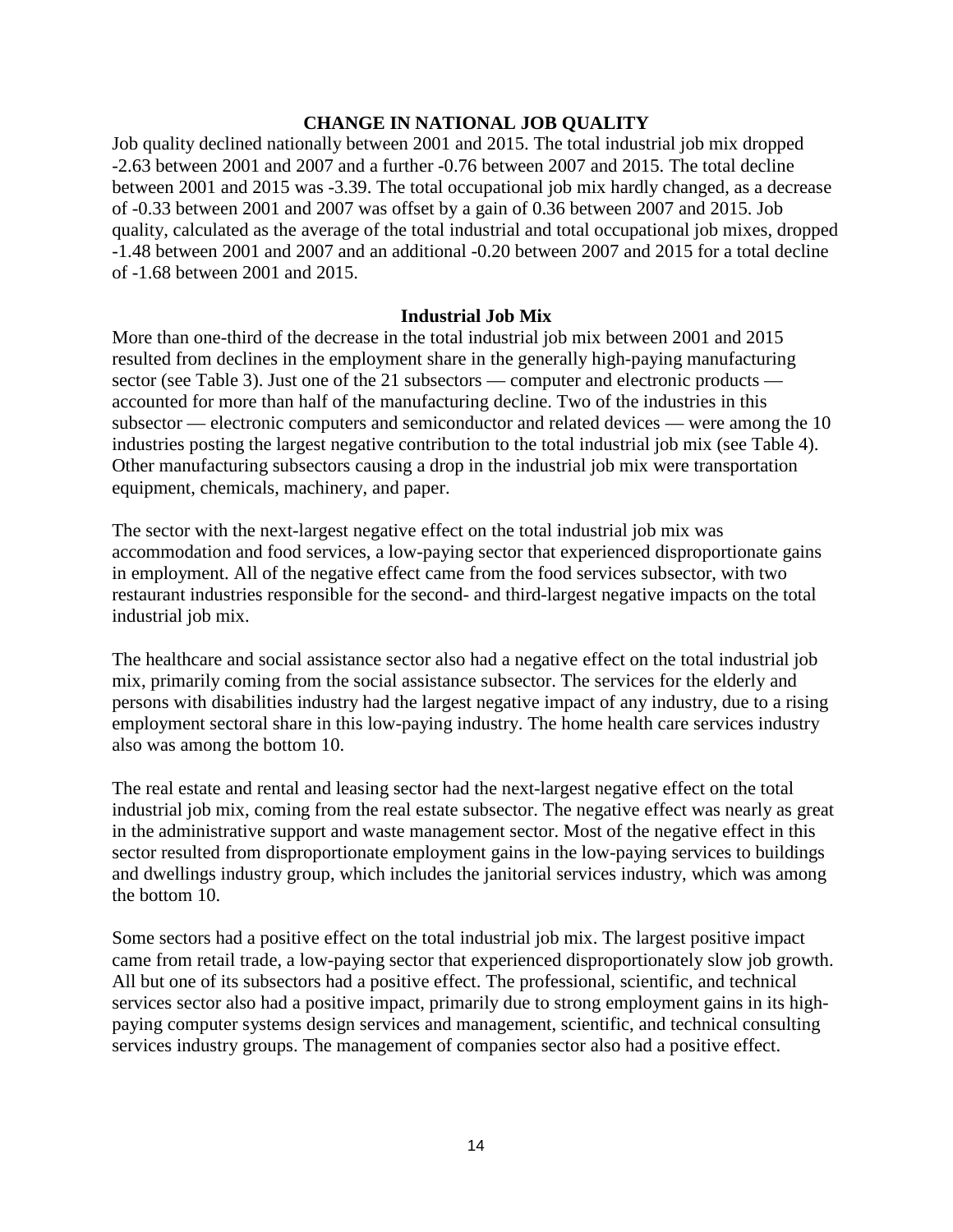## CHANGE IN NATIONAL JOB QUALITY

Job quality declined nationally between 2001 and 2015. The total industrial job mix dropped -2.63 between 2001 and 2007 and a further -0.76 between 2007 and 2015. The total decline between 2001 and 2015 was -3.39. The total occupational job mix hardly changed, as a decrease of -0.33 between 2001 and 2007 was offset by a gain of 0.36 between 2007 and 2015. Job quality, calculated as the average of the total industrial and total occupational job mixes, dropped -1.48 between 2001 and 2007 and an additional -0.20 between 2007 and 2015 for a total decline of -1.68 between 2001 and 2015.

### Industrial Job Mix

More than one-third of the decrease in the total industrial job mix between 2001 and 2015 resulted from declines in the employment share in the generally high-paying manufacturing sector (see Table 3). Just one of the 21 subsectors — computer and electronic products — accounted for more than half of the manufacturing decline. Two of the industries in this subsector — electronic computers and semiconductor and related devices — were among the 10 industries posting the largest negative contribution to the total industrial job mix (see Table 4). Other manufacturing subsectors causing a drop in the industrial job mix were transportation equipment, chemicals, machinery, and paper.

The sector with the next-largest negative effect on the total industrial job mix was accommodation and food services, a low-paying sector that experienced disproportionate gains in employment. All of the negative effect came from the food services subsector, with two restaurant industries responsible for the second- and third-largest negative impacts on the total industrial job mix.

The healthcare and social assistance sector also had a negative effect on the total industrial job mix, primarily coming from the social assistance subsector. The services for the elderly and persons with disabilities industry had the largest negative impact of any industry, due to a rising employment sectoral share in this low-paying industry. The home health care services industry also was among the bottom 10.

The real estate and rental and leasing sector had the next-largest negative effect on the total industrial job mix, coming from the real estate subsector. The negative effect was nearly as great in the administrative support and waste management sector. Most of the negative effect in this sector resulted from disproportionate employment gains in the low-paying services to buildings and dwellings industry group, which includes the janitorial services industry, which was among the bottom 10.

Some sectors had a positive effect on the total industrial job mix. The largest positive impact came from retail trade, a low-paying sector that experienced disproportionately slow job growth. All but one of its subsectors had a positive effect. The professional, scientific, and technical services sector also had a positive impact, primarily due to strong employment gains in its high-paying computer systems design services and management, scientific, and technical consulting services industry groups. The management of companies sector also had a positive effect.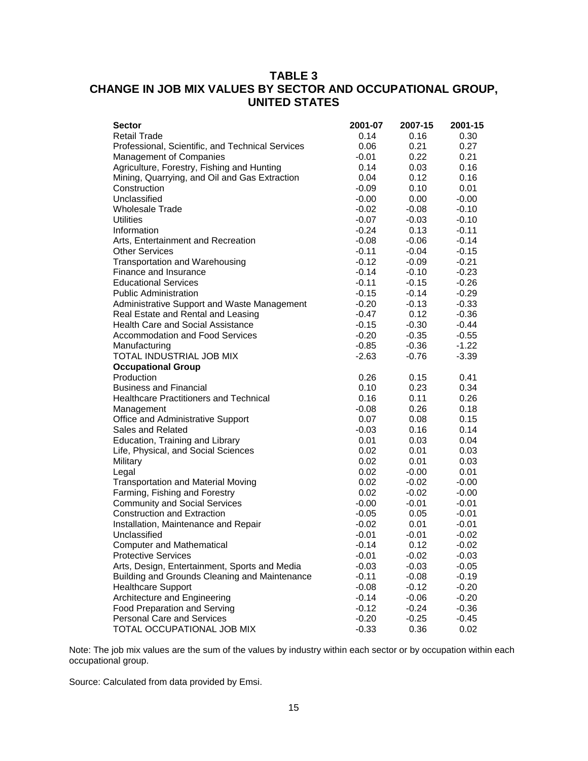## TABLE 3
## CHANGE IN JOB MIX VALUES BY SECTOR AND OCCUPATIONAL GROUP, UNITED STATES

| **Sector** | **2001-07** | **2007-15** | **2001-15** |
|---|---|---|---|
| Retail Trade | 0.14 | 0.16 | 0.30 |
| Professional, Scientific, and Technical Services | 0.06 | 0.21 | 0.27 |
| Management of Companies | -0.01 | 0.22 | 0.21 |
| Agriculture, Forestry, Fishing and Hunting | 0.14 | 0.03 | 0.16 |
| Mining, Quarrying, and Oil and Gas Extraction | 0.04 | 0.12 | 0.16 |
| Construction | -0.09 | 0.10 | 0.01 |
| Unclassified | -0.00 | 0.00 | -0.00 |
| Wholesale Trade | -0.02 | -0.08 | -0.10 |
| Utilities | -0.07 | -0.03 | -0.10 |
| Information | -0.24 | 0.13 | -0.11 |
| Arts, Entertainment and Recreation | -0.08 | -0.06 | -0.14 |
| Other Services | -0.11 | -0.04 | -0.15 |
| Transportation and Warehousing | -0.12 | -0.09 | -0.21 |
| Finance and Insurance | -0.14 | -0.10 | -0.23 |
| Educational Services | -0.11 | -0.15 | -0.26 |
| Public Administration | -0.15 | -0.14 | -0.29 |
| Administrative Support and Waste Management | -0.20 | -0.13 | -0.33 |
| Real Estate and Rental and Leasing | -0.47 | 0.12 | -0.36 |
| Health Care and Social Assistance | -0.15 | -0.30 | -0.44 |
| Accommodation and Food Services | -0.20 | -0.35 | -0.55 |
| Manufacturing | -0.85 | -0.36 | -1.22 |
| TOTAL INDUSTRIAL JOB MIX | -2.63 | -0.76 | -3.39 |
| **Occupational Group** | | | |
| Production | 0.26 | 0.15 | 0.41 |
| Business and Financial | 0.10 | 0.23 | 0.34 |
| Healthcare Practitioners and Technical | 0.16 | 0.11 | 0.26 |
| Management | -0.08 | 0.26 | 0.18 |
| Office and Administrative Support | 0.07 | 0.08 | 0.15 |
| Sales and Related | -0.03 | 0.16 | 0.14 |
| Education, Training and Library | 0.01 | 0.03 | 0.04 |
| Life, Physical, and Social Sciences | 0.02 | 0.01 | 0.03 |
| Military | 0.02 | 0.01 | 0.03 |
| Legal | 0.02 | -0.00 | 0.01 |
| Transportation and Material Moving | 0.02 | -0.02 | -0.00 |
| Farming, Fishing and Forestry | 0.02 | -0.02 | -0.00 |
| Community and Social Services | -0.00 | -0.01 | -0.01 |
| Construction and Extraction | -0.05 | 0.05 | -0.01 |
| Installation, Maintenance and Repair | -0.02 | 0.01 | -0.01 |
| Unclassified | -0.01 | -0.01 | -0.02 |
| Computer and Mathematical | -0.14 | 0.12 | -0.02 |
| Protective Services | -0.01 | -0.02 | -0.03 |
| Arts, Design, Entertainment, Sports and Media | -0.03 | -0.03 | -0.05 |
| Building and Grounds Cleaning and Maintenance | -0.11 | -0.08 | -0.19 |
| Healthcare Support | -0.08 | -0.12 | -0.20 |
| Architecture and Engineering | -0.14 | -0.06 | -0.20 |
| Food Preparation and Serving | -0.12 | -0.24 | -0.36 |
| Personal Care and Services | -0.20 | -0.25 | -0.45 |
| TOTAL OCCUPATIONAL JOB MIX | -0.33 | 0.36 | 0.02 |

Note: The job mix values are the sum of the values by industry within each sector or by occupation within each occupational group.

Source: Calculated from data provided by Emsi.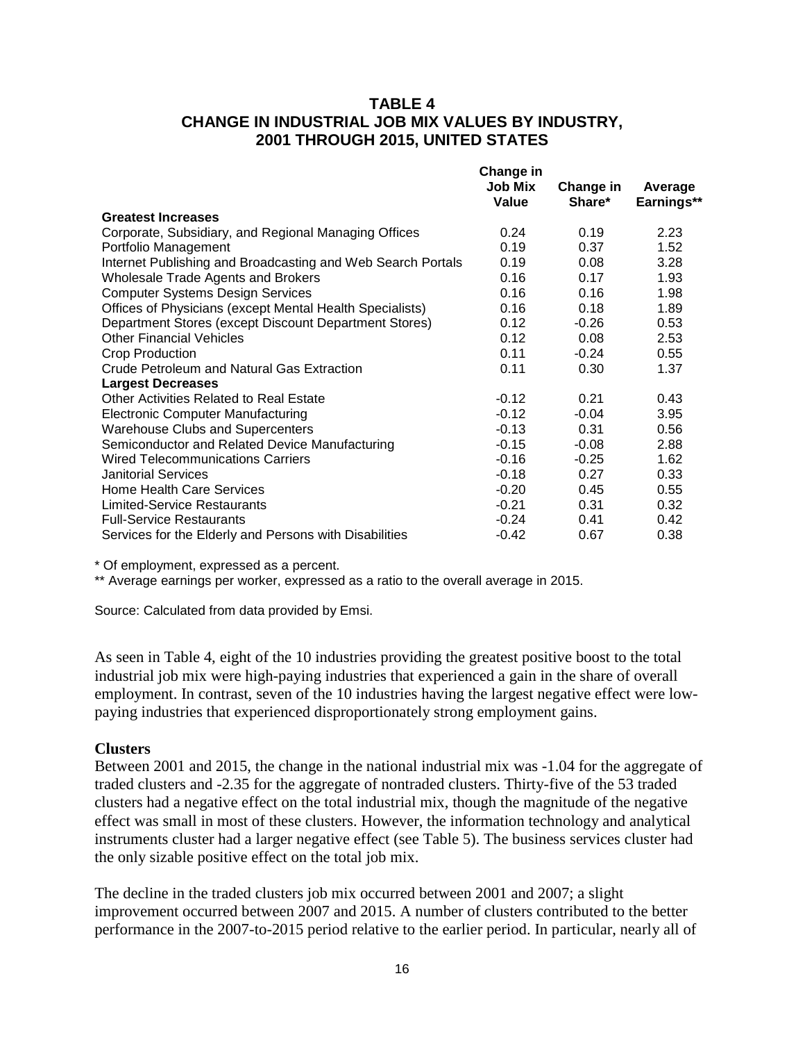**TABLE 4**
**CHANGE IN INDUSTRIAL JOB MIX VALUES BY INDUSTRY, 2001 THROUGH 2015, UNITED STATES**

| | Change in Job Mix Value | Change in Share* | Average Earnings** |
|---|---|---|---|
| **Greatest Increases** | | | |
| Corporate, Subsidiary, and Regional Managing Offices | 0.24 | 0.19 | 2.23 |
| Portfolio Management | 0.19 | 0.37 | 1.52 |
| Internet Publishing and Broadcasting and Web Search Portals | 0.19 | 0.08 | 3.28 |
| Wholesale Trade Agents and Brokers | 0.16 | 0.17 | 1.93 |
| Computer Systems Design Services | 0.16 | 0.16 | 1.98 |
| Offices of Physicians (except Mental Health Specialists) | 0.16 | 0.18 | 1.89 |
| Department Stores (except Discount Department Stores) | 0.12 | -0.26 | 0.53 |
| Other Financial Vehicles | 0.12 | 0.08 | 2.53 |
| Crop Production | 0.11 | -0.24 | 0.55 |
| Crude Petroleum and Natural Gas Extraction | 0.11 | 0.30 | 1.37 |
| **Largest Decreases** | | | |
| Other Activities Related to Real Estate | -0.12 | 0.21 | 0.43 |
| Electronic Computer Manufacturing | -0.12 | -0.04 | 3.95 |
| Warehouse Clubs and Supercenters | -0.13 | 0.31 | 0.56 |
| Semiconductor and Related Device Manufacturing | -0.15 | -0.08 | 2.88 |
| Wired Telecommunications Carriers | -0.16 | -0.25 | 1.62 |
| Janitorial Services | -0.18 | 0.27 | 0.33 |
| Home Health Care Services | -0.20 | 0.45 | 0.55 |
| Limited-Service Restaurants | -0.21 | 0.31 | 0.32 |
| Full-Service Restaurants | -0.24 | 0.41 | 0.42 |
| Services for the Elderly and Persons with Disabilities | -0.42 | 0.67 | 0.38 |

\* Of employment, expressed as a percent.

\*\* Average earnings per worker, expressed as a ratio to the overall average in 2015.

Source: Calculated from data provided by Emsi.

As seen in Table 4, eight of the 10 industries providing the greatest positive boost to the total industrial job mix were high-paying industries that experienced a gain in the share of overall employment. In contrast, seven of the 10 industries having the largest negative effect were low-paying industries that experienced disproportionately strong employment gains.

**Clusters**

Between 2001 and 2015, the change in the national industrial mix was -1.04 for the aggregate of traded clusters and -2.35 for the aggregate of nontraded clusters. Thirty-five of the 53 traded clusters had a negative effect on the total industrial mix, though the magnitude of the negative effect was small in most of these clusters. However, the information technology and analytical instruments cluster had a larger negative effect (see Table 5). The business services cluster had the only sizable positive effect on the total job mix.

The decline in the traded clusters job mix occurred between 2001 and 2007; a slight improvement occurred between 2007 and 2015. A number of clusters contributed to the better performance in the 2007-to-2015 period relative to the earlier period. In particular, nearly all of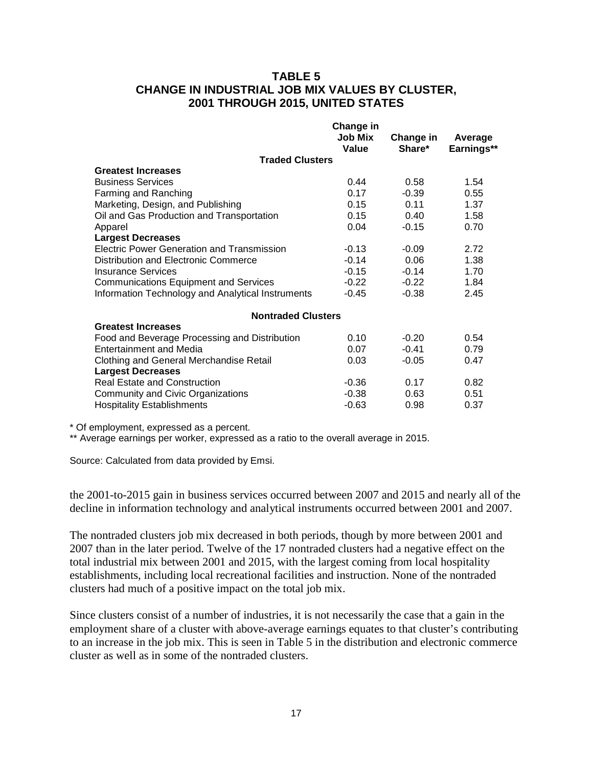## TABLE 5
## CHANGE IN INDUSTRIAL JOB MIX VALUES BY CLUSTER, 2001 THROUGH 2015, UNITED STATES

| | Change in Job Mix Value | Change in Share* | Average Earnings** |
|---|---|---|---|
| **Traded Clusters** | | | |
| **Greatest Increases** | | | |
| Business Services | 0.44 | 0.58 | 1.54 |
| Farming and Ranching | 0.17 | -0.39 | 0.55 |
| Marketing, Design, and Publishing | 0.15 | 0.11 | 1.37 |
| Oil and Gas Production and Transportation | 0.15 | 0.40 | 1.58 |
| Apparel | 0.04 | -0.15 | 0.70 |
| **Largest Decreases** | | | |
| Electric Power Generation and Transmission | -0.13 | -0.09 | 2.72 |
| Distribution and Electronic Commerce | -0.14 | 0.06 | 1.38 |
| Insurance Services | -0.15 | -0.14 | 1.70 |
| Communications Equipment and Services | -0.22 | -0.22 | 1.84 |
| Information Technology and Analytical Instruments | -0.45 | -0.38 | 2.45 |
| **Nontraded Clusters** | | | |
| **Greatest Increases** | | | |
| Food and Beverage Processing and Distribution | 0.10 | -0.20 | 0.54 |
| Entertainment and Media | 0.07 | -0.41 | 0.79 |
| Clothing and General Merchandise Retail | 0.03 | -0.05 | 0.47 |
| **Largest Decreases** | | | |
| Real Estate and Construction | -0.36 | 0.17 | 0.82 |
| Community and Civic Organizations | -0.38 | 0.63 | 0.51 |
| Hospitality Establishments | -0.63 | 0.98 | 0.37 |

\* Of employment, expressed as a percent.

\*\* Average earnings per worker, expressed as a ratio to the overall average in 2015.

Source: Calculated from data provided by Emsi.

the 2001-to-2015 gain in business services occurred between 2007 and 2015 and nearly all of the decline in information technology and analytical instruments occurred between 2001 and 2007.

The nontraded clusters job mix decreased in both periods, though by more between 2001 and 2007 than in the later period. Twelve of the 17 nontraded clusters had a negative effect on the total industrial mix between 2001 and 2015, with the largest coming from local hospitality establishments, including local recreational facilities and instruction. None of the nontraded clusters had much of a positive impact on the total job mix.

Since clusters consist of a number of industries, it is not necessarily the case that a gain in the employment share of a cluster with above-average earnings equates to that cluster's contributing to an increase in the job mix. This is seen in Table 5 in the distribution and electronic commerce cluster as well as in some of the nontraded clusters.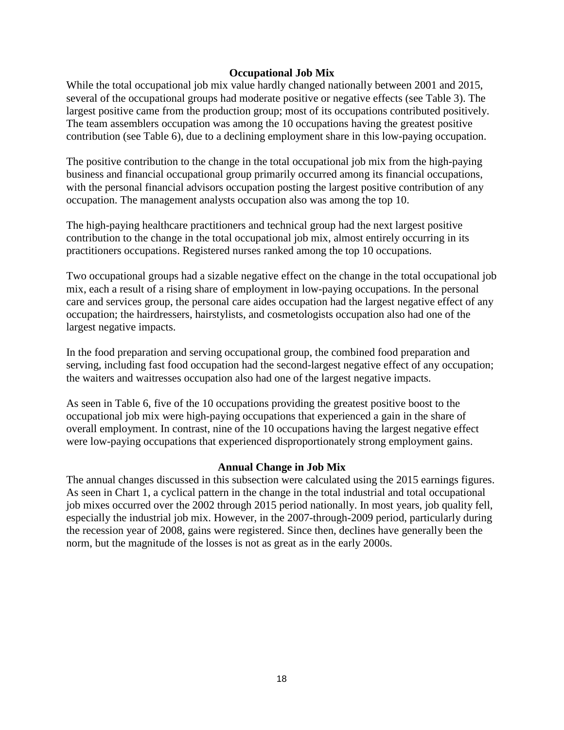## Occupational Job Mix

While the total occupational job mix value hardly changed nationally between 2001 and 2015, several of the occupational groups had moderate positive or negative effects (see Table 3). The largest positive came from the production group; most of its occupations contributed positively. The team assemblers occupation was among the 10 occupations having the greatest positive contribution (see Table 6), due to a declining employment share in this low-paying occupation.

The positive contribution to the change in the total occupational job mix from the high-paying business and financial occupational group primarily occurred among its financial occupations, with the personal financial advisors occupation posting the largest positive contribution of any occupation. The management analysts occupation also was among the top 10.

The high-paying healthcare practitioners and technical group had the next largest positive contribution to the change in the total occupational job mix, almost entirely occurring in its practitioners occupations. Registered nurses ranked among the top 10 occupations.

Two occupational groups had a sizable negative effect on the change in the total occupational job mix, each a result of a rising share of employment in low-paying occupations. In the personal care and services group, the personal care aides occupation had the largest negative effect of any occupation; the hairdressers, hairstylists, and cosmetologists occupation also had one of the largest negative impacts.

In the food preparation and serving occupational group, the combined food preparation and serving, including fast food occupation had the second-largest negative effect of any occupation; the waiters and waitresses occupation also had one of the largest negative impacts.

As seen in Table 6, five of the 10 occupations providing the greatest positive boost to the occupational job mix were high-paying occupations that experienced a gain in the share of overall employment. In contrast, nine of the 10 occupations having the largest negative effect were low-paying occupations that experienced disproportionately strong employment gains.

## Annual Change in Job Mix

The annual changes discussed in this subsection were calculated using the 2015 earnings figures. As seen in Chart 1, a cyclical pattern in the change in the total industrial and total occupational job mixes occurred over the 2002 through 2015 period nationally. In most years, job quality fell, especially the industrial job mix. However, in the 2007-through-2009 period, particularly during the recession year of 2008, gains were registered. Since then, declines have generally been the norm, but the magnitude of the losses is not as great as in the early 2000s.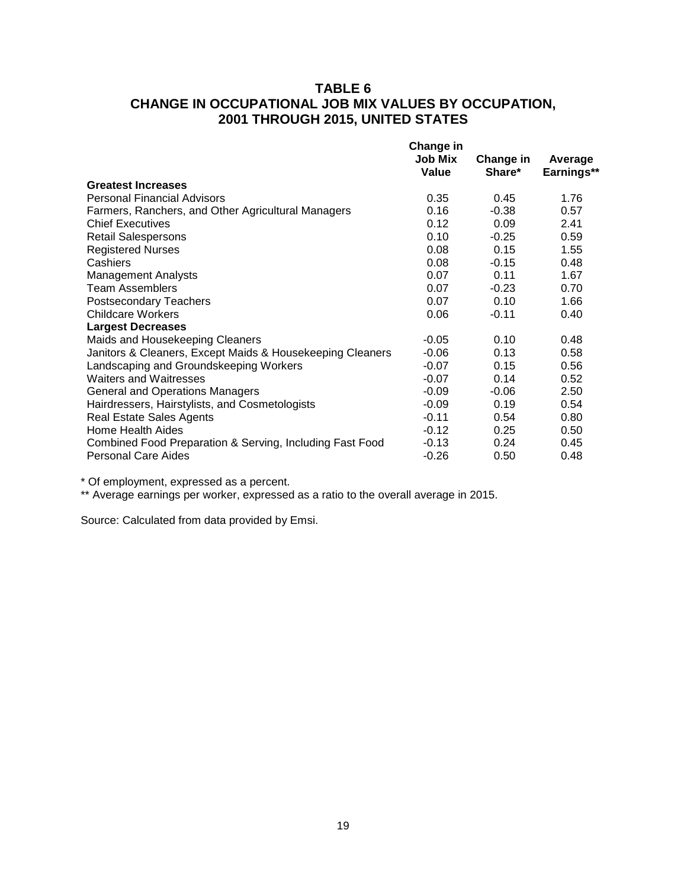# TABLE 6
## CHANGE IN OCCUPATIONAL JOB MIX VALUES BY OCCUPATION, 2001 THROUGH 2015, UNITED STATES

| | Change in Job Mix Value | Change in Share* | Average Earnings** |
|---|---|---|---|
| **Greatest Increases** | | | |
| Personal Financial Advisors | 0.35 | 0.45 | 1.76 |
| Farmers, Ranchers, and Other Agricultural Managers | 0.16 | -0.38 | 0.57 |
| Chief Executives | 0.12 | 0.09 | 2.41 |
| Retail Salespersons | 0.10 | -0.25 | 0.59 |
| Registered Nurses | 0.08 | 0.15 | 1.55 |
| Cashiers | 0.08 | -0.15 | 0.48 |
| Management Analysts | 0.07 | 0.11 | 1.67 |
| Team Assemblers | 0.07 | -0.23 | 0.70 |
| Postsecondary Teachers | 0.07 | 0.10 | 1.66 |
| Childcare Workers | 0.06 | -0.11 | 0.40 |
| **Largest Decreases** | | | |
| Maids and Housekeeping Cleaners | -0.05 | 0.10 | 0.48 |
| Janitors & Cleaners, Except Maids & Housekeeping Cleaners | -0.06 | 0.13 | 0.58 |
| Landscaping and Groundskeeping Workers | -0.07 | 0.15 | 0.56 |
| Waiters and Waitresses | -0.07 | 0.14 | 0.52 |
| General and Operations Managers | -0.09 | -0.06 | 2.50 |
| Hairdressers, Hairstylists, and Cosmetologists | -0.09 | 0.19 | 0.54 |
| Real Estate Sales Agents | -0.11 | 0.54 | 0.80 |
| Home Health Aides | -0.12 | 0.25 | 0.50 |
| Combined Food Preparation & Serving, Including Fast Food | -0.13 | 0.24 | 0.45 |
| Personal Care Aides | -0.26 | 0.50 | 0.48 |

* Of employment, expressed as a percent.

** Average earnings per worker, expressed as a ratio to the overall average in 2015.

Source: Calculated from data provided by Emsi.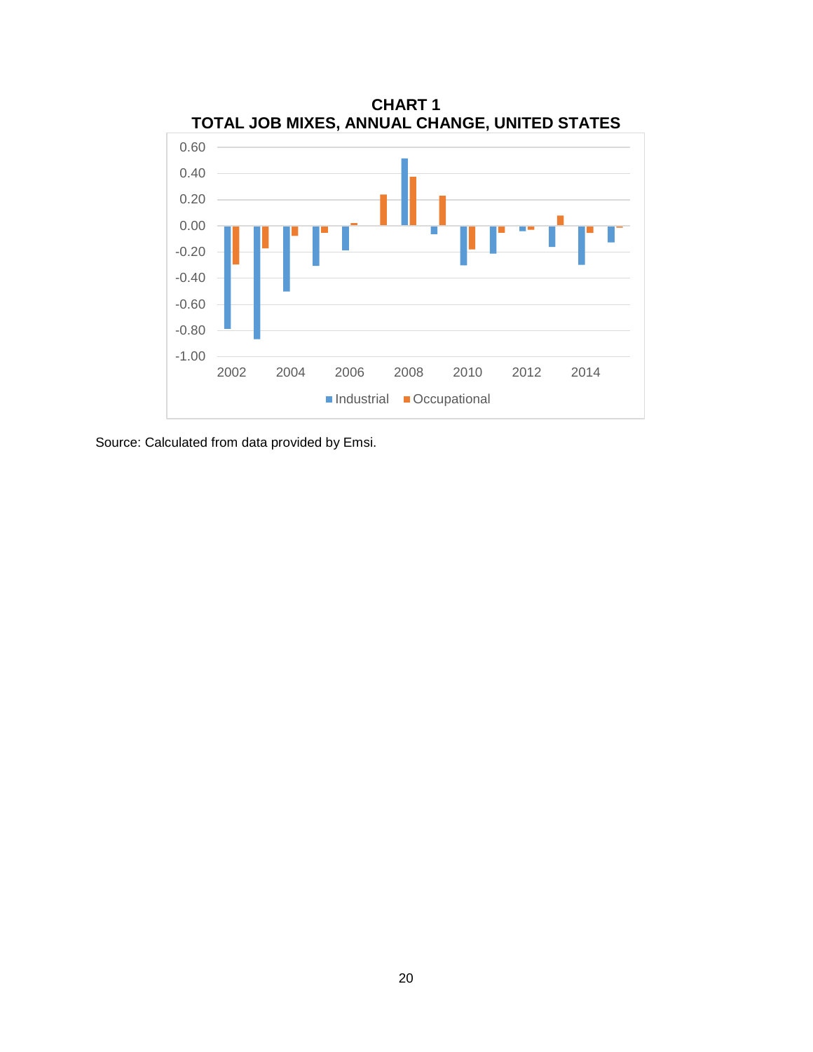**CHART 1**
**TOTAL JOB MIXES, ANNUAL CHANGE, UNITED STATES**

Source: Calculated from data provided by Emsi.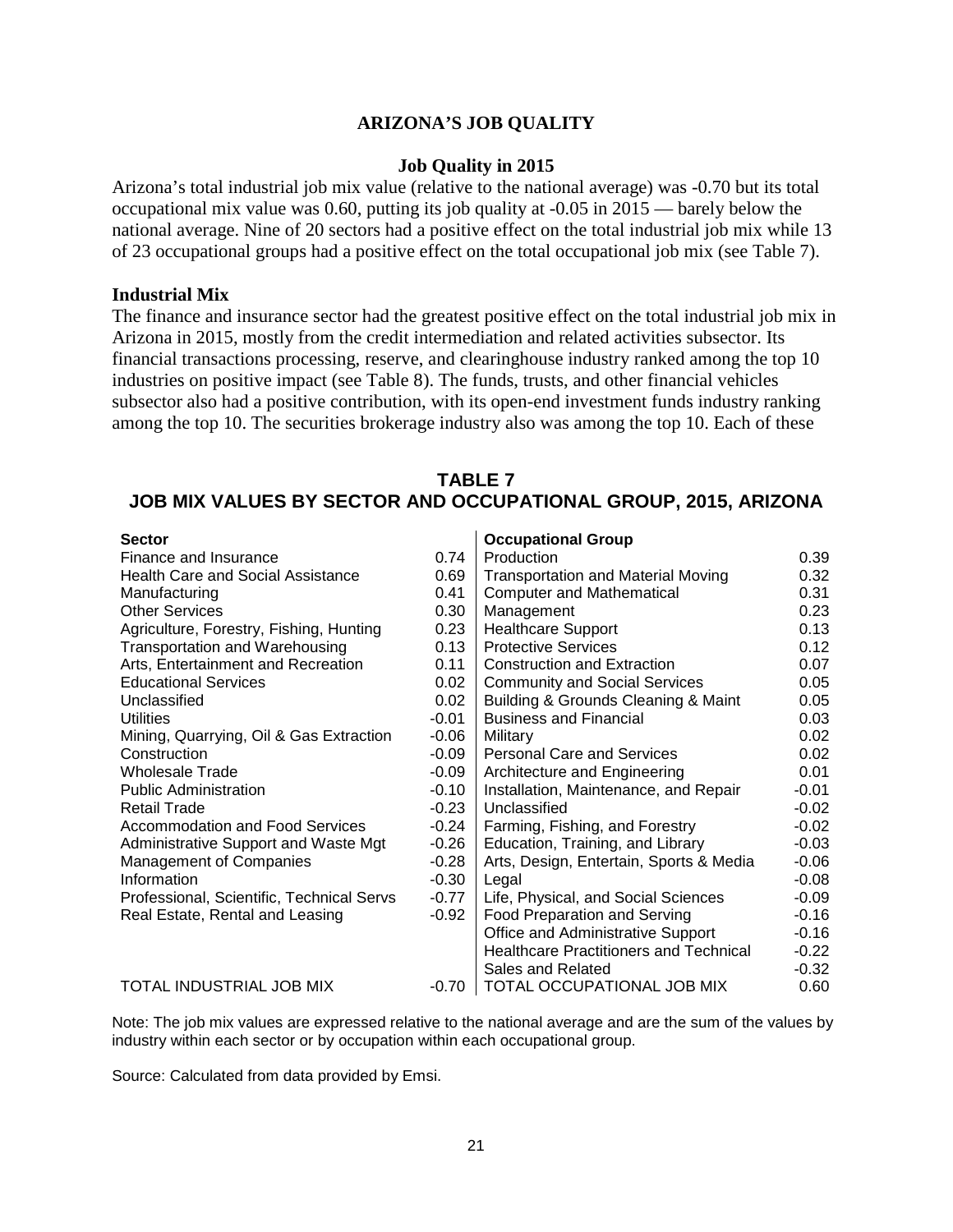# ARIZONA'S JOB QUALITY

## Job Quality in 2015

Arizona's total industrial job mix value (relative to the national average) was -0.70 but its total occupational mix value was 0.60, putting its job quality at -0.05 in 2015 — barely below the national average. Nine of 20 sectors had a positive effect on the total industrial job mix while 13 of 23 occupational groups had a positive effect on the total occupational job mix (see Table 7).

### Industrial Mix

The finance and insurance sector had the greatest positive effect on the total industrial job mix in Arizona in 2015, mostly from the credit intermediation and related activities subsector. Its financial transactions processing, reserve, and clearinghouse industry ranked among the top 10 industries on positive impact (see Table 8). The funds, trusts, and other financial vehicles subsector also had a positive contribution, with its open-end investment funds industry ranking among the top 10. The securities brokerage industry also was among the top 10. Each of these

**TABLE 7**
**JOB MIX VALUES BY SECTOR AND OCCUPATIONAL GROUP, 2015, ARIZONA**

| Sector | | Occupational Group | |
|---|---|---|---|
| Finance and Insurance | 0.74 | Production | 0.39 |
| Health Care and Social Assistance | 0.69 | Transportation and Material Moving | 0.32 |
| Manufacturing | 0.41 | Computer and Mathematical | 0.31 |
| Other Services | 0.30 | Management | 0.23 |
| Agriculture, Forestry, Fishing, Hunting | 0.23 | Healthcare Support | 0.13 |
| Transportation and Warehousing | 0.13 | Protective Services | 0.12 |
| Arts, Entertainment and Recreation | 0.11 | Construction and Extraction | 0.07 |
| Educational Services | 0.02 | Community and Social Services | 0.05 |
| Unclassified | 0.02 | Building & Grounds Cleaning & Maint | 0.05 |
| Utilities | -0.01 | Business and Financial | 0.03 |
| Mining, Quarrying, Oil & Gas Extraction | -0.06 | Military | 0.02 |
| Construction | -0.09 | Personal Care and Services | 0.02 |
| Wholesale Trade | -0.09 | Architecture and Engineering | 0.01 |
| Public Administration | -0.10 | Installation, Maintenance, and Repair | -0.01 |
| Retail Trade | -0.23 | Unclassified | -0.02 |
| Accommodation and Food Services | -0.24 | Farming, Fishing, and Forestry | -0.02 |
| Administrative Support and Waste Mgt | -0.26 | Education, Training, and Library | -0.03 |
| Management of Companies | -0.28 | Arts, Design, Entertain, Sports & Media | -0.06 |
| Information | -0.30 | Legal | -0.08 |
| Professional, Scientific, Technical Servs | -0.77 | Life, Physical, and Social Sciences | -0.09 |
| Real Estate, Rental and Leasing | -0.92 | Food Preparation and Serving | -0.16 |
| | | Office and Administrative Support | -0.16 |
| | | Healthcare Practitioners and Technical | -0.22 |
| | | Sales and Related | -0.32 |
| TOTAL INDUSTRIAL JOB MIX | -0.70 | TOTAL OCCUPATIONAL JOB MIX | 0.60 |

Note: The job mix values are expressed relative to the national average and are the sum of the values by industry within each sector or by occupation within each occupational group.

Source: Calculated from data provided by Emsi.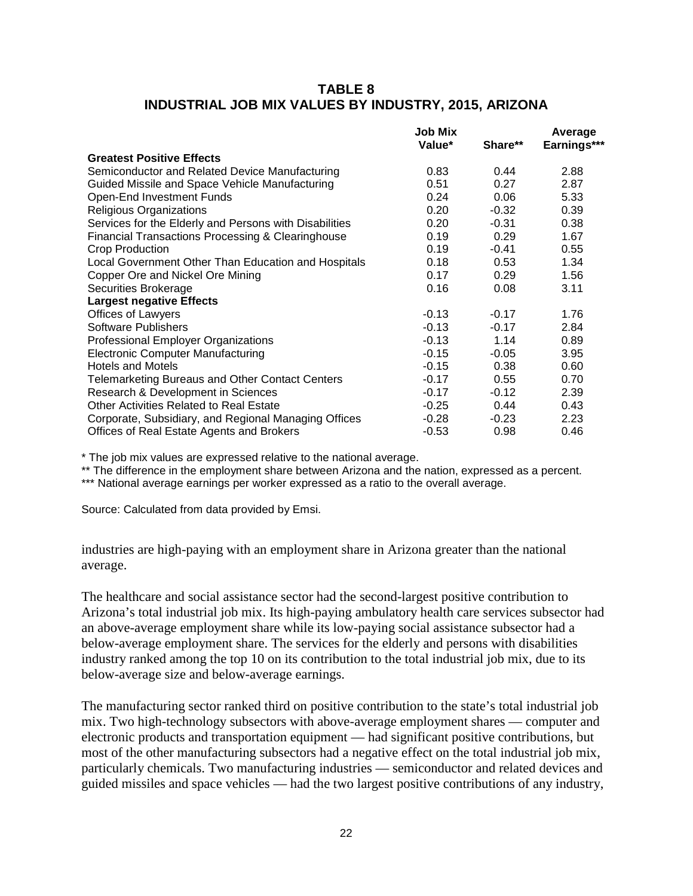**TABLE 8**
**INDUSTRIAL JOB MIX VALUES BY INDUSTRY, 2015, ARIZONA**

| | Job Mix Value* | Share** | Average Earnings*** |
|---|---|---|---|
| **Greatest Positive Effects** | | | |
| Semiconductor and Related Device Manufacturing | 0.83 | 0.44 | 2.88 |
| Guided Missile and Space Vehicle Manufacturing | 0.51 | 0.27 | 2.87 |
| Open-End Investment Funds | 0.24 | 0.06 | 5.33 |
| Religious Organizations | 0.20 | -0.32 | 0.39 |
| Services for the Elderly and Persons with Disabilities | 0.20 | -0.31 | 0.38 |
| Financial Transactions Processing & Clearinghouse | 0.19 | 0.29 | 1.67 |
| Crop Production | 0.19 | -0.41 | 0.55 |
| Local Government Other Than Education and Hospitals | 0.18 | 0.53 | 1.34 |
| Copper Ore and Nickel Ore Mining | 0.17 | 0.29 | 1.56 |
| Securities Brokerage | 0.16 | 0.08 | 3.11 |
| **Largest negative Effects** | | | |
| Offices of Lawyers | -0.13 | -0.17 | 1.76 |
| Software Publishers | -0.13 | -0.17 | 2.84 |
| Professional Employer Organizations | -0.13 | 1.14 | 0.89 |
| Electronic Computer Manufacturing | -0.15 | -0.05 | 3.95 |
| Hotels and Motels | -0.15 | 0.38 | 0.60 |
| Telemarketing Bureaus and Other Contact Centers | -0.17 | 0.55 | 0.70 |
| Research & Development in Sciences | -0.17 | -0.12 | 2.39 |
| Other Activities Related to Real Estate | -0.25 | 0.44 | 0.43 |
| Corporate, Subsidiary, and Regional Managing Offices | -0.28 | -0.23 | 2.23 |
| Offices of Real Estate Agents and Brokers | -0.53 | 0.98 | 0.46 |

\* The job mix values are expressed relative to the national average.

\** The difference in the employment share between Arizona and the nation, expressed as a percent.

\*** National average earnings per worker expressed as a ratio to the overall average.

Source: Calculated from data provided by Emsi.

industries are high-paying with an employment share in Arizona greater than the national average.

The healthcare and social assistance sector had the second-largest positive contribution to Arizona's total industrial job mix. Its high-paying ambulatory health care services subsector had an above-average employment share while its low-paying social assistance subsector had a below-average employment share. The services for the elderly and persons with disabilities industry ranked among the top 10 on its contribution to the total industrial job mix, due to its below-average size and below-average earnings.

The manufacturing sector ranked third on positive contribution to the state's total industrial job mix. Two high-technology subsectors with above-average employment shares — computer and electronic products and transportation equipment — had significant positive contributions, but most of the other manufacturing subsectors had a negative effect on the total industrial job mix, particularly chemicals. Two manufacturing industries — semiconductor and related devices and guided missiles and space vehicles — had the two largest positive contributions of any industry,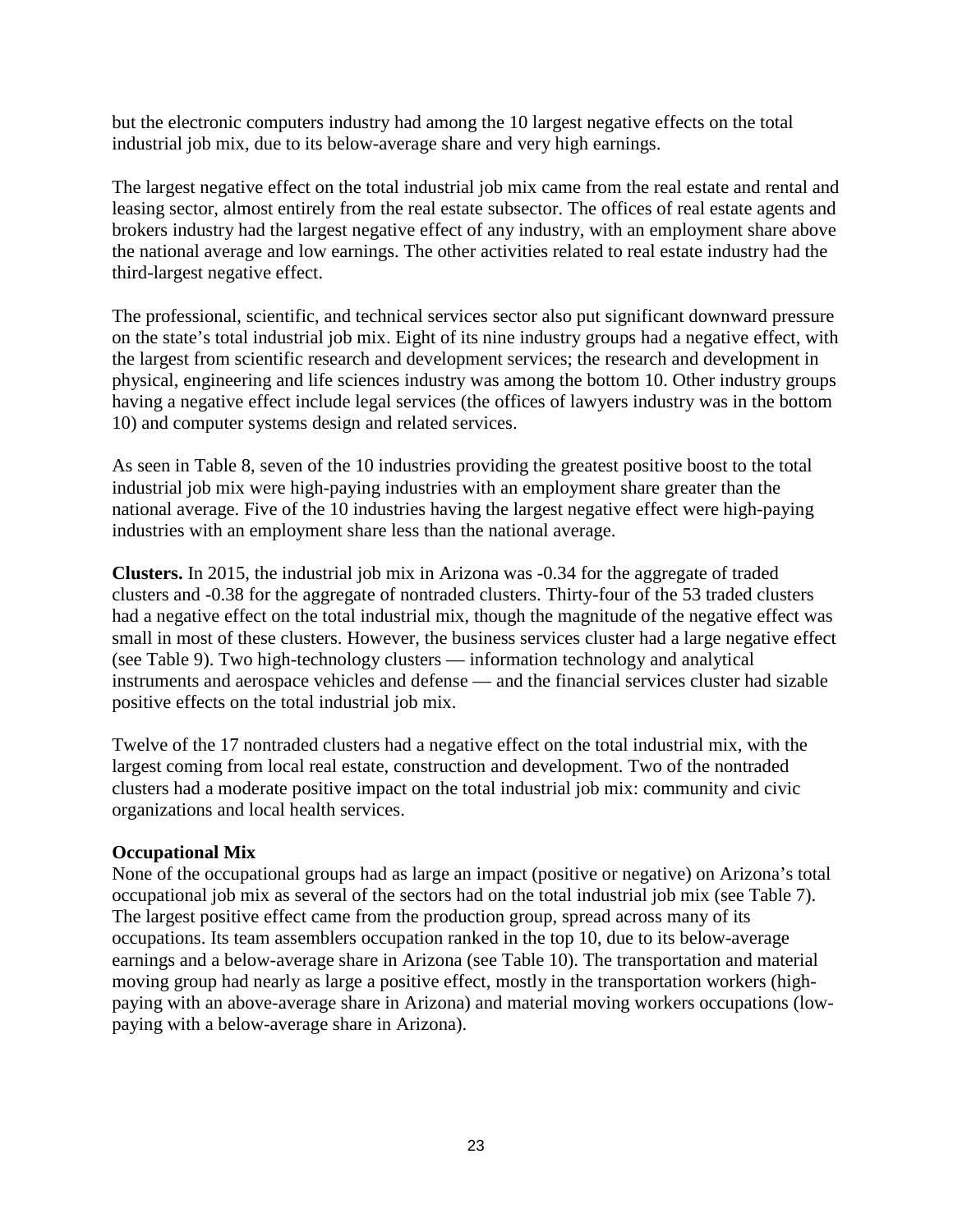but the electronic computers industry had among the 10 largest negative effects on the total industrial job mix, due to its below-average share and very high earnings.

The largest negative effect on the total industrial job mix came from the real estate and rental and leasing sector, almost entirely from the real estate subsector. The offices of real estate agents and brokers industry had the largest negative effect of any industry, with an employment share above the national average and low earnings. The other activities related to real estate industry had the third-largest negative effect.

The professional, scientific, and technical services sector also put significant downward pressure on the state's total industrial job mix. Eight of its nine industry groups had a negative effect, with the largest from scientific research and development services; the research and development in physical, engineering and life sciences industry was among the bottom 10. Other industry groups having a negative effect include legal services (the offices of lawyers industry was in the bottom 10) and computer systems design and related services.

As seen in Table 8, seven of the 10 industries providing the greatest positive boost to the total industrial job mix were high-paying industries with an employment share greater than the national average. Five of the 10 industries having the largest negative effect were high-paying industries with an employment share less than the national average.

**Clusters.** In 2015, the industrial job mix in Arizona was -0.34 for the aggregate of traded clusters and -0.38 for the aggregate of nontraded clusters. Thirty-four of the 53 traded clusters had a negative effect on the total industrial mix, though the magnitude of the negative effect was small in most of these clusters. However, the business services cluster had a large negative effect (see Table 9). Two high-technology clusters — information technology and analytical instruments and aerospace vehicles and defense — and the financial services cluster had sizable positive effects on the total industrial job mix.

Twelve of the 17 nontraded clusters had a negative effect on the total industrial mix, with the largest coming from local real estate, construction and development. Two of the nontraded clusters had a moderate positive impact on the total industrial job mix: community and civic organizations and local health services.

### Occupational Mix

None of the occupational groups had as large an impact (positive or negative) on Arizona's total occupational job mix as several of the sectors had on the total industrial job mix (see Table 7). The largest positive effect came from the production group, spread across many of its occupations. Its team assemblers occupation ranked in the top 10, due to its below-average earnings and a below-average share in Arizona (see Table 10). The transportation and material moving group had nearly as large a positive effect, mostly in the transportation workers (high-paying with an above-average share in Arizona) and material moving workers occupations (low-paying with a below-average share in Arizona).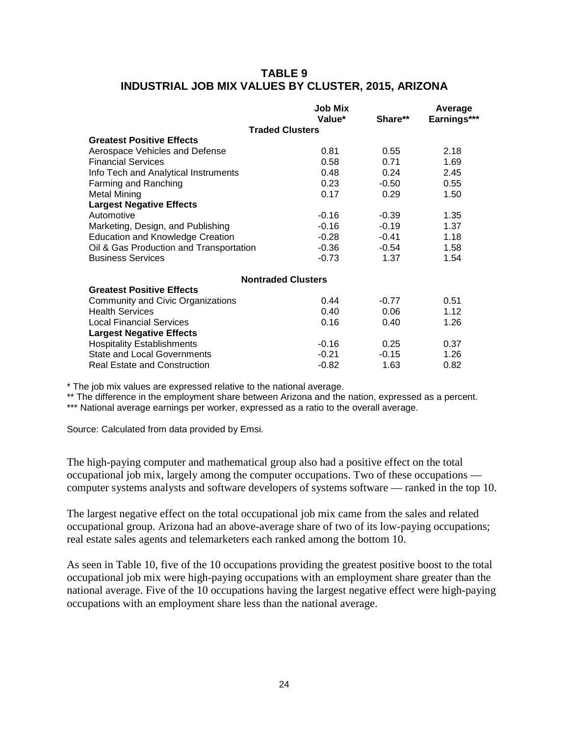### TABLE 9
### INDUSTRIAL JOB MIX VALUES BY CLUSTER, 2015, ARIZONA

| | Job Mix Value* | Share** | Average Earnings*** |
|---|---|---|---|
| **Traded Clusters** | | | |
| **Greatest Positive Effects** | | | |
| Aerospace Vehicles and Defense | 0.81 | 0.55 | 2.18 |
| Financial Services | 0.58 | 0.71 | 1.69 |
| Info Tech and Analytical Instruments | 0.48 | 0.24 | 2.45 |
| Farming and Ranching | 0.23 | -0.50 | 0.55 |
| Metal Mining | 0.17 | 0.29 | 1.50 |
| **Largest Negative Effects** | | | |
| Automotive | -0.16 | -0.39 | 1.35 |
| Marketing, Design, and Publishing | -0.16 | -0.19 | 1.37 |
| Education and Knowledge Creation | -0.28 | -0.41 | 1.18 |
| Oil & Gas Production and Transportation | -0.36 | -0.54 | 1.58 |
| Business Services | -0.73 | 1.37 | 1.54 |
| **Nontraded Clusters** | | | |
| **Greatest Positive Effects** | | | |
| Community and Civic Organizations | 0.44 | -0.77 | 0.51 |
| Health Services | 0.40 | 0.06 | 1.12 |
| Local Financial Services | 0.16 | 0.40 | 1.26 |
| **Largest Negative Effects** | | | |
| Hospitality Establishments | -0.16 | 0.25 | 0.37 |
| State and Local Governments | -0.21 | -0.15 | 1.26 |
| Real Estate and Construction | -0.82 | 1.63 | 0.82 |

\* The job mix values are expressed relative to the national average.

\*\* The difference in the employment share between Arizona and the nation, expressed as a percent.

\*\*\* National average earnings per worker, expressed as a ratio to the overall average.

Source: Calculated from data provided by Emsi.

The high-paying computer and mathematical group also had a positive effect on the total occupational job mix, largely among the computer occupations. Two of these occupations — computer systems analysts and software developers of systems software — ranked in the top 10.

The largest negative effect on the total occupational job mix came from the sales and related occupational group. Arizona had an above-average share of two of its low-paying occupations; real estate sales agents and telemarketers each ranked among the bottom 10.

As seen in Table 10, five of the 10 occupations providing the greatest positive boost to the total occupational job mix were high-paying occupations with an employment share greater than the national average. Five of the 10 occupations having the largest negative effect were high-paying occupations with an employment share less than the national average.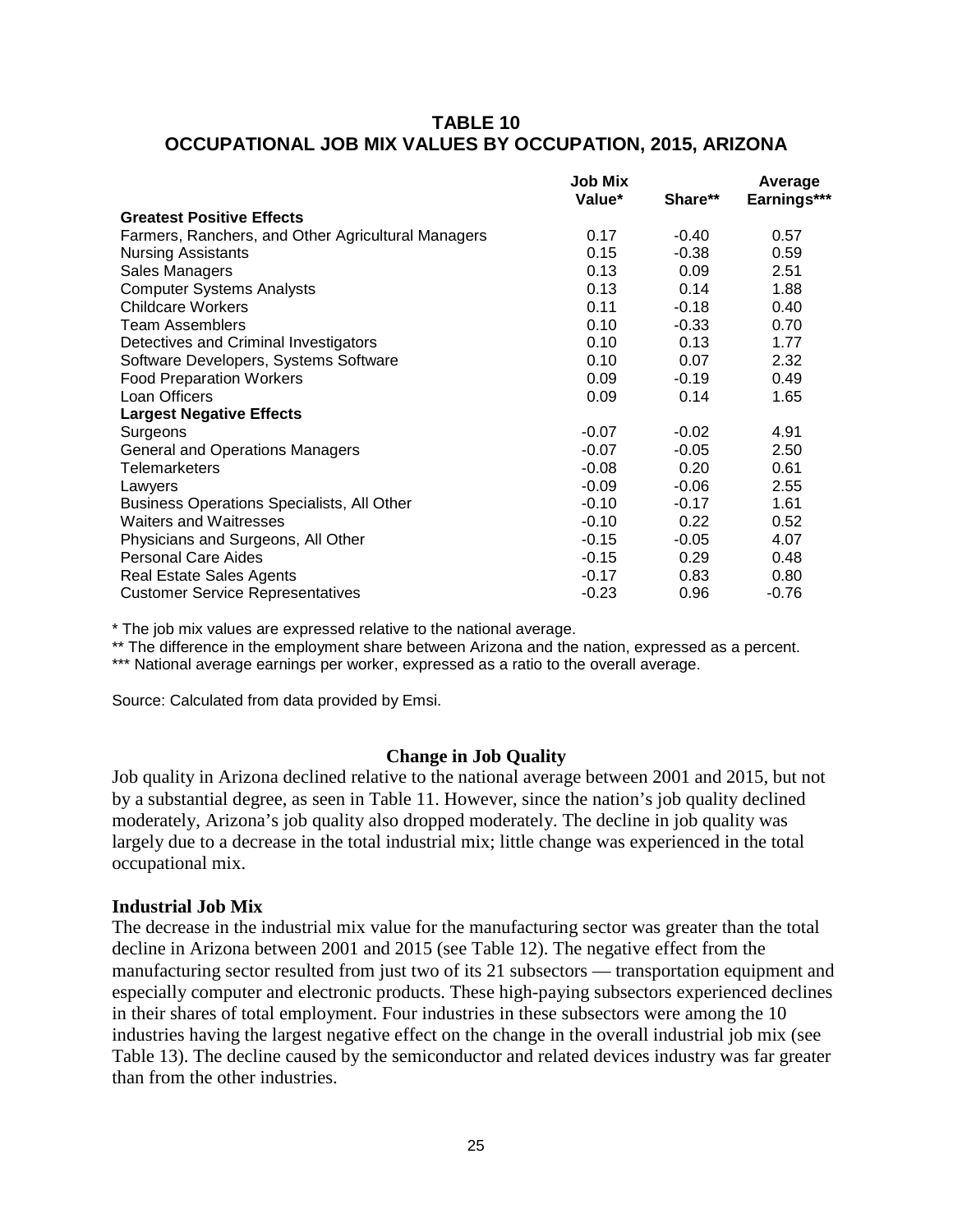## TABLE 10
## OCCUPATIONAL JOB MIX VALUES BY OCCUPATION, 2015, ARIZONA

| | Job Mix Value* | Share** | Average Earnings*** |
|---|---|---|---|
| **Greatest Positive Effects** | | | |
| Farmers, Ranchers, and Other Agricultural Managers | 0.17 | -0.40 | 0.57 |
| Nursing Assistants | 0.15 | -0.38 | 0.59 |
| Sales Managers | 0.13 | 0.09 | 2.51 |
| Computer Systems Analysts | 0.13 | 0.14 | 1.88 |
| Childcare Workers | 0.11 | -0.18 | 0.40 |
| Team Assemblers | 0.10 | -0.33 | 0.70 |
| Detectives and Criminal Investigators | 0.10 | 0.13 | 1.77 |
| Software Developers, Systems Software | 0.10 | 0.07 | 2.32 |
| Food Preparation Workers | 0.09 | -0.19 | 0.49 |
| Loan Officers | 0.09 | 0.14 | 1.65 |
| **Largest Negative Effects** | | | |
| Surgeons | -0.07 | -0.02 | 4.91 |
| General and Operations Managers | -0.07 | -0.05 | 2.50 |
| Telemarketers | -0.08 | 0.20 | 0.61 |
| Lawyers | -0.09 | -0.06 | 2.55 |
| Business Operations Specialists, All Other | -0.10 | -0.17 | 1.61 |
| Waiters and Waitresses | -0.10 | 0.22 | 0.52 |
| Physicians and Surgeons, All Other | -0.15 | -0.05 | 4.07 |
| Personal Care Aides | -0.15 | 0.29 | 0.48 |
| Real Estate Sales Agents | -0.17 | 0.83 | 0.80 |
| Customer Service Representatives | -0.23 | 0.96 | -0.76 |

* The job mix values are expressed relative to the national average.

** The difference in the employment share between Arizona and the nation, expressed as a percent.

*** National average earnings per worker, expressed as a ratio to the overall average.

Source: Calculated from data provided by Emsi.

### Change in Job Quality

Job quality in Arizona declined relative to the national average between 2001 and 2015, but not by a substantial degree, as seen in Table 11. However, since the nation's job quality declined moderately, Arizona's job quality also dropped moderately. The decline in job quality was largely due to a decrease in the total industrial mix; little change was experienced in the total occupational mix.

#### Industrial Job Mix

The decrease in the industrial mix value for the manufacturing sector was greater than the total decline in Arizona between 2001 and 2015 (see Table 12). The negative effect from the manufacturing sector resulted from just two of its 21 subsectors — transportation equipment and especially computer and electronic products. These high-paying subsectors experienced declines in their shares of total employment. Four industries in these subsectors were among the 10 industries having the largest negative effect on the change in the overall industrial job mix (see Table 13). The decline caused by the semiconductor and related devices industry was far greater than from the other industries.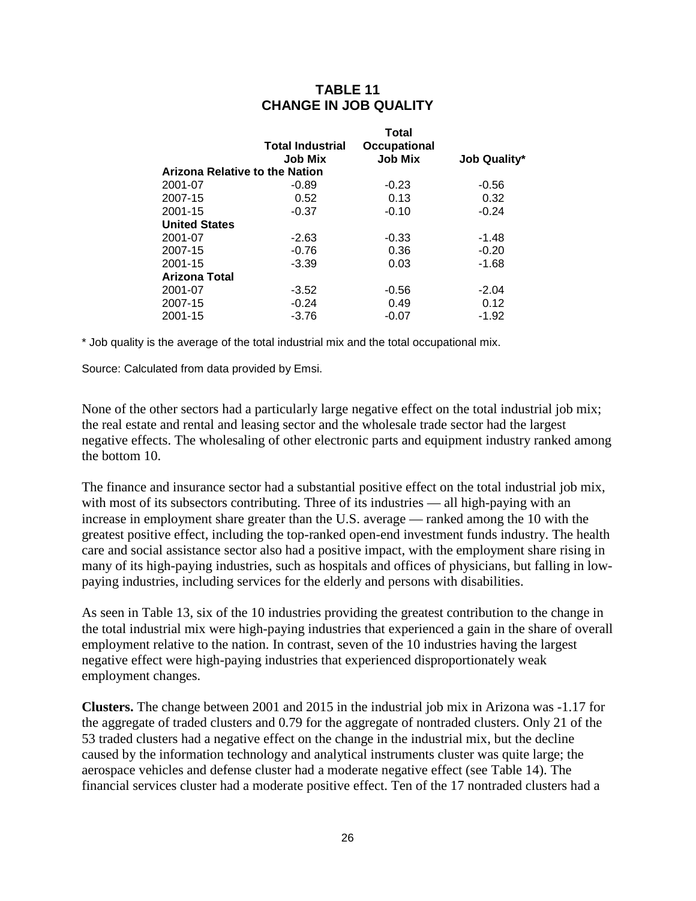## TABLE 11
## CHANGE IN JOB QUALITY

| | Total Industrial Job Mix | Total Occupational Job Mix | Job Quality* |
|---|---|---|---|
| **Arizona Relative to the Nation** | | | |
| 2001-07 | -0.89 | -0.23 | -0.56 |
| 2007-15 | 0.52 | 0.13 | 0.32 |
| 2001-15 | -0.37 | -0.10 | -0.24 |
| **United States** | | | |
| 2001-07 | -2.63 | -0.33 | -1.48 |
| 2007-15 | -0.76 | 0.36 | -0.20 |
| 2001-15 | -3.39 | 0.03 | -1.68 |
| **Arizona Total** | | | |
| 2001-07 | -3.52 | -0.56 | -2.04 |
| 2007-15 | -0.24 | 0.49 | 0.12 |
| 2001-15 | -3.76 | -0.07 | -1.92 |

* Job quality is the average of the total industrial mix and the total occupational mix.

Source: Calculated from data provided by Emsi.

None of the other sectors had a particularly large negative effect on the total industrial job mix; the real estate and rental and leasing sector and the wholesale trade sector had the largest negative effects. The wholesaling of other electronic parts and equipment industry ranked among the bottom 10.

The finance and insurance sector had a substantial positive effect on the total industrial job mix, with most of its subsectors contributing. Three of its industries — all high-paying with an increase in employment share greater than the U.S. average — ranked among the 10 with the greatest positive effect, including the top-ranked open-end investment funds industry. The health care and social assistance sector also had a positive impact, with the employment share rising in many of its high-paying industries, such as hospitals and offices of physicians, but falling in low-paying industries, including services for the elderly and persons with disabilities.

As seen in Table 13, six of the 10 industries providing the greatest contribution to the change in the total industrial mix were high-paying industries that experienced a gain in the share of overall employment relative to the nation. In contrast, seven of the 10 industries having the largest negative effect were high-paying industries that experienced disproportionately weak employment changes.

**Clusters.** The change between 2001 and 2015 in the industrial job mix in Arizona was -1.17 for the aggregate of traded clusters and 0.79 for the aggregate of nontraded clusters. Only 21 of the 53 traded clusters had a negative effect on the change in the industrial mix, but the decline caused by the information technology and analytical instruments cluster was quite large; the aerospace vehicles and defense cluster had a moderate negative effect (see Table 14). The financial services cluster had a moderate positive effect. Ten of the 17 nontraded clusters had a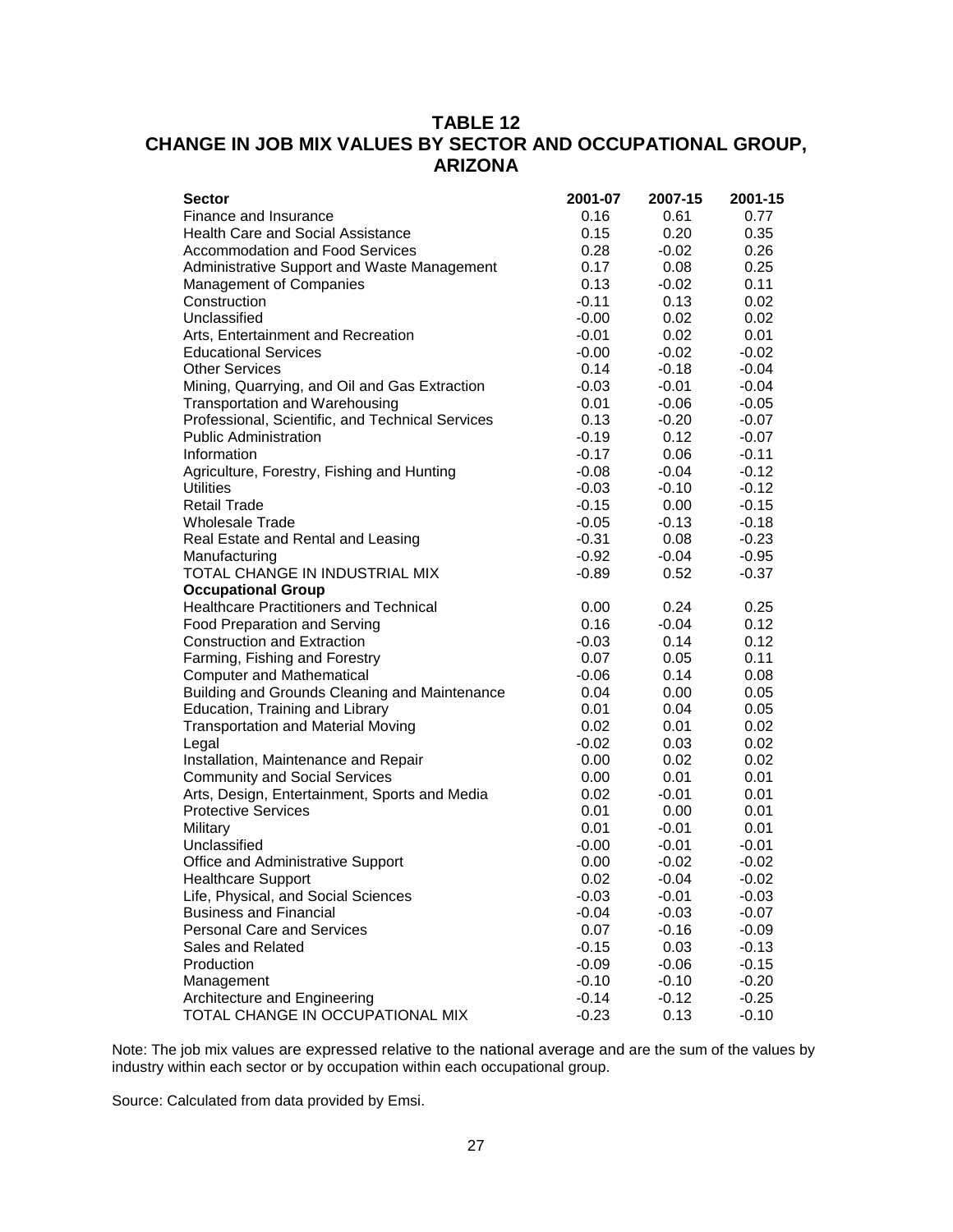# TABLE 12
# CHANGE IN JOB MIX VALUES BY SECTOR AND OCCUPATIONAL GROUP, ARIZONA

| Sector | 2001-07 | 2007-15 | 2001-15 |
|---|---|---|---|
| Finance and Insurance | 0.16 | 0.61 | 0.77 |
| Health Care and Social Assistance | 0.15 | 0.20 | 0.35 |
| Accommodation and Food Services | 0.28 | -0.02 | 0.26 |
| Administrative Support and Waste Management | 0.17 | 0.08 | 0.25 |
| Management of Companies | 0.13 | -0.02 | 0.11 |
| Construction | -0.11 | 0.13 | 0.02 |
| Unclassified | -0.00 | 0.02 | 0.02 |
| Arts, Entertainment and Recreation | -0.01 | 0.02 | 0.01 |
| Educational Services | -0.00 | -0.02 | -0.02 |
| Other Services | 0.14 | -0.18 | -0.04 |
| Mining, Quarrying, and Oil and Gas Extraction | -0.03 | -0.01 | -0.04 |
| Transportation and Warehousing | 0.01 | -0.06 | -0.05 |
| Professional, Scientific, and Technical Services | 0.13 | -0.20 | -0.07 |
| Public Administration | -0.19 | 0.12 | -0.07 |
| Information | -0.17 | 0.06 | -0.11 |
| Agriculture, Forestry, Fishing and Hunting | -0.08 | -0.04 | -0.12 |
| Utilities | -0.03 | -0.10 | -0.12 |
| Retail Trade | -0.15 | 0.00 | -0.15 |
| Wholesale Trade | -0.05 | -0.13 | -0.18 |
| Real Estate and Rental and Leasing | -0.31 | 0.08 | -0.23 |
| Manufacturing | -0.92 | -0.04 | -0.95 |
| TOTAL CHANGE IN INDUSTRIAL MIX | -0.89 | 0.52 | -0.37 |
| **Occupational Group** | | | |
| Healthcare Practitioners and Technical | 0.00 | 0.24 | 0.25 |
| Food Preparation and Serving | 0.16 | -0.04 | 0.12 |
| Construction and Extraction | -0.03 | 0.14 | 0.12 |
| Farming, Fishing and Forestry | 0.07 | 0.05 | 0.11 |
| Computer and Mathematical | -0.06 | 0.14 | 0.08 |
| Building and Grounds Cleaning and Maintenance | 0.04 | 0.00 | 0.05 |
| Education, Training and Library | 0.01 | 0.04 | 0.05 |
| Transportation and Material Moving | 0.02 | 0.01 | 0.02 |
| Legal | -0.02 | 0.03 | 0.02 |
| Installation, Maintenance and Repair | 0.00 | 0.02 | 0.02 |
| Community and Social Services | 0.00 | 0.01 | 0.01 |
| Arts, Design, Entertainment, Sports and Media | 0.02 | -0.01 | 0.01 |
| Protective Services | 0.01 | 0.00 | 0.01 |
| Military | 0.01 | -0.01 | 0.01 |
| Unclassified | -0.00 | -0.01 | -0.01 |
| Office and Administrative Support | 0.00 | -0.02 | -0.02 |
| Healthcare Support | 0.02 | -0.04 | -0.02 |
| Life, Physical, and Social Sciences | -0.03 | -0.01 | -0.03 |
| Business and Financial | -0.04 | -0.03 | -0.07 |
| Personal Care and Services | 0.07 | -0.16 | -0.09 |
| Sales and Related | -0.15 | 0.03 | -0.13 |
| Production | -0.09 | -0.06 | -0.15 |
| Management | -0.10 | -0.10 | -0.20 |
| Architecture and Engineering | -0.14 | -0.12 | -0.25 |
| TOTAL CHANGE IN OCCUPATIONAL MIX | -0.23 | 0.13 | -0.10 |

Note: The job mix values are expressed relative to the national average and are the sum of the values by industry within each sector or by occupation within each occupational group.

Source: Calculated from data provided by Emsi.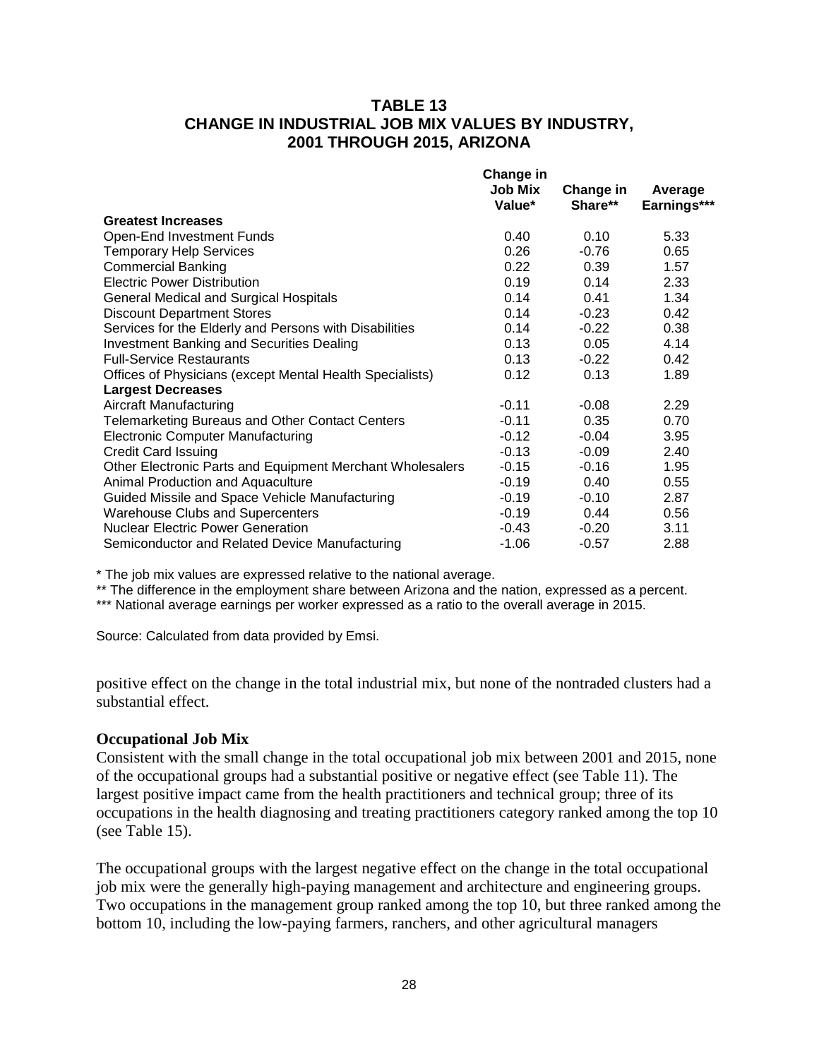## TABLE 13
## CHANGE IN INDUSTRIAL JOB MIX VALUES BY INDUSTRY, 2001 THROUGH 2015, ARIZONA

| | Change in Job Mix Value* | Change in Share** | Average Earnings*** |
|---|---|---|---|
| **Greatest Increases** | | | |
| Open-End Investment Funds | 0.40 | 0.10 | 5.33 |
| Temporary Help Services | 0.26 | -0.76 | 0.65 |
| Commercial Banking | 0.22 | 0.39 | 1.57 |
| Electric Power Distribution | 0.19 | 0.14 | 2.33 |
| General Medical and Surgical Hospitals | 0.14 | 0.41 | 1.34 |
| Discount Department Stores | 0.14 | -0.23 | 0.42 |
| Services for the Elderly and Persons with Disabilities | 0.14 | -0.22 | 0.38 |
| Investment Banking and Securities Dealing | 0.13 | 0.05 | 4.14 |
| Full-Service Restaurants | 0.13 | -0.22 | 0.42 |
| Offices of Physicians (except Mental Health Specialists) | 0.12 | 0.13 | 1.89 |
| **Largest Decreases** | | | |
| Aircraft Manufacturing | -0.11 | -0.08 | 2.29 |
| Telemarketing Bureaus and Other Contact Centers | -0.11 | 0.35 | 0.70 |
| Electronic Computer Manufacturing | -0.12 | -0.04 | 3.95 |
| Credit Card Issuing | -0.13 | -0.09 | 2.40 |
| Other Electronic Parts and Equipment Merchant Wholesalers | -0.15 | -0.16 | 1.95 |
| Animal Production and Aquaculture | -0.19 | 0.40 | 0.55 |
| Guided Missile and Space Vehicle Manufacturing | -0.19 | -0.10 | 2.87 |
| Warehouse Clubs and Supercenters | -0.19 | 0.44 | 0.56 |
| Nuclear Electric Power Generation | -0.43 | -0.20 | 3.11 |
| Semiconductor and Related Device Manufacturing | -1.06 | -0.57 | 2.88 |

* The job mix values are expressed relative to the national average.
** The difference in the employment share between Arizona and the nation, expressed as a percent.
*** National average earnings per worker expressed as a ratio to the overall average in 2015.

Source: Calculated from data provided by Emsi.

positive effect on the change in the total industrial mix, but none of the nontraded clusters had a substantial effect.

### Occupational Job Mix

Consistent with the small change in the total occupational job mix between 2001 and 2015, none of the occupational groups had a substantial positive or negative effect (see Table 11). The largest positive impact came from the health practitioners and technical group; three of its occupations in the health diagnosing and treating practitioners category ranked among the top 10 (see Table 15).

The occupational groups with the largest negative effect on the change in the total occupational job mix were the generally high-paying management and architecture and engineering groups. Two occupations in the management group ranked among the top 10, but three ranked among the bottom 10, including the low-paying farmers, ranchers, and other agricultural managers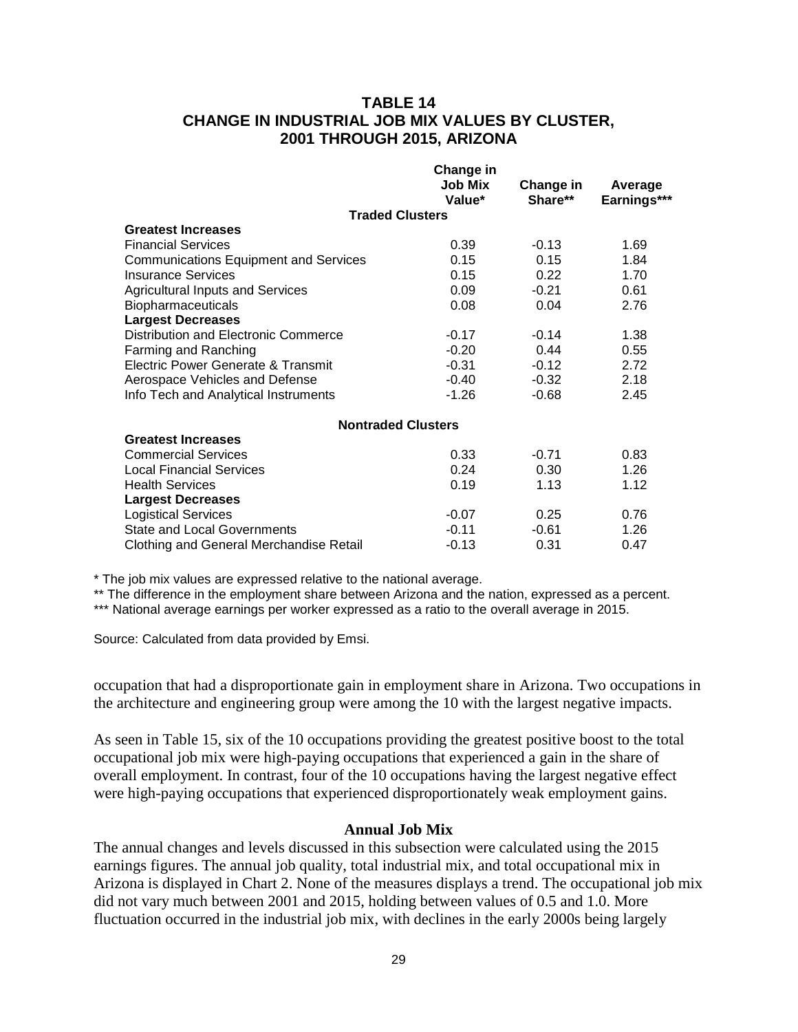### TABLE 14
### CHANGE IN INDUSTRIAL JOB MIX VALUES BY CLUSTER, 2001 THROUGH 2015, ARIZONA

| | Change in Job Mix Value* | Change in Share** | Average Earnings*** |
|---|---|---|---|
| **Traded Clusters** | | | |
| **Greatest Increases** | | | |
| Financial Services | 0.39 | -0.13 | 1.69 |
| Communications Equipment and Services | 0.15 | 0.15 | 1.84 |
| Insurance Services | 0.15 | 0.22 | 1.70 |
| Agricultural Inputs and Services | 0.09 | -0.21 | 0.61 |
| Biopharmaceuticals | 0.08 | 0.04 | 2.76 |
| **Largest Decreases** | | | |
| Distribution and Electronic Commerce | -0.17 | -0.14 | 1.38 |
| Farming and Ranching | -0.20 | 0.44 | 0.55 |
| Electric Power Generate & Transmit | -0.31 | -0.12 | 2.72 |
| Aerospace Vehicles and Defense | -0.40 | -0.32 | 2.18 |
| Info Tech and Analytical Instruments | -1.26 | -0.68 | 2.45 |
| **Nontraded Clusters** | | | |
| **Greatest Increases** | | | |
| Commercial Services | 0.33 | -0.71 | 0.83 |
| Local Financial Services | 0.24 | 0.30 | 1.26 |
| Health Services | 0.19 | 1.13 | 1.12 |
| **Largest Decreases** | | | |
| Logistical Services | -0.07 | 0.25 | 0.76 |
| State and Local Governments | -0.11 | -0.61 | 1.26 |
| Clothing and General Merchandise Retail | -0.13 | 0.31 | 0.47 |

\* The job mix values are expressed relative to the national average.

\** The difference in the employment share between Arizona and the nation, expressed as a percent.

\*** National average earnings per worker expressed as a ratio to the overall average in 2015.

Source: Calculated from data provided by Emsi.

occupation that had a disproportionate gain in employment share in Arizona. Two occupations in the architecture and engineering group were among the 10 with the largest negative impacts.

As seen in Table 15, six of the 10 occupations providing the greatest positive boost to the total occupational job mix were high-paying occupations that experienced a gain in the share of overall employment. In contrast, four of the 10 occupations having the largest negative effect were high-paying occupations that experienced disproportionately weak employment gains.

#### Annual Job Mix

The annual changes and levels discussed in this subsection were calculated using the 2015 earnings figures. The annual job quality, total industrial mix, and total occupational mix in Arizona is displayed in Chart 2. None of the measures displays a trend. The occupational job mix did not vary much between 2001 and 2015, holding between values of 0.5 and 1.0. More fluctuation occurred in the industrial job mix, with declines in the early 2000s being largely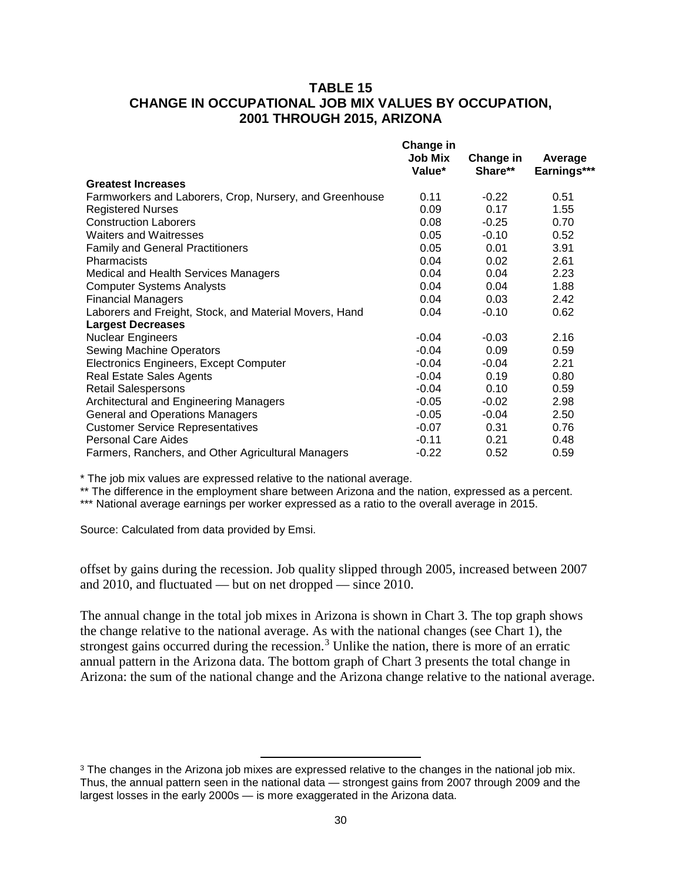### TABLE 15
### CHANGE IN OCCUPATIONAL JOB MIX VALUES BY OCCUPATION, 2001 THROUGH 2015, ARIZONA

| | Change in Job Mix Value* | Change in Share** | Average Earnings*** |
|---|---|---|---|
| **Greatest Increases** | | | |
| Farmworkers and Laborers, Crop, Nursery, and Greenhouse | 0.11 | -0.22 | 0.51 |
| Registered Nurses | 0.09 | 0.17 | 1.55 |
| Construction Laborers | 0.08 | -0.25 | 0.70 |
| Waiters and Waitresses | 0.05 | -0.10 | 0.52 |
| Family and General Practitioners | 0.05 | 0.01 | 3.91 |
| Pharmacists | 0.04 | 0.02 | 2.61 |
| Medical and Health Services Managers | 0.04 | 0.04 | 2.23 |
| Computer Systems Analysts | 0.04 | 0.04 | 1.88 |
| Financial Managers | 0.04 | 0.03 | 2.42 |
| Laborers and Freight, Stock, and Material Movers, Hand | 0.04 | -0.10 | 0.62 |
| **Largest Decreases** | | | |
| Nuclear Engineers | -0.04 | -0.03 | 2.16 |
| Sewing Machine Operators | -0.04 | 0.09 | 0.59 |
| Electronics Engineers, Except Computer | -0.04 | -0.04 | 2.21 |
| Real Estate Sales Agents | -0.04 | 0.19 | 0.80 |
| Retail Salespersons | -0.04 | 0.10 | 0.59 |
| Architectural and Engineering Managers | -0.05 | -0.02 | 2.98 |
| General and Operations Managers | -0.05 | -0.04 | 2.50 |
| Customer Service Representatives | -0.07 | 0.31 | 0.76 |
| Personal Care Aides | -0.11 | 0.21 | 0.48 |
| Farmers, Ranchers, and Other Agricultural Managers | -0.22 | 0.52 | 0.59 |

\* The job mix values are expressed relative to the national average.

** The difference in the employment share between Arizona and the nation, expressed as a percent.

*** National average earnings per worker expressed as a ratio to the overall average in 2015.

Source: Calculated from data provided by Emsi.

offset by gains during the recession. Job quality slipped through 2005, increased between 2007 and 2010, and fluctuated — but on net dropped — since 2010.

The annual change in the total job mixes in Arizona is shown in Chart 3. The top graph shows the change relative to the national average. As with the national changes (see Chart 1), the strongest gains occurred during the recession.[3] Unlike the nation, there is more of an erratic annual pattern in the Arizona data. The bottom graph of Chart 3 presents the total change in Arizona: the sum of the national change and the Arizona change relative to the national average.

[3] The changes in the Arizona job mixes are expressed relative to the changes in the national job mix. Thus, the annual pattern seen in the national data — strongest gains from 2007 through 2009 and the largest losses in the early 2000s — is more exaggerated in the Arizona data.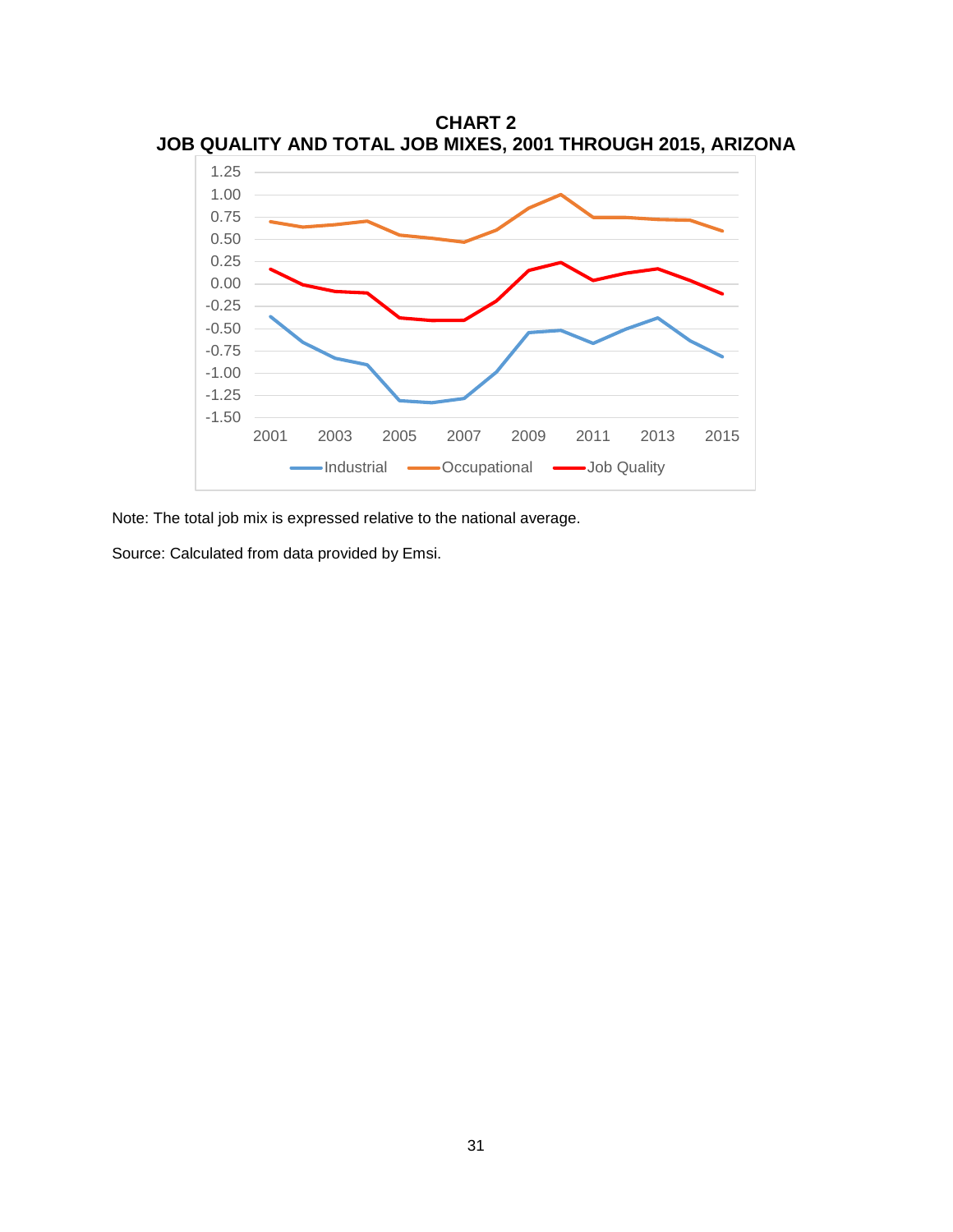**CHART 2**
**JOB QUALITY AND TOTAL JOB MIXES, 2001 THROUGH 2015, ARIZONA**

Note: The total job mix is expressed relative to the national average.

Source: Calculated from data provided by Emsi.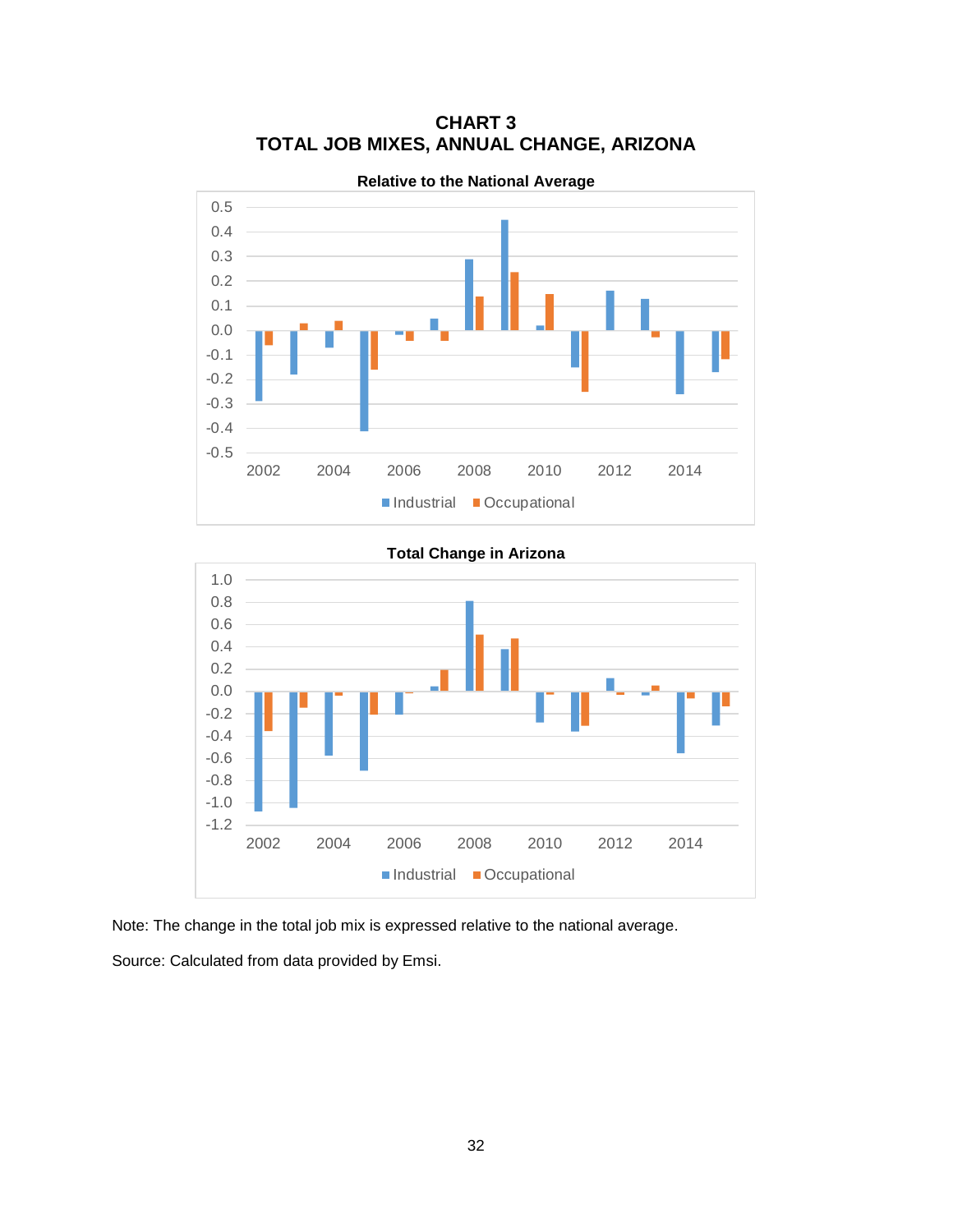**CHART 3**
**TOTAL JOB MIXES, ANNUAL CHANGE, ARIZONA**

**Relative to the National Average**

**Total Change in Arizona**

Note: The change in the total job mix is expressed relative to the national average.

Source: Calculated from data provided by Emsi.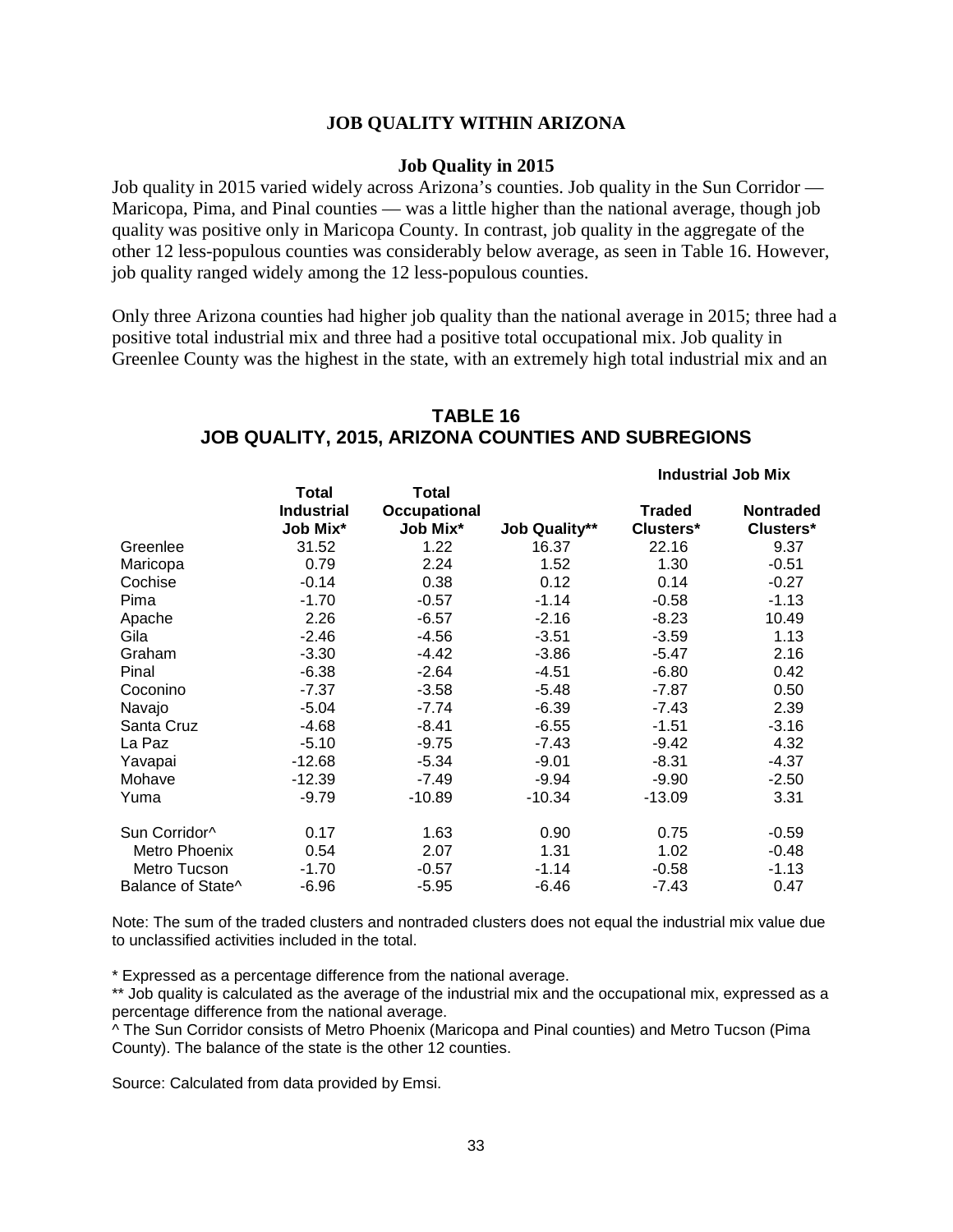# JOB QUALITY WITHIN ARIZONA

## Job Quality in 2015

Job quality in 2015 varied widely across Arizona's counties. Job quality in the Sun Corridor — Maricopa, Pima, and Pinal counties — was a little higher than the national average, though job quality was positive only in Maricopa County. In contrast, job quality in the aggregate of the other 12 less-populous counties was considerably below average, as seen in Table 16. However, job quality ranged widely among the 12 less-populous counties.

Only three Arizona counties had higher job quality than the national average in 2015; three had a positive total industrial mix and three had a positive total occupational mix. Job quality in Greenlee County was the highest in the state, with an extremely high total industrial mix and an

### TABLE 16
### JOB QUALITY, 2015, ARIZONA COUNTIES AND SUBREGIONS

| | | | | Industrial Job Mix | |
|---|---|---|---|---|---|
| | Total Industrial Job Mix* | Total Occupational Job Mix* | Job Quality** | Traded Clusters* | Nontraded Clusters* |
| Greenlee | 31.52 | 1.22 | 16.37 | 22.16 | 9.37 |
| Maricopa | 0.79 | 2.24 | 1.52 | 1.30 | -0.51 |
| Cochise | -0.14 | 0.38 | 0.12 | 0.14 | -0.27 |
| Pima | -1.70 | -0.57 | -1.14 | -0.58 | -1.13 |
| Apache | 2.26 | -6.57 | -2.16 | -8.23 | 10.49 |
| Gila | -2.46 | -4.56 | -3.51 | -3.59 | 1.13 |
| Graham | -3.30 | -4.42 | -3.86 | -5.47 | 2.16 |
| Pinal | -6.38 | -2.64 | -4.51 | -6.80 | 0.42 |
| Coconino | -7.37 | -3.58 | -5.48 | -7.87 | 0.50 |
| Navajo | -5.04 | -7.74 | -6.39 | -7.43 | 2.39 |
| Santa Cruz | -4.68 | -8.41 | -6.55 | -1.51 | -3.16 |
| La Paz | -5.10 | -9.75 | -7.43 | -9.42 | 4.32 |
| Yavapai | -12.68 | -5.34 | -9.01 | -8.31 | -4.37 |
| Mohave | -12.39 | -7.49 | -9.94 | -9.90 | -2.50 |
| Yuma | -9.79 | -10.89 | -10.34 | -13.09 | 3.31 |
| Sun Corridor^ | 0.17 | 1.63 | 0.90 | 0.75 | -0.59 |
| Metro Phoenix | 0.54 | 2.07 | 1.31 | 1.02 | -0.48 |
| Metro Tucson | -1.70 | -0.57 | -1.14 | -0.58 | -1.13 |
| Balance of State^ | -6.96 | -5.95 | -6.46 | -7.43 | 0.47 |

Note: The sum of the traded clusters and nontraded clusters does not equal the industrial mix value due to unclassified activities included in the total.

* Expressed as a percentage difference from the national average.

** Job quality is calculated as the average of the industrial mix and the occupational mix, expressed as a percentage difference from the national average.

^ The Sun Corridor consists of Metro Phoenix (Maricopa and Pinal counties) and Metro Tucson (Pima County). The balance of the state is the other 12 counties.

Source: Calculated from data provided by Emsi.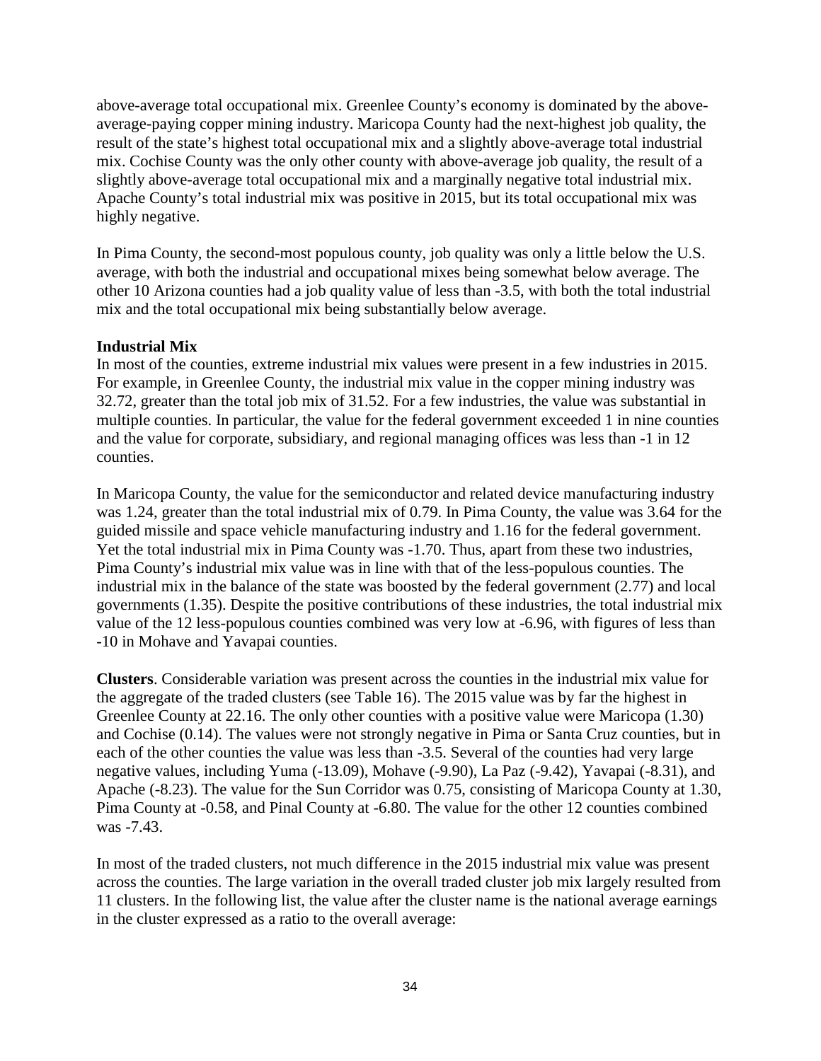above-average total occupational mix. Greenlee County's economy is dominated by the above-average-paying copper mining industry. Maricopa County had the next-highest job quality, the result of the state's highest total occupational mix and a slightly above-average total industrial mix. Cochise County was the only other county with above-average job quality, the result of a slightly above-average total occupational mix and a marginally negative total industrial mix. Apache County's total industrial mix was positive in 2015, but its total occupational mix was highly negative.

In Pima County, the second-most populous county, job quality was only a little below the U.S. average, with both the industrial and occupational mixes being somewhat below average. The other 10 Arizona counties had a job quality value of less than -3.5, with both the total industrial mix and the total occupational mix being substantially below average.

**Industrial Mix**

In most of the counties, extreme industrial mix values were present in a few industries in 2015. For example, in Greenlee County, the industrial mix value in the copper mining industry was 32.72, greater than the total job mix of 31.52. For a few industries, the value was substantial in multiple counties. In particular, the value for the federal government exceeded 1 in nine counties and the value for corporate, subsidiary, and regional managing offices was less than -1 in 12 counties.

In Maricopa County, the value for the semiconductor and related device manufacturing industry was 1.24, greater than the total industrial mix of 0.79. In Pima County, the value was 3.64 for the guided missile and space vehicle manufacturing industry and 1.16 for the federal government. Yet the total industrial mix in Pima County was -1.70. Thus, apart from these two industries, Pima County's industrial mix value was in line with that of the less-populous counties. The industrial mix in the balance of the state was boosted by the federal government (2.77) and local governments (1.35). Despite the positive contributions of these industries, the total industrial mix value of the 12 less-populous counties combined was very low at -6.96, with figures of less than -10 in Mohave and Yavapai counties.

**Clusters**. Considerable variation was present across the counties in the industrial mix value for the aggregate of the traded clusters (see Table 16). The 2015 value was by far the highest in Greenlee County at 22.16. The only other counties with a positive value were Maricopa (1.30) and Cochise (0.14). The values were not strongly negative in Pima or Santa Cruz counties, but in each of the other counties the value was less than -3.5. Several of the counties had very large negative values, including Yuma (-13.09), Mohave (-9.90), La Paz (-9.42), Yavapai (-8.31), and Apache (-8.23). The value for the Sun Corridor was 0.75, consisting of Maricopa County at 1.30, Pima County at -0.58, and Pinal County at -6.80. The value for the other 12 counties combined was -7.43.

In most of the traded clusters, not much difference in the 2015 industrial mix value was present across the counties. The large variation in the overall traded cluster job mix largely resulted from 11 clusters. In the following list, the value after the cluster name is the national average earnings in the cluster expressed as a ratio to the overall average: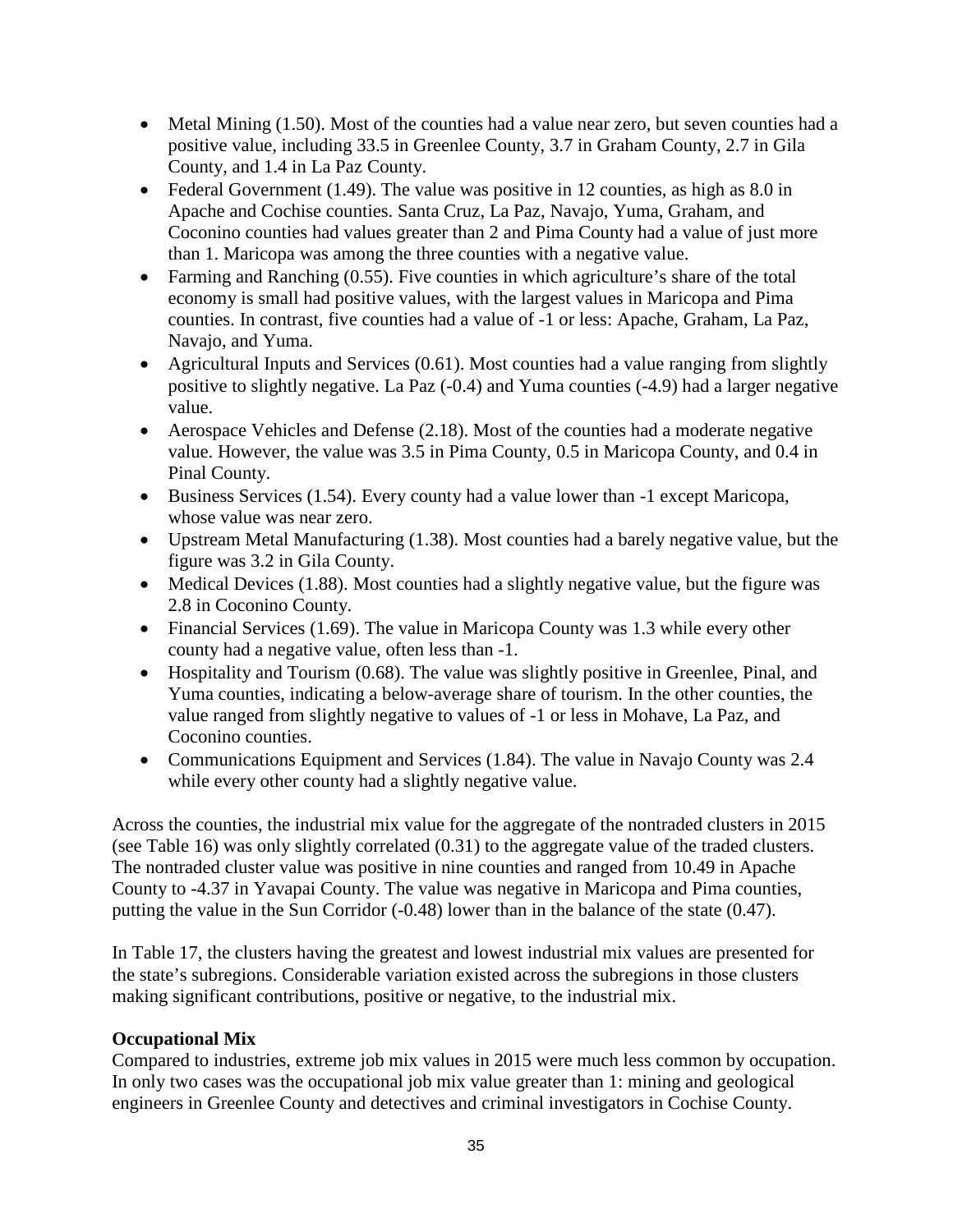- Metal Mining (1.50). Most of the counties had a value near zero, but seven counties had a positive value, including 33.5 in Greenlee County, 3.7 in Graham County, 2.7 in Gila County, and 1.4 in La Paz County.
- Federal Government (1.49). The value was positive in 12 counties, as high as 8.0 in Apache and Cochise counties. Santa Cruz, La Paz, Navajo, Yuma, Graham, and Coconino counties had values greater than 2 and Pima County had a value of just more than 1. Maricopa was among the three counties with a negative value.
- Farming and Ranching (0.55). Five counties in which agriculture's share of the total economy is small had positive values, with the largest values in Maricopa and Pima counties. In contrast, five counties had a value of -1 or less: Apache, Graham, La Paz, Navajo, and Yuma.
- Agricultural Inputs and Services (0.61). Most counties had a value ranging from slightly positive to slightly negative. La Paz (-0.4) and Yuma counties (-4.9) had a larger negative value.
- Aerospace Vehicles and Defense (2.18). Most of the counties had a moderate negative value. However, the value was 3.5 in Pima County, 0.5 in Maricopa County, and 0.4 in Pinal County.
- Business Services (1.54). Every county had a value lower than -1 except Maricopa, whose value was near zero.
- Upstream Metal Manufacturing (1.38). Most counties had a barely negative value, but the figure was 3.2 in Gila County.
- Medical Devices (1.88). Most counties had a slightly negative value, but the figure was 2.8 in Coconino County.
- Financial Services (1.69). The value in Maricopa County was 1.3 while every other county had a negative value, often less than -1.
- Hospitality and Tourism (0.68). The value was slightly positive in Greenlee, Pinal, and Yuma counties, indicating a below-average share of tourism. In the other counties, the value ranged from slightly negative to values of -1 or less in Mohave, La Paz, and Coconino counties.
- Communications Equipment and Services (1.84). The value in Navajo County was 2.4 while every other county had a slightly negative value.

Across the counties, the industrial mix value for the aggregate of the nontraded clusters in 2015 (see Table 16) was only slightly correlated (0.31) to the aggregate value of the traded clusters. The nontraded cluster value was positive in nine counties and ranged from 10.49 in Apache County to -4.37 in Yavapai County. The value was negative in Maricopa and Pima counties, putting the value in the Sun Corridor (-0.48) lower than in the balance of the state (0.47).

In Table 17, the clusters having the greatest and lowest industrial mix values are presented for the state's subregions. Considerable variation existed across the subregions in those clusters making significant contributions, positive or negative, to the industrial mix.

**Occupational Mix**

Compared to industries, extreme job mix values in 2015 were much less common by occupation. In only two cases was the occupational job mix value greater than 1: mining and geological engineers in Greenlee County and detectives and criminal investigators in Cochise County.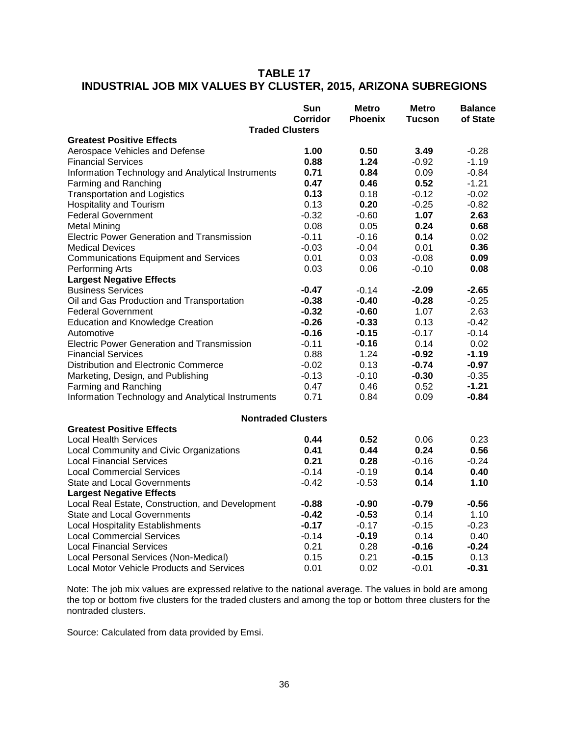# TABLE 17
# INDUSTRIAL JOB MIX VALUES BY CLUSTER, 2015, ARIZONA SUBREGIONS

| | Sun Corridor | Metro Phoenix | Metro Tucson | Balance of State |
|---|---|---|---|---|
| **Traded Clusters** | | | | |
| **Greatest Positive Effects** | | | | |
| Aerospace Vehicles and Defense | **1.00** | **0.50** | **3.49** | -0.28 |
| Financial Services | **0.88** | **1.24** | -0.92 | -1.19 |
| Information Technology and Analytical Instruments | **0.71** | **0.84** | 0.09 | -0.84 |
| Farming and Ranching | **0.47** | **0.46** | **0.52** | -1.21 |
| Transportation and Logistics | **0.13** | 0.18 | -0.12 | -0.02 |
| Hospitality and Tourism | 0.13 | **0.20** | -0.25 | -0.82 |
| Federal Government | -0.32 | -0.60 | **1.07** | **2.63** |
| Metal Mining | 0.08 | 0.05 | **0.24** | **0.68** |
| Electric Power Generation and Transmission | -0.11 | -0.16 | **0.14** | 0.02 |
| Medical Devices | -0.03 | -0.04 | 0.01 | **0.36** |
| Communications Equipment and Services | 0.01 | 0.03 | -0.08 | **0.09** |
| Performing Arts | 0.03 | 0.06 | -0.10 | **0.08** |
| **Largest Negative Effects** | | | | |
| Business Services | **-0.47** | -0.14 | **-2.09** | **-2.65** |
| Oil and Gas Production and Transportation | **-0.38** | **-0.40** | **-0.28** | -0.25 |
| Federal Government | **-0.32** | **-0.60** | 1.07 | 2.63 |
| Education and Knowledge Creation | **-0.26** | **-0.33** | 0.13 | -0.42 |
| Automotive | **-0.16** | **-0.15** | -0.17 | -0.14 |
| Electric Power Generation and Transmission | -0.11 | **-0.16** | 0.14 | 0.02 |
| Financial Services | 0.88 | 1.24 | **-0.92** | **-1.19** |
| Distribution and Electronic Commerce | -0.02 | 0.13 | **-0.74** | **-0.97** |
| Marketing, Design, and Publishing | -0.13 | -0.10 | **-0.30** | -0.35 |
| Farming and Ranching | 0.47 | 0.46 | 0.52 | **-1.21** |
| Information Technology and Analytical Instruments | 0.71 | 0.84 | 0.09 | **-0.84** |
| **Nontraded Clusters** | | | | |
| **Greatest Positive Effects** | | | | |
| Local Health Services | **0.44** | **0.52** | 0.06 | 0.23 |
| Local Community and Civic Organizations | **0.41** | **0.44** | **0.24** | **0.56** |
| Local Financial Services | **0.21** | **0.28** | -0.16 | -0.24 |
| Local Commercial Services | -0.14 | -0.19 | **0.14** | **0.40** |
| State and Local Governments | -0.42 | -0.53 | **0.14** | **1.10** |
| **Largest Negative Effects** | | | | |
| Local Real Estate, Construction, and Development | **-0.88** | **-0.90** | **-0.79** | **-0.56** |
| State and Local Governments | **-0.42** | **-0.53** | 0.14 | 1.10 |
| Local Hospitality Establishments | **-0.17** | -0.17 | -0.15 | -0.23 |
| Local Commercial Services | -0.14 | **-0.19** | 0.14 | 0.40 |
| Local Financial Services | 0.21 | 0.28 | **-0.16** | **-0.24** |
| Local Personal Services (Non-Medical) | 0.15 | 0.21 | **-0.15** | 0.13 |
| Local Motor Vehicle Products and Services | 0.01 | 0.02 | -0.01 | **-0.31** |

Note: The job mix values are expressed relative to the national average. The values in bold are among the top or bottom five clusters for the traded clusters and among the top or bottom three clusters for the nontraded clusters.

Source: Calculated from data provided by Emsi.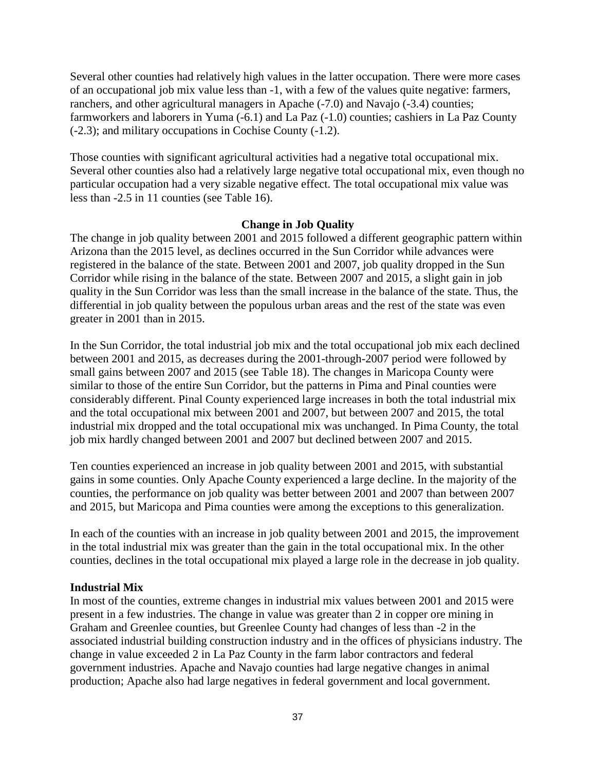Several other counties had relatively high values in the latter occupation. There were more cases of an occupational job mix value less than -1, with a few of the values quite negative: farmers, ranchers, and other agricultural managers in Apache (-7.0) and Navajo (-3.4) counties; farmworkers and laborers in Yuma (-6.1) and La Paz (-1.0) counties; cashiers in La Paz County (-2.3); and military occupations in Cochise County (-1.2).

Those counties with significant agricultural activities had a negative total occupational mix. Several other counties also had a relatively large negative total occupational mix, even though no particular occupation had a very sizable negative effect. The total occupational mix value was less than -2.5 in 11 counties (see Table 16).

## Change in Job Quality

The change in job quality between 2001 and 2015 followed a different geographic pattern within Arizona than the 2015 level, as declines occurred in the Sun Corridor while advances were registered in the balance of the state. Between 2001 and 2007, job quality dropped in the Sun Corridor while rising in the balance of the state. Between 2007 and 2015, a slight gain in job quality in the Sun Corridor was less than the small increase in the balance of the state. Thus, the differential in job quality between the populous urban areas and the rest of the state was even greater in 2001 than in 2015.

In the Sun Corridor, the total industrial job mix and the total occupational job mix each declined between 2001 and 2015, as decreases during the 2001-through-2007 period were followed by small gains between 2007 and 2015 (see Table 18). The changes in Maricopa County were similar to those of the entire Sun Corridor, but the patterns in Pima and Pinal counties were considerably different. Pinal County experienced large increases in both the total industrial mix and the total occupational mix between 2001 and 2007, but between 2007 and 2015, the total industrial mix dropped and the total occupational mix was unchanged. In Pima County, the total job mix hardly changed between 2001 and 2007 but declined between 2007 and 2015.

Ten counties experienced an increase in job quality between 2001 and 2015, with substantial gains in some counties. Only Apache County experienced a large decline. In the majority of the counties, the performance on job quality was better between 2001 and 2007 than between 2007 and 2015, but Maricopa and Pima counties were among the exceptions to this generalization.

In each of the counties with an increase in job quality between 2001 and 2015, the improvement in the total industrial mix was greater than the gain in the total occupational mix. In the other counties, declines in the total occupational mix played a large role in the decrease in job quality.

### Industrial Mix

In most of the counties, extreme changes in industrial mix values between 2001 and 2015 were present in a few industries. The change in value was greater than 2 in copper ore mining in Graham and Greenlee counties, but Greenlee County had changes of less than -2 in the associated industrial building construction industry and in the offices of physicians industry. The change in value exceeded 2 in La Paz County in the farm labor contractors and federal government industries. Apache and Navajo counties had large negative changes in animal production; Apache also had large negatives in federal government and local government.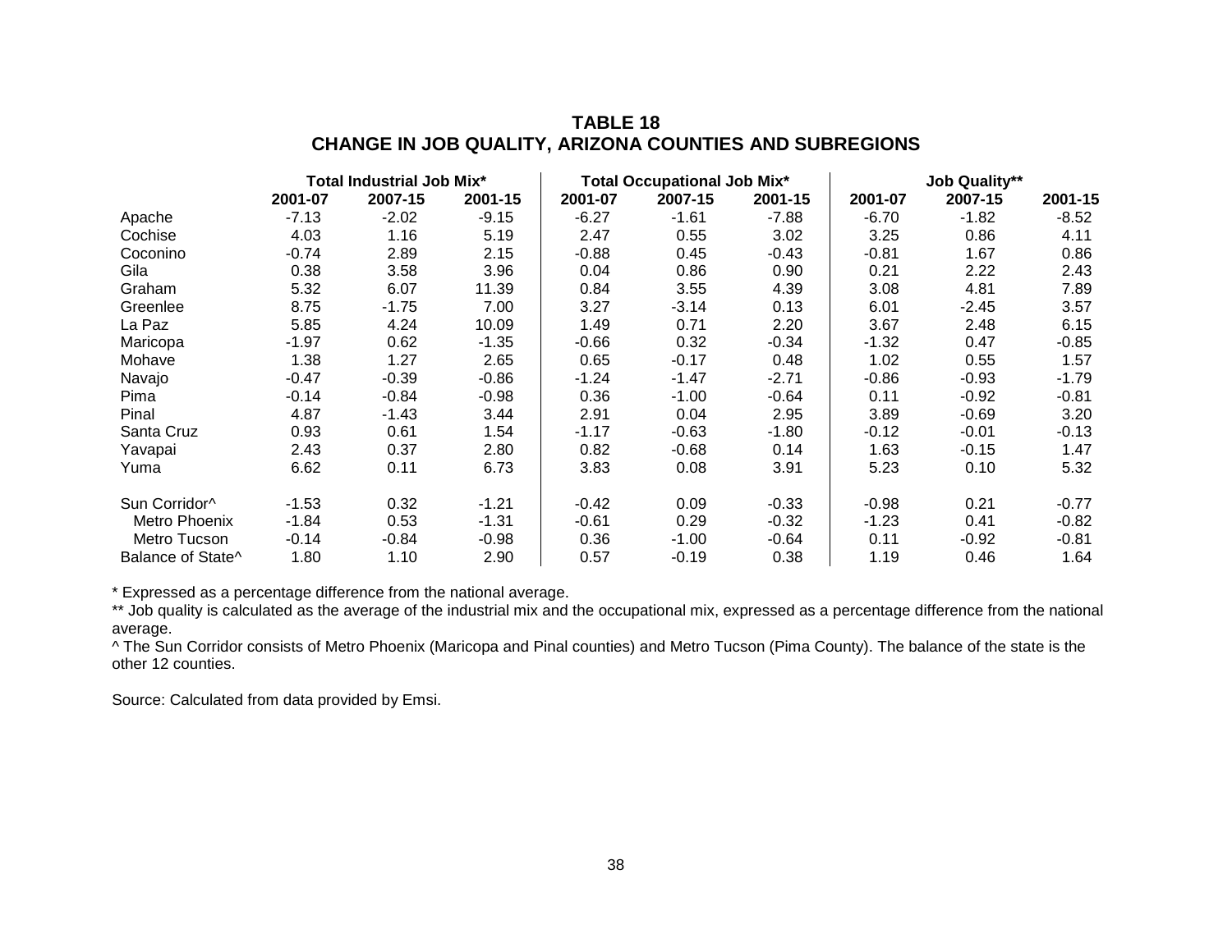# TABLE 18
## CHANGE IN JOB QUALITY, ARIZONA COUNTIES AND SUBREGIONS

| | Total Industrial Job Mix* | | | Total Occupational Job Mix* | | | Job Quality** | | |
|---|---|---|---|---|---|---|---|---|---|
| | 2001-07 | 2007-15 | 2001-15 | 2001-07 | 2007-15 | 2001-15 | 2001-07 | 2007-15 | 2001-15 |
| Apache | -7.13 | -2.02 | -9.15 | -6.27 | -1.61 | -7.88 | -6.70 | -1.82 | -8.52 |
| Cochise | 4.03 | 1.16 | 5.19 | 2.47 | 0.55 | 3.02 | 3.25 | 0.86 | 4.11 |
| Coconino | -0.74 | 2.89 | 2.15 | -0.88 | 0.45 | -0.43 | -0.81 | 1.67 | 0.86 |
| Gila | 0.38 | 3.58 | 3.96 | 0.04 | 0.86 | 0.90 | 0.21 | 2.22 | 2.43 |
| Graham | 5.32 | 6.07 | 11.39 | 0.84 | 3.55 | 4.39 | 3.08 | 4.81 | 7.89 |
| Greenlee | 8.75 | -1.75 | 7.00 | 3.27 | -3.14 | 0.13 | 6.01 | -2.45 | 3.57 |
| La Paz | 5.85 | 4.24 | 10.09 | 1.49 | 0.71 | 2.20 | 3.67 | 2.48 | 6.15 |
| Maricopa | -1.97 | 0.62 | -1.35 | -0.66 | 0.32 | -0.34 | -1.32 | 0.47 | -0.85 |
| Mohave | 1.38 | 1.27 | 2.65 | 0.65 | -0.17 | 0.48 | 1.02 | 0.55 | 1.57 |
| Navajo | -0.47 | -0.39 | -0.86 | -1.24 | -1.47 | -2.71 | -0.86 | -0.93 | -1.79 |
| Pima | -0.14 | -0.84 | -0.98 | 0.36 | -1.00 | -0.64 | 0.11 | -0.92 | -0.81 |
| Pinal | 4.87 | -1.43 | 3.44 | 2.91 | 0.04 | 2.95 | 3.89 | -0.69 | 3.20 |
| Santa Cruz | 0.93 | 0.61 | 1.54 | -1.17 | -0.63 | -1.80 | -0.12 | -0.01 | -0.13 |
| Yavapai | 2.43 | 0.37 | 2.80 | 0.82 | -0.68 | 0.14 | 1.63 | -0.15 | 1.47 |
| Yuma | 6.62 | 0.11 | 6.73 | 3.83 | 0.08 | 3.91 | 5.23 | 0.10 | 5.32 |
| Sun Corridor^ | -1.53 | 0.32 | -1.21 | -0.42 | 0.09 | -0.33 | -0.98 | 0.21 | -0.77 |
| Metro Phoenix | -1.84 | 0.53 | -1.31 | -0.61 | 0.29 | -0.32 | -1.23 | 0.41 | -0.82 |
| Metro Tucson | -0.14 | -0.84 | -0.98 | 0.36 | -1.00 | -0.64 | 0.11 | -0.92 | -0.81 |
| Balance of State^ | 1.80 | 1.10 | 2.90 | 0.57 | -0.19 | 0.38 | 1.19 | 0.46 | 1.64 |

* Expressed as a percentage difference from the national average.

** Job quality is calculated as the average of the industrial mix and the occupational mix, expressed as a percentage difference from the national average.

^ The Sun Corridor consists of Metro Phoenix (Maricopa and Pinal counties) and Metro Tucson (Pima County). The balance of the state is the other 12 counties.

Source: Calculated from data provided by Emsi.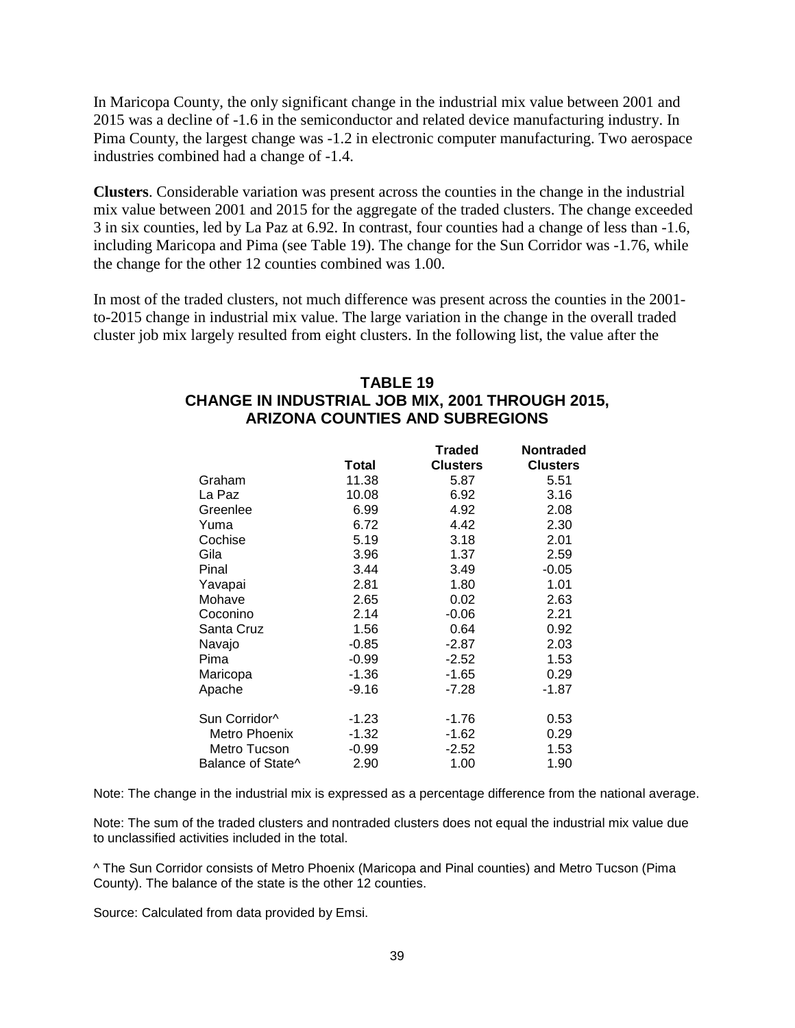In Maricopa County, the only significant change in the industrial mix value between 2001 and 2015 was a decline of -1.6 in the semiconductor and related device manufacturing industry. In Pima County, the largest change was -1.2 in electronic computer manufacturing. Two aerospace industries combined had a change of -1.4.

**Clusters**. Considerable variation was present across the counties in the change in the industrial mix value between 2001 and 2015 for the aggregate of the traded clusters. The change exceeded 3 in six counties, led by La Paz at 6.92. In contrast, four counties had a change of less than -1.6, including Maricopa and Pima (see Table 19). The change for the Sun Corridor was -1.76, while the change for the other 12 counties combined was 1.00.

In most of the traded clusters, not much difference was present across the counties in the 2001-to-2015 change in industrial mix value. The large variation in the change in the overall traded cluster job mix largely resulted from eight clusters. In the following list, the value after the

**TABLE 19**
**CHANGE IN INDUSTRIAL JOB MIX, 2001 THROUGH 2015, ARIZONA COUNTIES AND SUBREGIONS**

| | Total | Traded Clusters | Nontraded Clusters |
|---|---|---|---|
| Graham | 11.38 | 5.87 | 5.51 |
| La Paz | 10.08 | 6.92 | 3.16 |
| Greenlee | 6.99 | 4.92 | 2.08 |
| Yuma | 6.72 | 4.42 | 2.30 |
| Cochise | 5.19 | 3.18 | 2.01 |
| Gila | 3.96 | 1.37 | 2.59 |
| Pinal | 3.44 | 3.49 | -0.05 |
| Yavapai | 2.81 | 1.80 | 1.01 |
| Mohave | 2.65 | 0.02 | 2.63 |
| Coconino | 2.14 | -0.06 | 2.21 |
| Santa Cruz | 1.56 | 0.64 | 0.92 |
| Navajo | -0.85 | -2.87 | 2.03 |
| Pima | -0.99 | -2.52 | 1.53 |
| Maricopa | -1.36 | -1.65 | 0.29 |
| Apache | -9.16 | -7.28 | -1.87 |
| | | | |
| Sun Corridor^ | -1.23 | -1.76 | 0.53 |
| Metro Phoenix | -1.32 | -1.62 | 0.29 |
| Metro Tucson | -0.99 | -2.52 | 1.53 |
| Balance of State^ | 2.90 | 1.00 | 1.90 |

Note: The change in the industrial mix is expressed as a percentage difference from the national average.

Note: The sum of the traded clusters and nontraded clusters does not equal the industrial mix value due to unclassified activities included in the total.

^ The Sun Corridor consists of Metro Phoenix (Maricopa and Pinal counties) and Metro Tucson (Pima County). The balance of the state is the other 12 counties.

Source: Calculated from data provided by Emsi.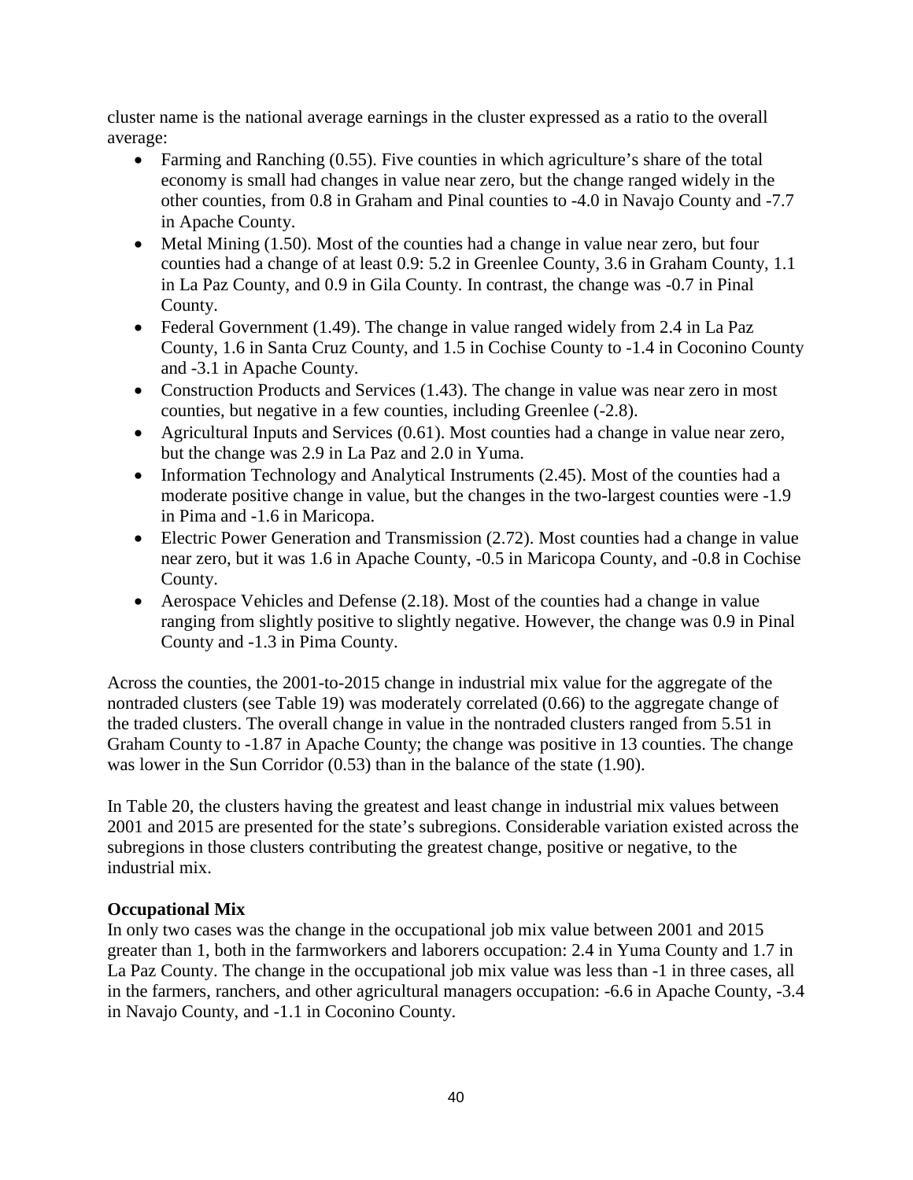cluster name is the national average earnings in the cluster expressed as a ratio to the overall average:

- Farming and Ranching (0.55). Five counties in which agriculture's share of the total economy is small had changes in value near zero, but the change ranged widely in the other counties, from 0.8 in Graham and Pinal counties to -4.0 in Navajo County and -7.7 in Apache County.
- Metal Mining (1.50). Most of the counties had a change in value near zero, but four counties had a change of at least 0.9: 5.2 in Greenlee County, 3.6 in Graham County, 1.1 in La Paz County, and 0.9 in Gila County. In contrast, the change was -0.7 in Pinal County.
- Federal Government (1.49). The change in value ranged widely from 2.4 in La Paz County, 1.6 in Santa Cruz County, and 1.5 in Cochise County to -1.4 in Coconino County and -3.1 in Apache County.
- Construction Products and Services (1.43). The change in value was near zero in most counties, but negative in a few counties, including Greenlee (-2.8).
- Agricultural Inputs and Services (0.61). Most counties had a change in value near zero, but the change was 2.9 in La Paz and 2.0 in Yuma.
- Information Technology and Analytical Instruments (2.45). Most of the counties had a moderate positive change in value, but the changes in the two-largest counties were -1.9 in Pima and -1.6 in Maricopa.
- Electric Power Generation and Transmission (2.72). Most counties had a change in value near zero, but it was 1.6 in Apache County, -0.5 in Maricopa County, and -0.8 in Cochise County.
- Aerospace Vehicles and Defense (2.18). Most of the counties had a change in value ranging from slightly positive to slightly negative. However, the change was 0.9 in Pinal County and -1.3 in Pima County.

Across the counties, the 2001-to-2015 change in industrial mix value for the aggregate of the nontraded clusters (see Table 19) was moderately correlated (0.66) to the aggregate change of the traded clusters. The overall change in value in the nontraded clusters ranged from 5.51 in Graham County to -1.87 in Apache County; the change was positive in 13 counties. The change was lower in the Sun Corridor (0.53) than in the balance of the state (1.90).

In Table 20, the clusters having the greatest and least change in industrial mix values between 2001 and 2015 are presented for the state's subregions. Considerable variation existed across the subregions in those clusters contributing the greatest change, positive or negative, to the industrial mix.

**Occupational Mix**

In only two cases was the change in the occupational job mix value between 2001 and 2015 greater than 1, both in the farmworkers and laborers occupation: 2.4 in Yuma County and 1.7 in La Paz County. The change in the occupational job mix value was less than -1 in three cases, all in the farmers, ranchers, and other agricultural managers occupation: -6.6 in Apache County, -3.4 in Navajo County, and -1.1 in Coconino County.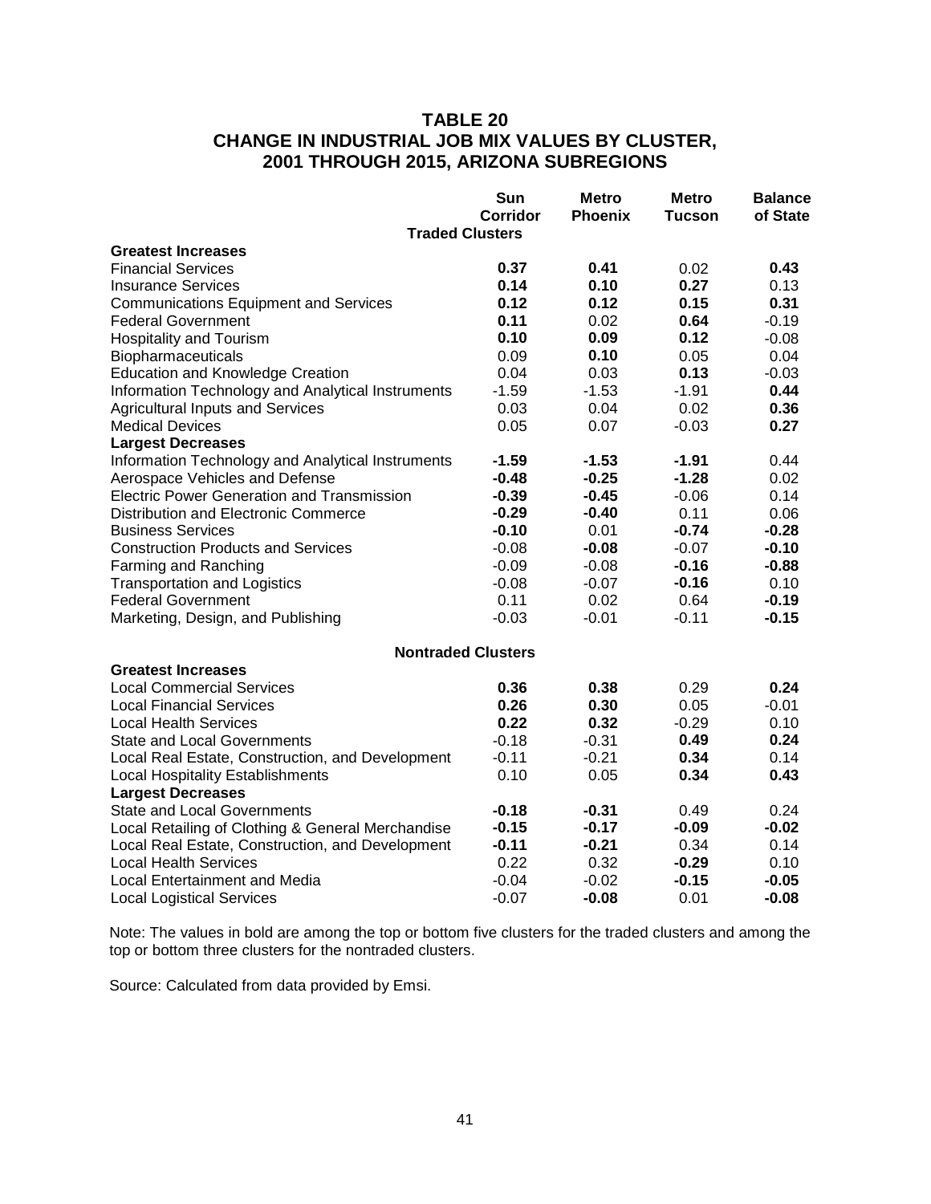## TABLE 20
## CHANGE IN INDUSTRIAL JOB MIX VALUES BY CLUSTER, 2001 THROUGH 2015, ARIZONA SUBREGIONS

| | Sun Corridor | Metro Phoenix | Metro Tucson | Balance of State |
|---|---|---|---|---|
| **Traded Clusters** | | | | |
| **Greatest Increases** | | | | |
| Financial Services | **0.37** | **0.41** | 0.02 | **0.43** |
| Insurance Services | **0.14** | **0.10** | **0.27** | 0.13 |
| Communications Equipment and Services | **0.12** | **0.12** | **0.15** | **0.31** |
| Federal Government | **0.11** | 0.02 | **0.64** | -0.19 |
| Hospitality and Tourism | **0.10** | **0.09** | **0.12** | -0.08 |
| Biopharmaceuticals | 0.09 | **0.10** | 0.05 | 0.04 |
| Education and Knowledge Creation | 0.04 | 0.03 | **0.13** | -0.03 |
| Information Technology and Analytical Instruments | -1.59 | -1.53 | -1.91 | **0.44** |
| Agricultural Inputs and Services | 0.03 | 0.04 | 0.02 | **0.36** |
| Medical Devices | 0.05 | 0.07 | -0.03 | **0.27** |
| **Largest Decreases** | | | | |
| Information Technology and Analytical Instruments | **-1.59** | **-1.53** | **-1.91** | 0.44 |
| Aerospace Vehicles and Defense | **-0.48** | **-0.25** | **-1.28** | 0.02 |
| Electric Power Generation and Transmission | **-0.39** | **-0.45** | -0.06 | 0.14 |
| Distribution and Electronic Commerce | **-0.29** | **-0.40** | 0.11 | 0.06 |
| Business Services | **-0.10** | 0.01 | **-0.74** | **-0.28** |
| Construction Products and Services | -0.08 | **-0.08** | -0.07 | **-0.10** |
| Farming and Ranching | -0.09 | -0.08 | **-0.16** | **-0.88** |
| Transportation and Logistics | -0.08 | -0.07 | **-0.16** | 0.10 |
| Federal Government | 0.11 | 0.02 | 0.64 | **-0.19** |
| Marketing, Design, and Publishing | -0.03 | -0.01 | -0.11 | **-0.15** |
| **Nontraded Clusters** | | | | |
| **Greatest Increases** | | | | |
| Local Commercial Services | **0.36** | **0.38** | 0.29 | **0.24** |
| Local Financial Services | **0.26** | **0.30** | 0.05 | -0.01 |
| Local Health Services | **0.22** | **0.32** | -0.29 | 0.10 |
| State and Local Governments | -0.18 | -0.31 | **0.49** | **0.24** |
| Local Real Estate, Construction, and Development | -0.11 | -0.21 | **0.34** | 0.14 |
| Local Hospitality Establishments | 0.10 | 0.05 | **0.34** | **0.43** |
| **Largest Decreases** | | | | |
| State and Local Governments | **-0.18** | **-0.31** | 0.49 | 0.24 |
| Local Retailing of Clothing & General Merchandise | **-0.15** | **-0.17** | **-0.09** | **-0.02** |
| Local Real Estate, Construction, and Development | **-0.11** | **-0.21** | 0.34 | 0.14 |
| Local Health Services | 0.22 | 0.32 | **-0.29** | 0.10 |
| Local Entertainment and Media | -0.04 | -0.02 | **-0.15** | **-0.05** |
| Local Logistical Services | -0.07 | **-0.08** | 0.01 | **-0.08** |

Note: The values in bold are among the top or bottom five clusters for the traded clusters and among the top or bottom three clusters for the nontraded clusters.

Source: Calculated from data provided by Emsi.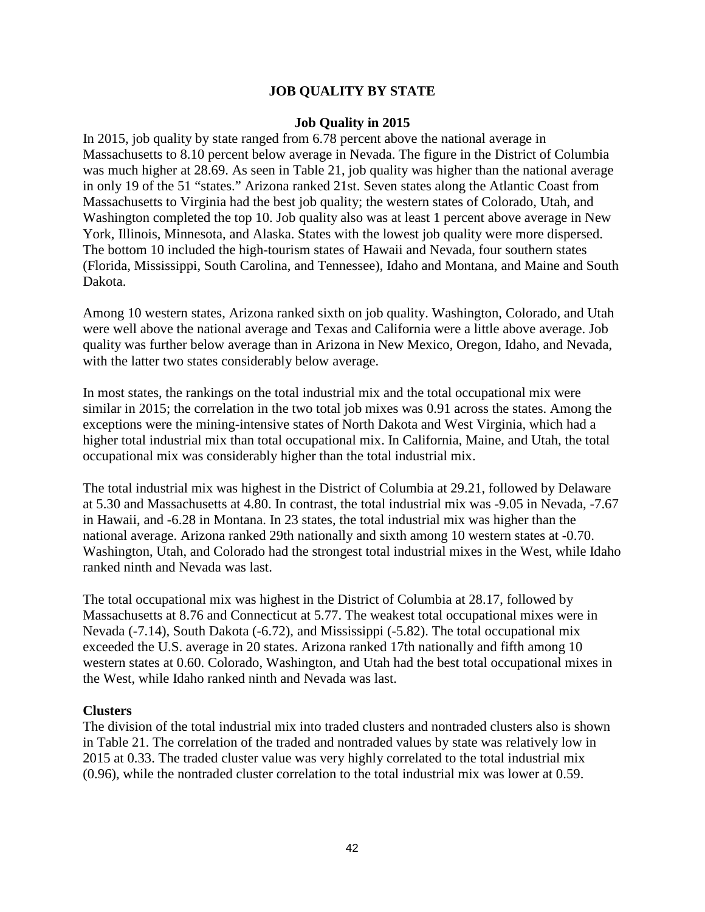## JOB QUALITY BY STATE

### Job Quality in 2015

In 2015, job quality by state ranged from 6.78 percent above the national average in Massachusetts to 8.10 percent below average in Nevada. The figure in the District of Columbia was much higher at 28.69. As seen in Table 21, job quality was higher than the national average in only 19 of the 51 "states." Arizona ranked 21st. Seven states along the Atlantic Coast from Massachusetts to Virginia had the best job quality; the western states of Colorado, Utah, and Washington completed the top 10. Job quality also was at least 1 percent above average in New York, Illinois, Minnesota, and Alaska. States with the lowest job quality were more dispersed. The bottom 10 included the high-tourism states of Hawaii and Nevada, four southern states (Florida, Mississippi, South Carolina, and Tennessee), Idaho and Montana, and Maine and South Dakota.

Among 10 western states, Arizona ranked sixth on job quality. Washington, Colorado, and Utah were well above the national average and Texas and California were a little above average. Job quality was further below average than in Arizona in New Mexico, Oregon, Idaho, and Nevada, with the latter two states considerably below average.

In most states, the rankings on the total industrial mix and the total occupational mix were similar in 2015; the correlation in the two total job mixes was 0.91 across the states. Among the exceptions were the mining-intensive states of North Dakota and West Virginia, which had a higher total industrial mix than total occupational mix. In California, Maine, and Utah, the total occupational mix was considerably higher than the total industrial mix.

The total industrial mix was highest in the District of Columbia at 29.21, followed by Delaware at 5.30 and Massachusetts at 4.80. In contrast, the total industrial mix was -9.05 in Nevada, -7.67 in Hawaii, and -6.28 in Montana. In 23 states, the total industrial mix was higher than the national average. Arizona ranked 29th nationally and sixth among 10 western states at -0.70. Washington, Utah, and Colorado had the strongest total industrial mixes in the West, while Idaho ranked ninth and Nevada was last.

The total occupational mix was highest in the District of Columbia at 28.17, followed by Massachusetts at 8.76 and Connecticut at 5.77. The weakest total occupational mixes were in Nevada (-7.14), South Dakota (-6.72), and Mississippi (-5.82). The total occupational mix exceeded the U.S. average in 20 states. Arizona ranked 17th nationally and fifth among 10 western states at 0.60. Colorado, Washington, and Utah had the best total occupational mixes in the West, while Idaho ranked ninth and Nevada was last.

**Clusters**

The division of the total industrial mix into traded clusters and nontraded clusters also is shown in Table 21. The correlation of the traded and nontraded values by state was relatively low in 2015 at 0.33. The traded cluster value was very highly correlated to the total industrial mix (0.96), while the nontraded cluster correlation to the total industrial mix was lower at 0.59.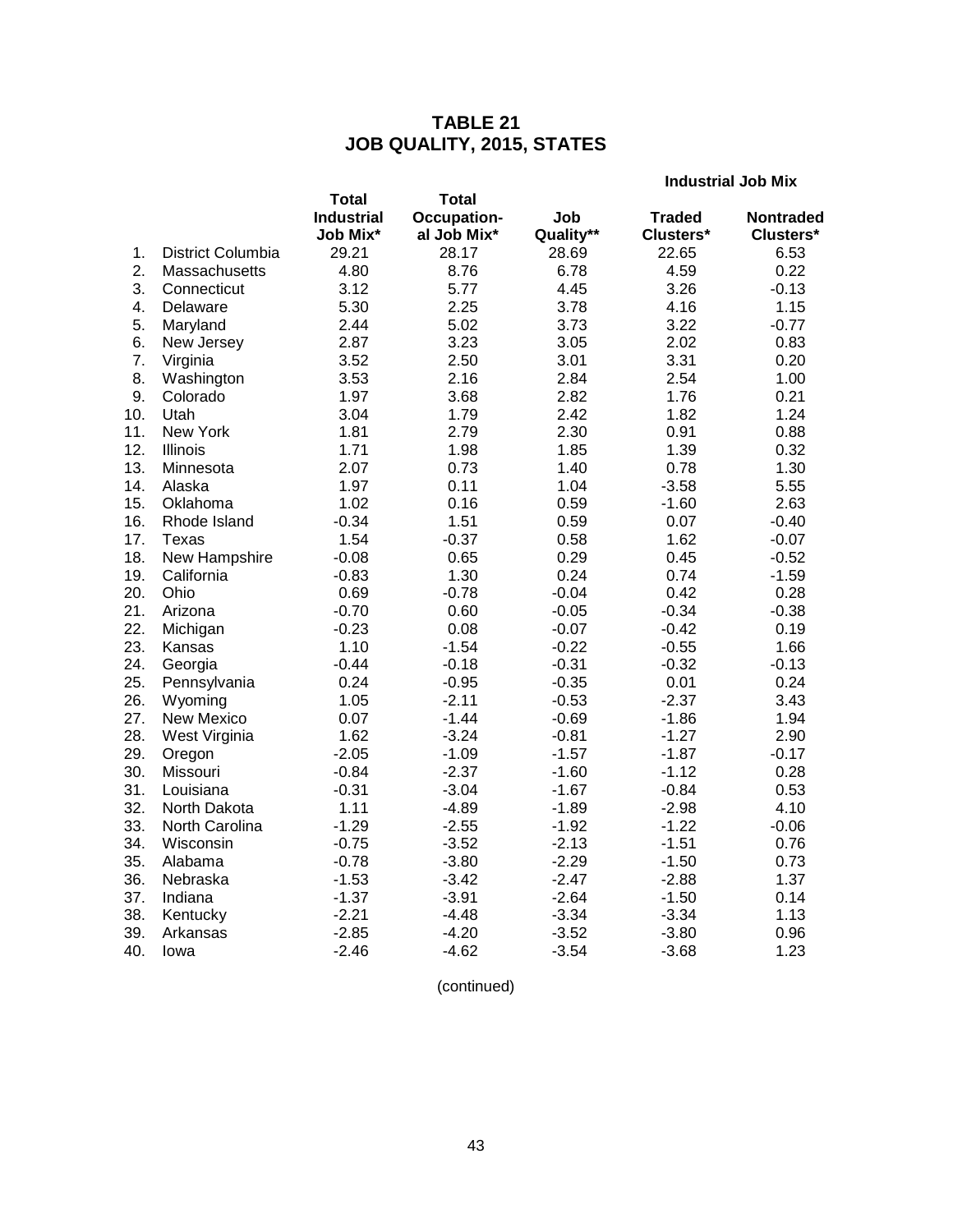# TABLE 21
# JOB QUALITY, 2015, STATES

| | | Total Industrial Job Mix* | Total Occupational Job Mix* | Job Quality** | Industrial Job Mix | |
|---|---|---|---|---|---|---|
| | | | | | Traded Clusters* | Nontraded Clusters* |
| 1. | District Columbia | 29.21 | 28.17 | 28.69 | 22.65 | 6.53 |
| 2. | Massachusetts | 4.80 | 8.76 | 6.78 | 4.59 | 0.22 |
| 3. | Connecticut | 3.12 | 5.77 | 4.45 | 3.26 | -0.13 |
| 4. | Delaware | 5.30 | 2.25 | 3.78 | 4.16 | 1.15 |
| 5. | Maryland | 2.44 | 5.02 | 3.73 | 3.22 | -0.77 |
| 6. | New Jersey | 2.87 | 3.23 | 3.05 | 2.02 | 0.83 |
| 7. | Virginia | 3.52 | 2.50 | 3.01 | 3.31 | 0.20 |
| 8. | Washington | 3.53 | 2.16 | 2.84 | 2.54 | 1.00 |
| 9. | Colorado | 1.97 | 3.68 | 2.82 | 1.76 | 0.21 |
| 10. | Utah | 3.04 | 1.79 | 2.42 | 1.82 | 1.24 |
| 11. | New York | 1.81 | 2.79 | 2.30 | 0.91 | 0.88 |
| 12. | Illinois | 1.71 | 1.98 | 1.85 | 1.39 | 0.32 |
| 13. | Minnesota | 2.07 | 0.73 | 1.40 | 0.78 | 1.30 |
| 14. | Alaska | 1.97 | 0.11 | 1.04 | -3.58 | 5.55 |
| 15. | Oklahoma | 1.02 | 0.16 | 0.59 | -1.60 | 2.63 |
| 16. | Rhode Island | -0.34 | 1.51 | 0.59 | 0.07 | -0.40 |
| 17. | Texas | 1.54 | -0.37 | 0.58 | 1.62 | -0.07 |
| 18. | New Hampshire | -0.08 | 0.65 | 0.29 | 0.45 | -0.52 |
| 19. | California | -0.83 | 1.30 | 0.24 | 0.74 | -1.59 |
| 20. | Ohio | 0.69 | -0.78 | -0.04 | 0.42 | 0.28 |
| 21. | Arizona | -0.70 | 0.60 | -0.05 | -0.34 | -0.38 |
| 22. | Michigan | -0.23 | 0.08 | -0.07 | -0.42 | 0.19 |
| 23. | Kansas | 1.10 | -1.54 | -0.22 | -0.55 | 1.66 |
| 24. | Georgia | -0.44 | -0.18 | -0.31 | -0.32 | -0.13 |
| 25. | Pennsylvania | 0.24 | -0.95 | -0.35 | 0.01 | 0.24 |
| 26. | Wyoming | 1.05 | -2.11 | -0.53 | -2.37 | 3.43 |
| 27. | New Mexico | 0.07 | -1.44 | -0.69 | -1.86 | 1.94 |
| 28. | West Virginia | 1.62 | -3.24 | -0.81 | -1.27 | 2.90 |
| 29. | Oregon | -2.05 | -1.09 | -1.57 | -1.87 | -0.17 |
| 30. | Missouri | -0.84 | -2.37 | -1.60 | -1.12 | 0.28 |
| 31. | Louisiana | -0.31 | -3.04 | -1.67 | -0.84 | 0.53 |
| 32. | North Dakota | 1.11 | -4.89 | -1.89 | -2.98 | 4.10 |
| 33. | North Carolina | -1.29 | -2.55 | -1.92 | -1.22 | -0.06 |
| 34. | Wisconsin | -0.75 | -3.52 | -2.13 | -1.51 | 0.76 |
| 35. | Alabama | -0.78 | -3.80 | -2.29 | -1.50 | 0.73 |
| 36. | Nebraska | -1.53 | -3.42 | -2.47 | -2.88 | 1.37 |
| 37. | Indiana | -1.37 | -3.91 | -2.64 | -1.50 | 0.14 |
| 38. | Kentucky | -2.21 | -4.48 | -3.34 | -3.34 | 1.13 |
| 39. | Arkansas | -2.85 | -4.20 | -3.52 | -3.80 | 0.96 |
| 40. | Iowa | -2.46 | -4.62 | -3.54 | -3.68 | 1.23 |

(continued)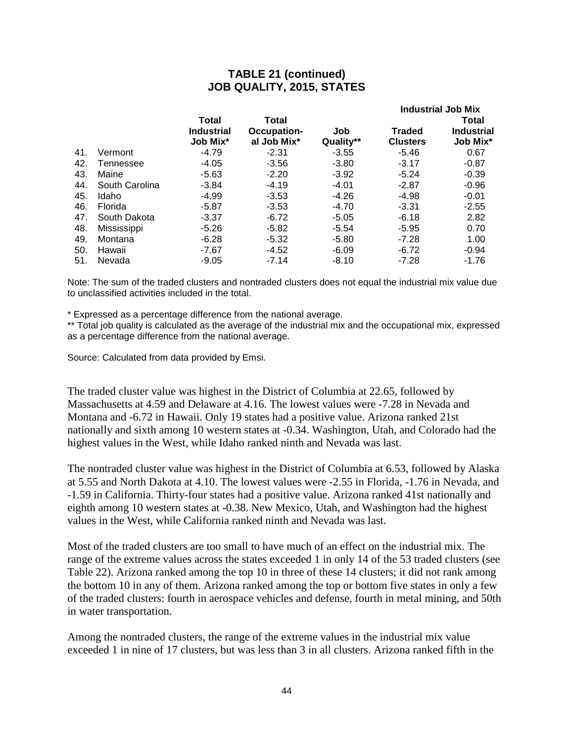## TABLE 21 (continued)
## JOB QUALITY, 2015, STATES

| | | Total Industrial Job Mix* | Total Occupation-al Job Mix* | Job Quality** | Industrial Job Mix | |
|---|---|---|---|---|---|---|
| | | | | | Traded Clusters | Total Industrial Job Mix* |
| 41. | Vermont | -4.79 | -2.31 | -3.55 | -5.46 | 0.67 |
| 42. | Tennessee | -4.05 | -3.56 | -3.80 | -3.17 | -0.87 |
| 43. | Maine | -5.63 | -2.20 | -3.92 | -5.24 | -0.39 |
| 44. | South Carolina | -3.84 | -4.19 | -4.01 | -2.87 | -0.96 |
| 45. | Idaho | -4.99 | -3.53 | -4.26 | -4.98 | -0.01 |
| 46. | Florida | -5.87 | -3.53 | -4.70 | -3.31 | -2.55 |
| 47. | South Dakota | -3.37 | -6.72 | -5.05 | -6.18 | 2.82 |
| 48. | Mississippi | -5.26 | -5.82 | -5.54 | -5.95 | 0.70 |
| 49. | Montana | -6.28 | -5.32 | -5.80 | -7.28 | 1.00 |
| 50. | Hawaii | -7.67 | -4.52 | -6.09 | -6.72 | -0.94 |
| 51. | Nevada | -9.05 | -7.14 | -8.10 | -7.28 | -1.76 |

Note: The sum of the traded clusters and nontraded clusters does not equal the industrial mix value due to unclassified activities included in the total.

\* Expressed as a percentage difference from the national average.

\*\* Total job quality is calculated as the average of the industrial mix and the occupational mix, expressed as a percentage difference from the national average.

Source: Calculated from data provided by Emsi.

The traded cluster value was highest in the District of Columbia at 22.65, followed by Massachusetts at 4.59 and Delaware at 4.16. The lowest values were -7.28 in Nevada and Montana and -6.72 in Hawaii. Only 19 states had a positive value. Arizona ranked 21st nationally and sixth among 10 western states at -0.34. Washington, Utah, and Colorado had the highest values in the West, while Idaho ranked ninth and Nevada was last.

The nontraded cluster value was highest in the District of Columbia at 6.53, followed by Alaska at 5.55 and North Dakota at 4.10. The lowest values were -2.55 in Florida, -1.76 in Nevada, and -1.59 in California. Thirty-four states had a positive value. Arizona ranked 41st nationally and eighth among 10 western states at -0.38. New Mexico, Utah, and Washington had the highest values in the West, while California ranked ninth and Nevada was last.

Most of the traded clusters are too small to have much of an effect on the industrial mix. The range of the extreme values across the states exceeded 1 in only 14 of the 53 traded clusters (see Table 22). Arizona ranked among the top 10 in three of these 14 clusters; it did not rank among the bottom 10 in any of them. Arizona ranked among the top or bottom five states in only a few of the traded clusters: fourth in aerospace vehicles and defense, fourth in metal mining, and 50th in water transportation.

Among the nontraded clusters, the range of the extreme values in the industrial mix value exceeded 1 in nine of 17 clusters, but was less than 3 in all clusters. Arizona ranked fifth in the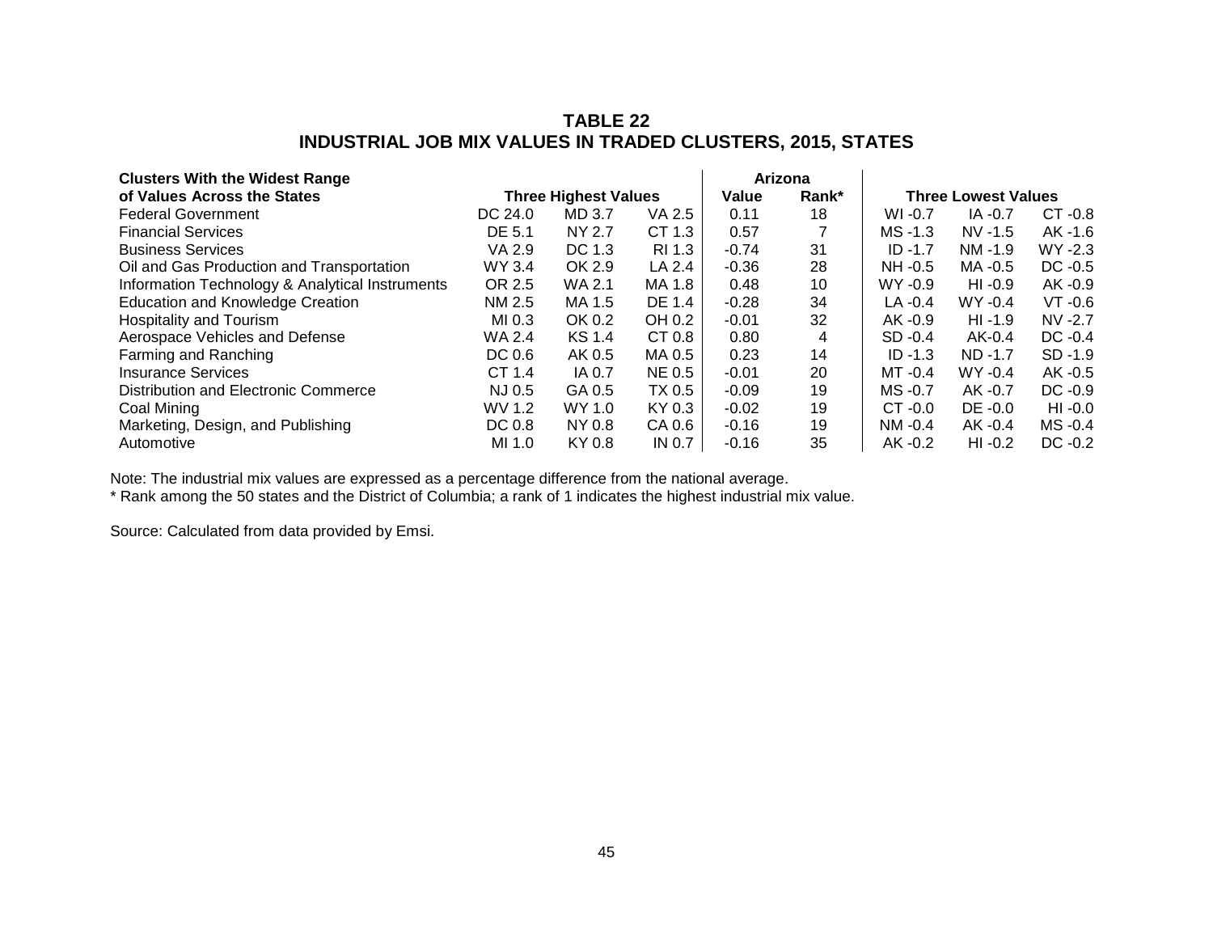# TABLE 22
## INDUSTRIAL JOB MIX VALUES IN TRADED CLUSTERS, 2015, STATES

| Clusters With the Widest Range of Values Across the States | Three Highest Values | | | Arizona Value | Arizona Rank* | Three Lowest Values | | |
|---|---|---|---|---|---|---|---|---|
| Federal Government | DC 24.0 | MD 3.7 | VA 2.5 | 0.11 | 18 | WI -0.7 | IA -0.7 | CT -0.8 |
| Financial Services | DE 5.1 | NY 2.7 | CT 1.3 | 0.57 | 7 | MS -1.3 | NV -1.5 | AK -1.6 |
| Business Services | VA 2.9 | DC 1.3 | RI 1.3 | -0.74 | 31 | ID -1.7 | NM -1.9 | WY -2.3 |
| Oil and Gas Production and Transportation | WY 3.4 | OK 2.9 | LA 2.4 | -0.36 | 28 | NH -0.5 | MA -0.5 | DC -0.5 |
| Information Technology & Analytical Instruments | OR 2.5 | WA 2.1 | MA 1.8 | 0.48 | 10 | WY -0.9 | HI -0.9 | AK -0.9 |
| Education and Knowledge Creation | NM 2.5 | MA 1.5 | DE 1.4 | -0.28 | 34 | LA -0.4 | WY -0.4 | VT -0.6 |
| Hospitality and Tourism | MI 0.3 | OK 0.2 | OH 0.2 | -0.01 | 32 | AK -0.9 | HI -1.9 | NV -2.7 |
| Aerospace Vehicles and Defense | WA 2.4 | KS 1.4 | CT 0.8 | 0.80 | 4 | SD -0.4 | AK-0.4 | DC -0.4 |
| Farming and Ranching | DC 0.6 | AK 0.5 | MA 0.5 | 0.23 | 14 | ID -1.3 | ND -1.7 | SD -1.9 |
| Insurance Services | CT 1.4 | IA 0.7 | NE 0.5 | -0.01 | 20 | MT -0.4 | WY -0.4 | AK -0.5 |
| Distribution and Electronic Commerce | NJ 0.5 | GA 0.5 | TX 0.5 | -0.09 | 19 | MS -0.7 | AK -0.7 | DC -0.9 |
| Coal Mining | WV 1.2 | WY 1.0 | KY 0.3 | -0.02 | 19 | CT -0.0 | DE -0.0 | HI -0.0 |
| Marketing, Design, and Publishing | DC 0.8 | NY 0.8 | CA 0.6 | -0.16 | 19 | NM -0.4 | AK -0.4 | MS -0.4 |
| Automotive | MI 1.0 | KY 0.8 | IN 0.7 | -0.16 | 35 | AK -0.2 | HI -0.2 | DC -0.2 |

Note: The industrial mix values are expressed as a percentage difference from the national average.
* Rank among the 50 states and the District of Columbia; a rank of 1 indicates the highest industrial mix value.

Source: Calculated from data provided by Emsi.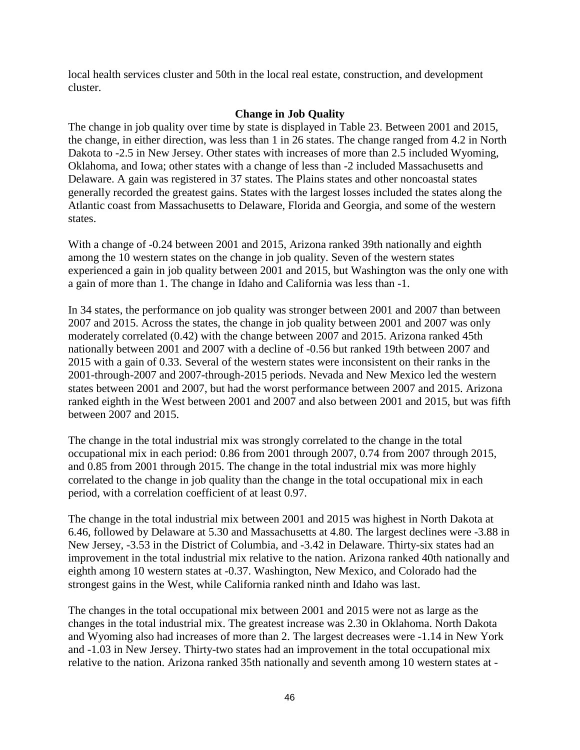local health services cluster and 50th in the local real estate, construction, and development cluster.

## Change in Job Quality

The change in job quality over time by state is displayed in Table 23. Between 2001 and 2015, the change, in either direction, was less than 1 in 26 states. The change ranged from 4.2 in North Dakota to -2.5 in New Jersey. Other states with increases of more than 2.5 included Wyoming, Oklahoma, and Iowa; other states with a change of less than -2 included Massachusetts and Delaware. A gain was registered in 37 states. The Plains states and other noncoastal states generally recorded the greatest gains. States with the largest losses included the states along the Atlantic coast from Massachusetts to Delaware, Florida and Georgia, and some of the western states.

With a change of -0.24 between 2001 and 2015, Arizona ranked 39th nationally and eighth among the 10 western states on the change in job quality. Seven of the western states experienced a gain in job quality between 2001 and 2015, but Washington was the only one with a gain of more than 1. The change in Idaho and California was less than -1.

In 34 states, the performance on job quality was stronger between 2001 and 2007 than between 2007 and 2015. Across the states, the change in job quality between 2001 and 2007 was only moderately correlated (0.42) with the change between 2007 and 2015. Arizona ranked 45th nationally between 2001 and 2007 with a decline of -0.56 but ranked 19th between 2007 and 2015 with a gain of 0.33. Several of the western states were inconsistent on their ranks in the 2001-through-2007 and 2007-through-2015 periods. Nevada and New Mexico led the western states between 2001 and 2007, but had the worst performance between 2007 and 2015. Arizona ranked eighth in the West between 2001 and 2007 and also between 2001 and 2015, but was fifth between 2007 and 2015.

The change in the total industrial mix was strongly correlated to the change in the total occupational mix in each period: 0.86 from 2001 through 2007, 0.74 from 2007 through 2015, and 0.85 from 2001 through 2015. The change in the total industrial mix was more highly correlated to the change in job quality than the change in the total occupational mix in each period, with a correlation coefficient of at least 0.97.

The change in the total industrial mix between 2001 and 2015 was highest in North Dakota at 6.46, followed by Delaware at 5.30 and Massachusetts at 4.80. The largest declines were -3.88 in New Jersey, -3.53 in the District of Columbia, and -3.42 in Delaware. Thirty-six states had an improvement in the total industrial mix relative to the nation. Arizona ranked 40th nationally and eighth among 10 western states at -0.37. Washington, New Mexico, and Colorado had the strongest gains in the West, while California ranked ninth and Idaho was last.

The changes in the total occupational mix between 2001 and 2015 were not as large as the changes in the total industrial mix. The greatest increase was 2.30 in Oklahoma. North Dakota and Wyoming also had increases of more than 2. The largest decreases were -1.14 in New York and -1.03 in New Jersey. Thirty-two states had an improvement in the total occupational mix relative to the nation. Arizona ranked 35th nationally and seventh among 10 western states at -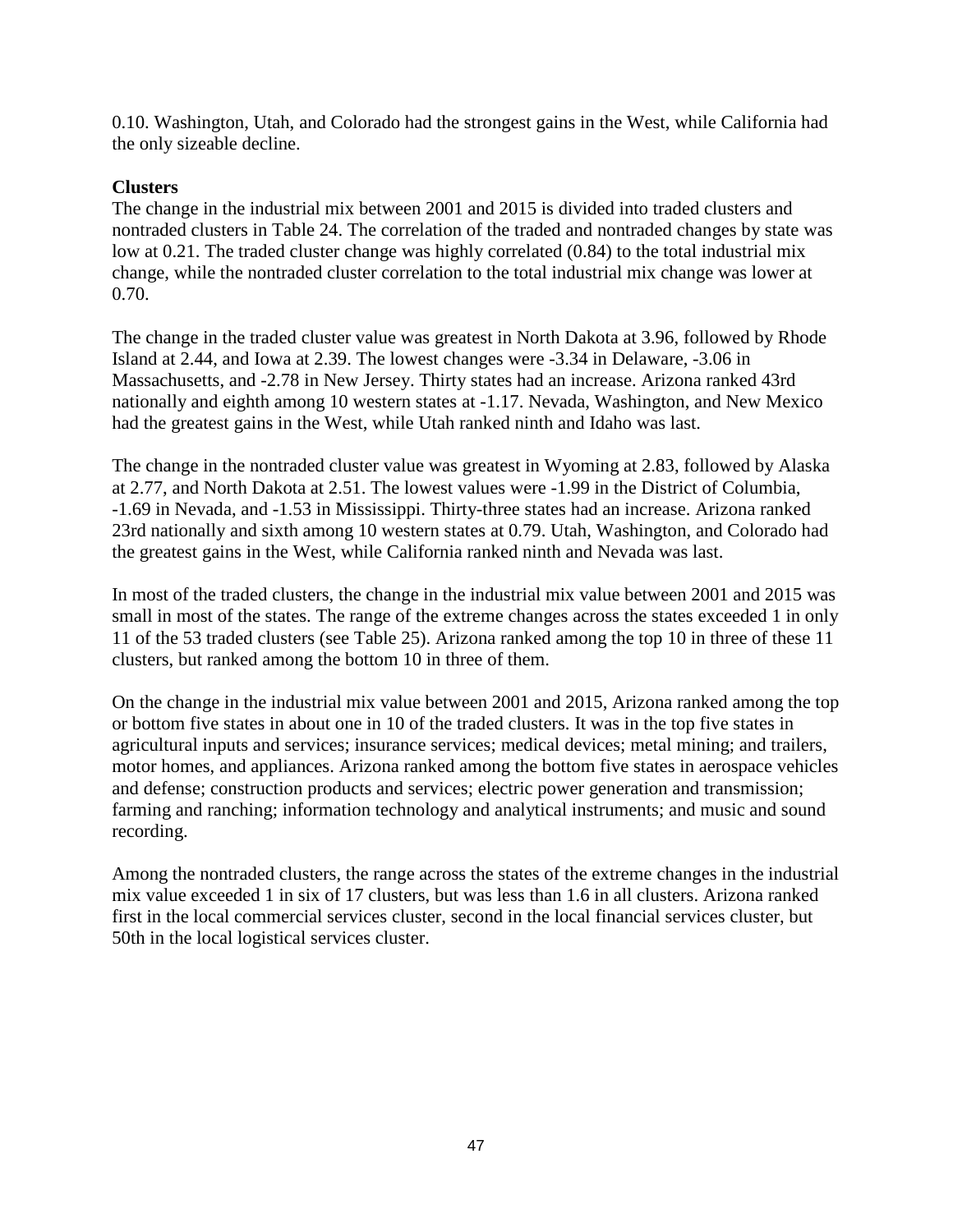0.10. Washington, Utah, and Colorado had the strongest gains in the West, while California had the only sizeable decline.

**Clusters**

The change in the industrial mix between 2001 and 2015 is divided into traded clusters and nontraded clusters in Table 24. The correlation of the traded and nontraded changes by state was low at 0.21. The traded cluster change was highly correlated (0.84) to the total industrial mix change, while the nontraded cluster correlation to the total industrial mix change was lower at 0.70.

The change in the traded cluster value was greatest in North Dakota at 3.96, followed by Rhode Island at 2.44, and Iowa at 2.39. The lowest changes were -3.34 in Delaware, -3.06 in Massachusetts, and -2.78 in New Jersey. Thirty states had an increase. Arizona ranked 43rd nationally and eighth among 10 western states at -1.17. Nevada, Washington, and New Mexico had the greatest gains in the West, while Utah ranked ninth and Idaho was last.

The change in the nontraded cluster value was greatest in Wyoming at 2.83, followed by Alaska at 2.77, and North Dakota at 2.51. The lowest values were -1.99 in the District of Columbia, -1.69 in Nevada, and -1.53 in Mississippi. Thirty-three states had an increase. Arizona ranked 23rd nationally and sixth among 10 western states at 0.79. Utah, Washington, and Colorado had the greatest gains in the West, while California ranked ninth and Nevada was last.

In most of the traded clusters, the change in the industrial mix value between 2001 and 2015 was small in most of the states. The range of the extreme changes across the states exceeded 1 in only 11 of the 53 traded clusters (see Table 25). Arizona ranked among the top 10 in three of these 11 clusters, but ranked among the bottom 10 in three of them.

On the change in the industrial mix value between 2001 and 2015, Arizona ranked among the top or bottom five states in about one in 10 of the traded clusters. It was in the top five states in agricultural inputs and services; insurance services; medical devices; metal mining; and trailers, motor homes, and appliances. Arizona ranked among the bottom five states in aerospace vehicles and defense; construction products and services; electric power generation and transmission; farming and ranching; information technology and analytical instruments; and music and sound recording.

Among the nontraded clusters, the range across the states of the extreme changes in the industrial mix value exceeded 1 in six of 17 clusters, but was less than 1.6 in all clusters. Arizona ranked first in the local commercial services cluster, second in the local financial services cluster, but 50th in the local logistical services cluster.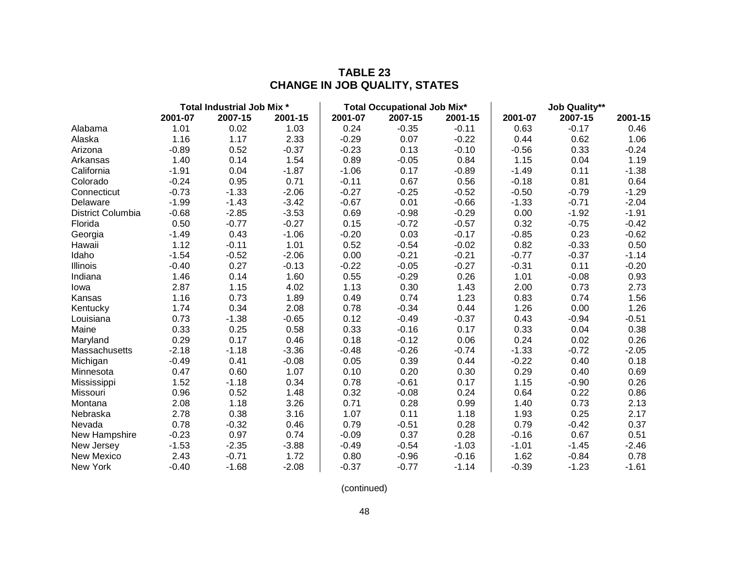# TABLE 23
# CHANGE IN JOB QUALITY, STATES

| | Total Industrial Job Mix * | | | Total Occupational Job Mix* | | | Job Quality** | | |
|---|---|---|---|---|---|---|---|---|---|
| | 2001-07 | 2007-15 | 2001-15 | 2001-07 | 2007-15 | 2001-15 | 2001-07 | 2007-15 | 2001-15 |
| Alabama | 1.01 | 0.02 | 1.03 | 0.24 | -0.35 | -0.11 | 0.63 | -0.17 | 0.46 |
| Alaska | 1.16 | 1.17 | 2.33 | -0.29 | 0.07 | -0.22 | 0.44 | 0.62 | 1.06 |
| Arizona | -0.89 | 0.52 | -0.37 | -0.23 | 0.13 | -0.10 | -0.56 | 0.33 | -0.24 |
| Arkansas | 1.40 | 0.14 | 1.54 | 0.89 | -0.05 | 0.84 | 1.15 | 0.04 | 1.19 |
| California | -1.91 | 0.04 | -1.87 | -1.06 | 0.17 | -0.89 | -1.49 | 0.11 | -1.38 |
| Colorado | -0.24 | 0.95 | 0.71 | -0.11 | 0.67 | 0.56 | -0.18 | 0.81 | 0.64 |
| Connecticut | -0.73 | -1.33 | -2.06 | -0.27 | -0.25 | -0.52 | -0.50 | -0.79 | -1.29 |
| Delaware | -1.99 | -1.43 | -3.42 | -0.67 | 0.01 | -0.66 | -1.33 | -0.71 | -2.04 |
| District Columbia | -0.68 | -2.85 | -3.53 | 0.69 | -0.98 | -0.29 | 0.00 | -1.92 | -1.91 |
| Florida | 0.50 | -0.77 | -0.27 | 0.15 | -0.72 | -0.57 | 0.32 | -0.75 | -0.42 |
| Georgia | -1.49 | 0.43 | -1.06 | -0.20 | 0.03 | -0.17 | -0.85 | 0.23 | -0.62 |
| Hawaii | 1.12 | -0.11 | 1.01 | 0.52 | -0.54 | -0.02 | 0.82 | -0.33 | 0.50 |
| Idaho | -1.54 | -0.52 | -2.06 | 0.00 | -0.21 | -0.21 | -0.77 | -0.37 | -1.14 |
| Illinois | -0.40 | 0.27 | -0.13 | -0.22 | -0.05 | -0.27 | -0.31 | 0.11 | -0.20 |
| Indiana | 1.46 | 0.14 | 1.60 | 0.55 | -0.29 | 0.26 | 1.01 | -0.08 | 0.93 |
| Iowa | 2.87 | 1.15 | 4.02 | 1.13 | 0.30 | 1.43 | 2.00 | 0.73 | 2.73 |
| Kansas | 1.16 | 0.73 | 1.89 | 0.49 | 0.74 | 1.23 | 0.83 | 0.74 | 1.56 |
| Kentucky | 1.74 | 0.34 | 2.08 | 0.78 | -0.34 | 0.44 | 1.26 | 0.00 | 1.26 |
| Louisiana | 0.73 | -1.38 | -0.65 | 0.12 | -0.49 | -0.37 | 0.43 | -0.94 | -0.51 |
| Maine | 0.33 | 0.25 | 0.58 | 0.33 | -0.16 | 0.17 | 0.33 | 0.04 | 0.38 |
| Maryland | 0.29 | 0.17 | 0.46 | 0.18 | -0.12 | 0.06 | 0.24 | 0.02 | 0.26 |
| Massachusetts | -2.18 | -1.18 | -3.36 | -0.48 | -0.26 | -0.74 | -1.33 | -0.72 | -2.05 |
| Michigan | -0.49 | 0.41 | -0.08 | 0.05 | 0.39 | 0.44 | -0.22 | 0.40 | 0.18 |
| Minnesota | 0.47 | 0.60 | 1.07 | 0.10 | 0.20 | 0.30 | 0.29 | 0.40 | 0.69 |
| Mississippi | 1.52 | -1.18 | 0.34 | 0.78 | -0.61 | 0.17 | 1.15 | -0.90 | 0.26 |
| Missouri | 0.96 | 0.52 | 1.48 | 0.32 | -0.08 | 0.24 | 0.64 | 0.22 | 0.86 |
| Montana | 2.08 | 1.18 | 3.26 | 0.71 | 0.28 | 0.99 | 1.40 | 0.73 | 2.13 |
| Nebraska | 2.78 | 0.38 | 3.16 | 1.07 | 0.11 | 1.18 | 1.93 | 0.25 | 2.17 |
| Nevada | 0.78 | -0.32 | 0.46 | 0.79 | -0.51 | 0.28 | 0.79 | -0.42 | 0.37 |
| New Hampshire | -0.23 | 0.97 | 0.74 | -0.09 | 0.37 | 0.28 | -0.16 | 0.67 | 0.51 |
| New Jersey | -1.53 | -2.35 | -3.88 | -0.49 | -0.54 | -1.03 | -1.01 | -1.45 | -2.46 |
| New Mexico | 2.43 | -0.71 | 1.72 | 0.80 | -0.96 | -0.16 | 1.62 | -0.84 | 0.78 |
| New York | -0.40 | -1.68 | -2.08 | -0.37 | -0.77 | -1.14 | -0.39 | -1.23 | -1.61 |

(continued)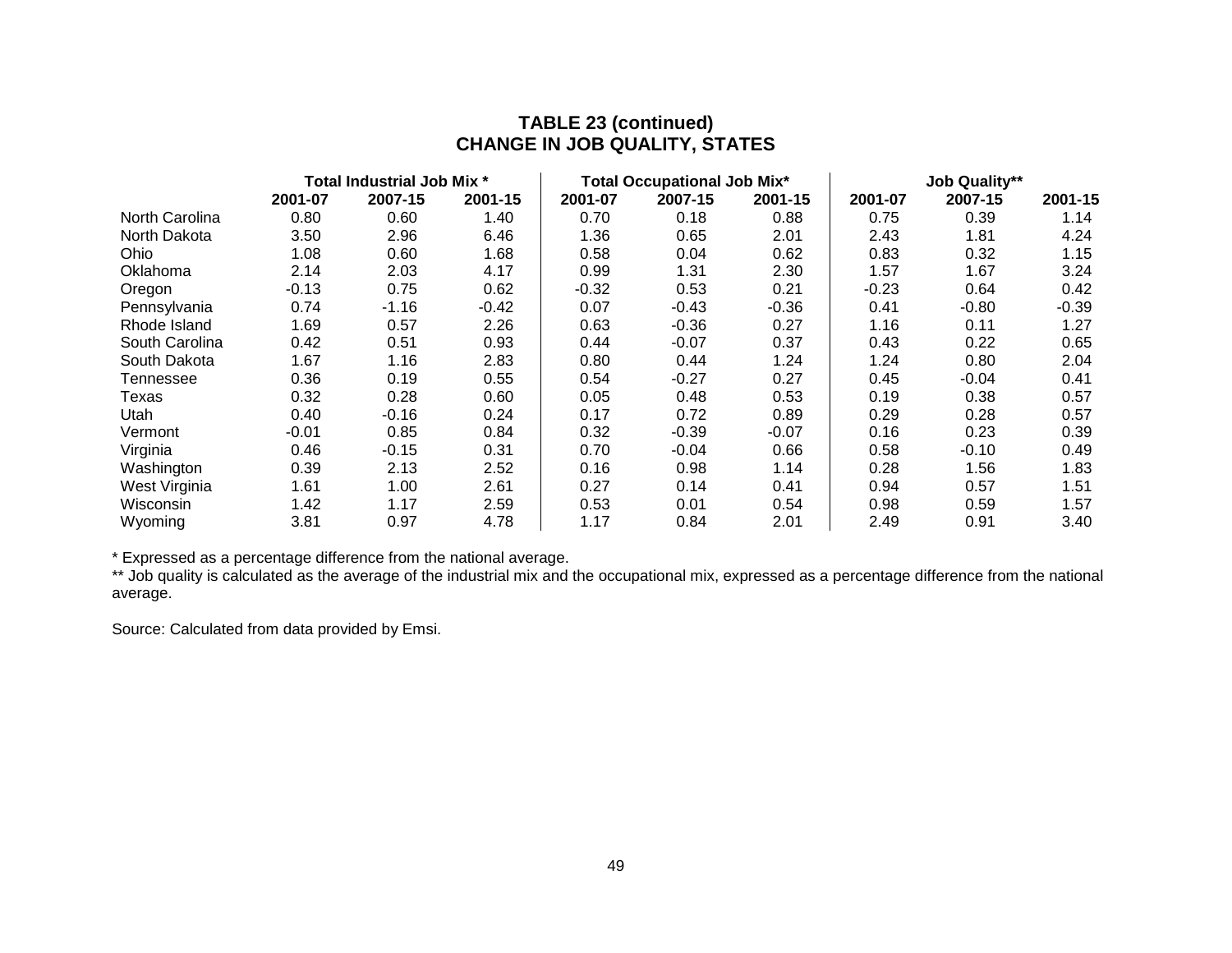## TABLE 23 (continued)
## CHANGE IN JOB QUALITY, STATES

| | Total Industrial Job Mix * | | | Total Occupational Job Mix* | | | Job Quality** | | |
|---|---|---|---|---|---|---|---|---|---|
| | 2001-07 | 2007-15 | 2001-15 | 2001-07 | 2007-15 | 2001-15 | 2001-07 | 2007-15 | 2001-15 |
| North Carolina | 0.80 | 0.60 | 1.40 | 0.70 | 0.18 | 0.88 | 0.75 | 0.39 | 1.14 |
| North Dakota | 3.50 | 2.96 | 6.46 | 1.36 | 0.65 | 2.01 | 2.43 | 1.81 | 4.24 |
| Ohio | 1.08 | 0.60 | 1.68 | 0.58 | 0.04 | 0.62 | 0.83 | 0.32 | 1.15 |
| Oklahoma | 2.14 | 2.03 | 4.17 | 0.99 | 1.31 | 2.30 | 1.57 | 1.67 | 3.24 |
| Oregon | -0.13 | 0.75 | 0.62 | -0.32 | 0.53 | 0.21 | -0.23 | 0.64 | 0.42 |
| Pennsylvania | 0.74 | -1.16 | -0.42 | 0.07 | -0.43 | -0.36 | 0.41 | -0.80 | -0.39 |
| Rhode Island | 1.69 | 0.57 | 2.26 | 0.63 | -0.36 | 0.27 | 1.16 | 0.11 | 1.27 |
| South Carolina | 0.42 | 0.51 | 0.93 | 0.44 | -0.07 | 0.37 | 0.43 | 0.22 | 0.65 |
| South Dakota | 1.67 | 1.16 | 2.83 | 0.80 | 0.44 | 1.24 | 1.24 | 0.80 | 2.04 |
| Tennessee | 0.36 | 0.19 | 0.55 | 0.54 | -0.27 | 0.27 | 0.45 | -0.04 | 0.41 |
| Texas | 0.32 | 0.28 | 0.60 | 0.05 | 0.48 | 0.53 | 0.19 | 0.38 | 0.57 |
| Utah | 0.40 | -0.16 | 0.24 | 0.17 | 0.72 | 0.89 | 0.29 | 0.28 | 0.57 |
| Vermont | -0.01 | 0.85 | 0.84 | 0.32 | -0.39 | -0.07 | 0.16 | 0.23 | 0.39 |
| Virginia | 0.46 | -0.15 | 0.31 | 0.70 | -0.04 | 0.66 | 0.58 | -0.10 | 0.49 |
| Washington | 0.39 | 2.13 | 2.52 | 0.16 | 0.98 | 1.14 | 0.28 | 1.56 | 1.83 |
| West Virginia | 1.61 | 1.00 | 2.61 | 0.27 | 0.14 | 0.41 | 0.94 | 0.57 | 1.51 |
| Wisconsin | 1.42 | 1.17 | 2.59 | 0.53 | 0.01 | 0.54 | 0.98 | 0.59 | 1.57 |
| Wyoming | 3.81 | 0.97 | 4.78 | 1.17 | 0.84 | 2.01 | 2.49 | 0.91 | 3.40 |

* Expressed as a percentage difference from the national average.

** Job quality is calculated as the average of the industrial mix and the occupational mix, expressed as a percentage difference from the national average.

Source: Calculated from data provided by Emsi.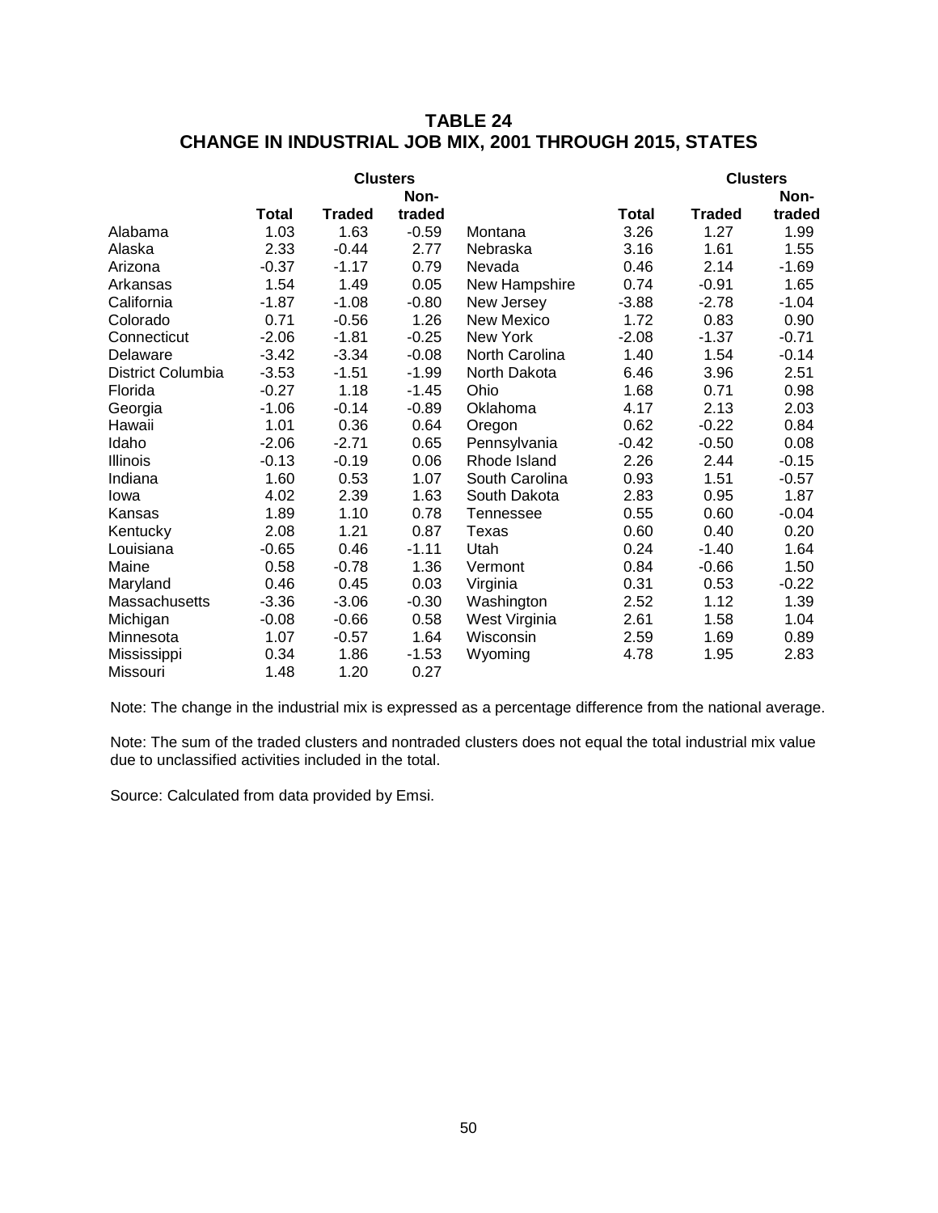## TABLE 24
## CHANGE IN INDUSTRIAL JOB MIX, 2001 THROUGH 2015, STATES

| | Total | Clusters Traded | Clusters Non-traded | | Total | Clusters Traded | Clusters Non-traded |
|---|---|---|---|---|---|---|---|
| Alabama | 1.03 | 1.63 | -0.59 | Montana | 3.26 | 1.27 | 1.99 |
| Alaska | 2.33 | -0.44 | 2.77 | Nebraska | 3.16 | 1.61 | 1.55 |
| Arizona | -0.37 | -1.17 | 0.79 | Nevada | 0.46 | 2.14 | -1.69 |
| Arkansas | 1.54 | 1.49 | 0.05 | New Hampshire | 0.74 | -0.91 | 1.65 |
| California | -1.87 | -1.08 | -0.80 | New Jersey | -3.88 | -2.78 | -1.04 |
| Colorado | 0.71 | -0.56 | 1.26 | New Mexico | 1.72 | 0.83 | 0.90 |
| Connecticut | -2.06 | -1.81 | -0.25 | New York | -2.08 | -1.37 | -0.71 |
| Delaware | -3.42 | -3.34 | -0.08 | North Carolina | 1.40 | 1.54 | -0.14 |
| District Columbia | -3.53 | -1.51 | -1.99 | North Dakota | 6.46 | 3.96 | 2.51 |
| Florida | -0.27 | 1.18 | -1.45 | Ohio | 1.68 | 0.71 | 0.98 |
| Georgia | -1.06 | -0.14 | -0.89 | Oklahoma | 4.17 | 2.13 | 2.03 |
| Hawaii | 1.01 | 0.36 | 0.64 | Oregon | 0.62 | -0.22 | 0.84 |
| Idaho | -2.06 | -2.71 | 0.65 | Pennsylvania | -0.42 | -0.50 | 0.08 |
| Illinois | -0.13 | -0.19 | 0.06 | Rhode Island | 2.26 | 2.44 | -0.15 |
| Indiana | 1.60 | 0.53 | 1.07 | South Carolina | 0.93 | 1.51 | -0.57 |
| Iowa | 4.02 | 2.39 | 1.63 | South Dakota | 2.83 | 0.95 | 1.87 |
| Kansas | 1.89 | 1.10 | 0.78 | Tennessee | 0.55 | 0.60 | -0.04 |
| Kentucky | 2.08 | 1.21 | 0.87 | Texas | 0.60 | 0.40 | 0.20 |
| Louisiana | -0.65 | 0.46 | -1.11 | Utah | 0.24 | -1.40 | 1.64 |
| Maine | 0.58 | -0.78 | 1.36 | Vermont | 0.84 | -0.66 | 1.50 |
| Maryland | 0.46 | 0.45 | 0.03 | Virginia | 0.31 | 0.53 | -0.22 |
| Massachusetts | -3.36 | -3.06 | -0.30 | Washington | 2.52 | 1.12 | 1.39 |
| Michigan | -0.08 | -0.66 | 0.58 | West Virginia | 2.61 | 1.58 | 1.04 |
| Minnesota | 1.07 | -0.57 | 1.64 | Wisconsin | 2.59 | 1.69 | 0.89 |
| Mississippi | 0.34 | 1.86 | -1.53 | Wyoming | 4.78 | 1.95 | 2.83 |
| Missouri | 1.48 | 1.20 | 0.27 | | | | |

Note: The change in the industrial mix is expressed as a percentage difference from the national average.

Note: The sum of the traded clusters and nontraded clusters does not equal the total industrial mix value due to unclassified activities included in the total.

Source: Calculated from data provided by Emsi.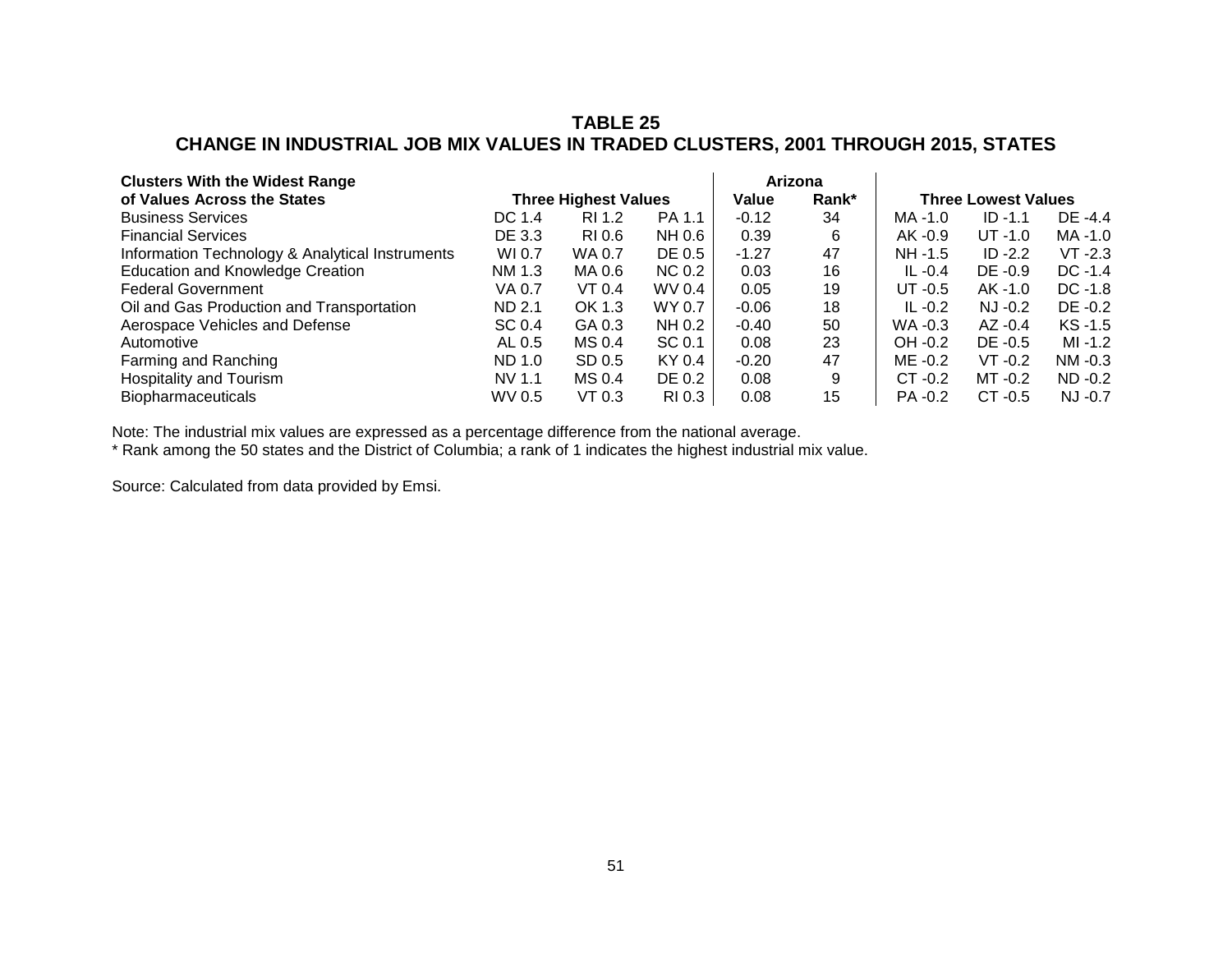# TABLE 25
# CHANGE IN INDUSTRIAL JOB MIX VALUES IN TRADED CLUSTERS, 2001 THROUGH 2015, STATES

| Clusters With the Widest Range of Values Across the States | Three Highest Values | | | Arizona Value | Arizona Rank* | Three Lowest Values | | |
|---|---|---|---|---|---|---|---|---|
| Business Services | DC 1.4 | RI 1.2 | PA 1.1 | -0.12 | 34 | MA -1.0 | ID -1.1 | DE -4.4 |
| Financial Services | DE 3.3 | RI 0.6 | NH 0.6 | 0.39 | 6 | AK -0.9 | UT -1.0 | MA -1.0 |
| Information Technology & Analytical Instruments | WI 0.7 | WA 0.7 | DE 0.5 | -1.27 | 47 | NH -1.5 | ID -2.2 | VT -2.3 |
| Education and Knowledge Creation | NM 1.3 | MA 0.6 | NC 0.2 | 0.03 | 16 | IL -0.4 | DE -0.9 | DC -1.4 |
| Federal Government | VA 0.7 | VT 0.4 | WV 0.4 | 0.05 | 19 | UT -0.5 | AK -1.0 | DC -1.8 |
| Oil and Gas Production and Transportation | ND 2.1 | OK 1.3 | WY 0.7 | -0.06 | 18 | IL -0.2 | NJ -0.2 | DE -0.2 |
| Aerospace Vehicles and Defense | SC 0.4 | GA 0.3 | NH 0.2 | -0.40 | 50 | WA -0.3 | AZ -0.4 | KS -1.5 |
| Automotive | AL 0.5 | MS 0.4 | SC 0.1 | 0.08 | 23 | OH -0.2 | DE -0.5 | MI -1.2 |
| Farming and Ranching | ND 1.0 | SD 0.5 | KY 0.4 | -0.20 | 47 | ME -0.2 | VT -0.2 | NM -0.3 |
| Hospitality and Tourism | NV 1.1 | MS 0.4 | DE 0.2 | 0.08 | 9 | CT -0.2 | MT -0.2 | ND -0.2 |
| Biopharmaceuticals | WV 0.5 | VT 0.3 | RI 0.3 | 0.08 | 15 | PA -0.2 | CT -0.5 | NJ -0.7 |

Note: The industrial mix values are expressed as a percentage difference from the national average.
* Rank among the 50 states and the District of Columbia; a rank of 1 indicates the highest industrial mix value.

Source: Calculated from data provided by Emsi.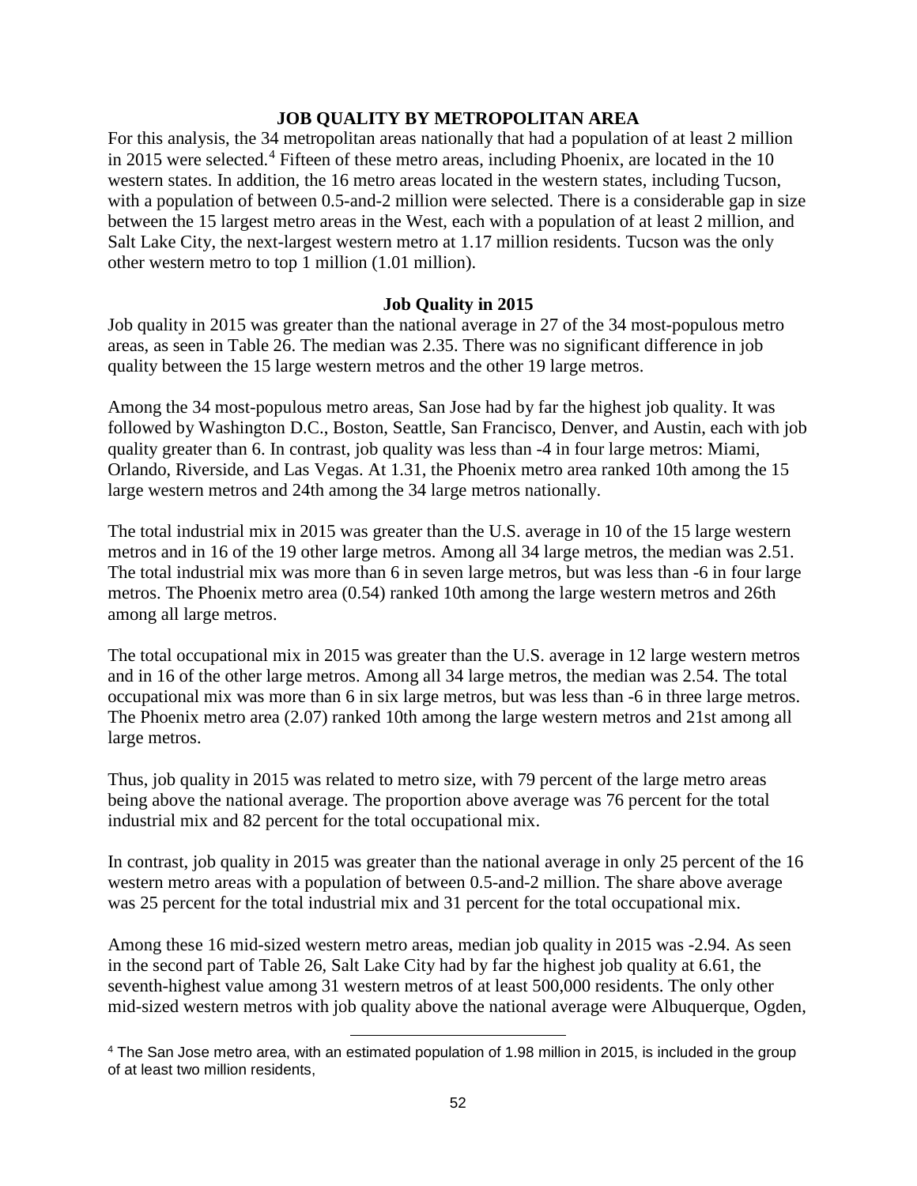## JOB QUALITY BY METROPOLITAN AREA

For this analysis, the 34 metropolitan areas nationally that had a population of at least 2 million in 2015 were selected.[4] Fifteen of these metro areas, including Phoenix, are located in the 10 western states. In addition, the 16 metro areas located in the western states, including Tucson, with a population of between 0.5-and-2 million were selected. There is a considerable gap in size between the 15 largest metro areas in the West, each with a population of at least 2 million, and Salt Lake City, the next-largest western metro at 1.17 million residents. Tucson was the only other western metro to top 1 million (1.01 million).

### Job Quality in 2015

Job quality in 2015 was greater than the national average in 27 of the 34 most-populous metro areas, as seen in Table 26. The median was 2.35. There was no significant difference in job quality between the 15 large western metros and the other 19 large metros.

Among the 34 most-populous metro areas, San Jose had by far the highest job quality. It was followed by Washington D.C., Boston, Seattle, San Francisco, Denver, and Austin, each with job quality greater than 6. In contrast, job quality was less than -4 in four large metros: Miami, Orlando, Riverside, and Las Vegas. At 1.31, the Phoenix metro area ranked 10th among the 15 large western metros and 24th among the 34 large metros nationally.

The total industrial mix in 2015 was greater than the U.S. average in 10 of the 15 large western metros and in 16 of the 19 other large metros. Among all 34 large metros, the median was 2.51. The total industrial mix was more than 6 in seven large metros, but was less than -6 in four large metros. The Phoenix metro area (0.54) ranked 10th among the large western metros and 26th among all large metros.

The total occupational mix in 2015 was greater than the U.S. average in 12 large western metros and in 16 of the other large metros. Among all 34 large metros, the median was 2.54. The total occupational mix was more than 6 in six large metros, but was less than -6 in three large metros. The Phoenix metro area (2.07) ranked 10th among the large western metros and 21st among all large metros.

Thus, job quality in 2015 was related to metro size, with 79 percent of the large metro areas being above the national average. The proportion above average was 76 percent for the total industrial mix and 82 percent for the total occupational mix.

In contrast, job quality in 2015 was greater than the national average in only 25 percent of the 16 western metro areas with a population of between 0.5-and-2 million. The share above average was 25 percent for the total industrial mix and 31 percent for the total occupational mix.

Among these 16 mid-sized western metro areas, median job quality in 2015 was -2.94. As seen in the second part of Table 26, Salt Lake City had by far the highest job quality at 6.61, the seventh-highest value among 31 western metros of at least 500,000 residents. The only other mid-sized western metros with job quality above the national average were Albuquerque, Ogden,

[4] The San Jose metro area, with an estimated population of 1.98 million in 2015, is included in the group of at least two million residents,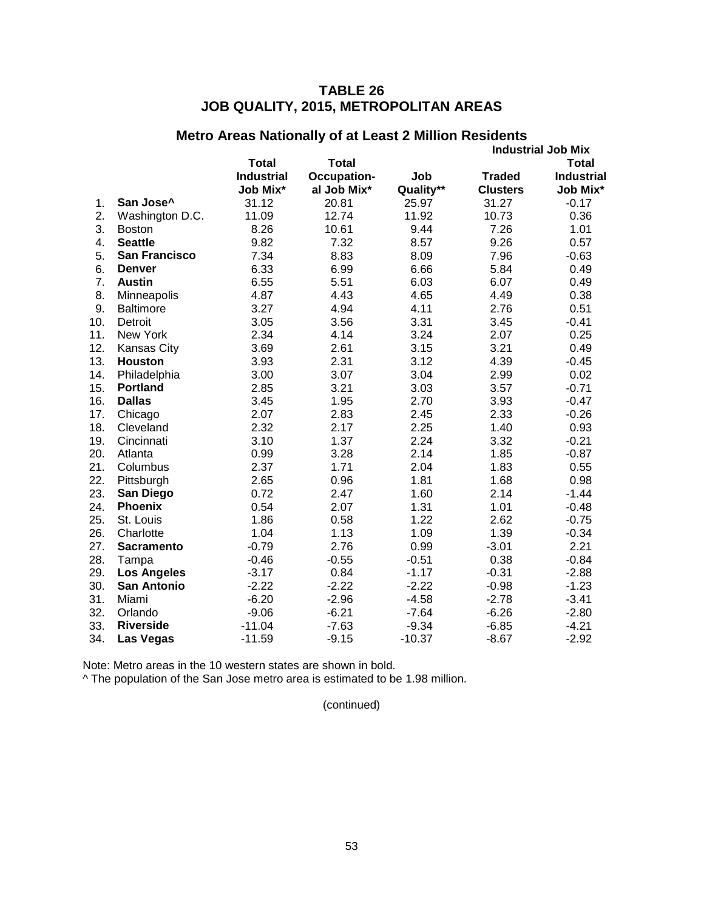# TABLE 26
# JOB QUALITY, 2015, METROPOLITAN AREAS

## Metro Areas Nationally of at Least 2 Million Residents

| | | Total Industrial Job Mix* | Total Occupational Job Mix* | Job Quality** | Industrial Job Mix | |
|---|---|---|---|---|---|---|
| | | | | | Traded Clusters | Total Industrial Job Mix* |
| 1. | **San Jose^** | 31.12 | 20.81 | 25.97 | 31.27 | -0.17 |
| 2. | Washington D.C. | 11.09 | 12.74 | 11.92 | 10.73 | 0.36 |
| 3. | Boston | 8.26 | 10.61 | 9.44 | 7.26 | 1.01 |
| 4. | **Seattle** | 9.82 | 7.32 | 8.57 | 9.26 | 0.57 |
| 5. | **San Francisco** | 7.34 | 8.83 | 8.09 | 7.96 | -0.63 |
| 6. | **Denver** | 6.33 | 6.99 | 6.66 | 5.84 | 0.49 |
| 7. | **Austin** | 6.55 | 5.51 | 6.03 | 6.07 | 0.49 |
| 8. | Minneapolis | 4.87 | 4.43 | 4.65 | 4.49 | 0.38 |
| 9. | Baltimore | 3.27 | 4.94 | 4.11 | 2.76 | 0.51 |
| 10. | Detroit | 3.05 | 3.56 | 3.31 | 3.45 | -0.41 |
| 11. | New York | 2.34 | 4.14 | 3.24 | 2.07 | 0.25 |
| 12. | Kansas City | 3.69 | 2.61 | 3.15 | 3.21 | 0.49 |
| 13. | **Houston** | 3.93 | 2.31 | 3.12 | 4.39 | -0.45 |
| 14. | Philadelphia | 3.00 | 3.07 | 3.04 | 2.99 | 0.02 |
| 15. | **Portland** | 2.85 | 3.21 | 3.03 | 3.57 | -0.71 |
| 16. | **Dallas** | 3.45 | 1.95 | 2.70 | 3.93 | -0.47 |
| 17. | Chicago | 2.07 | 2.83 | 2.45 | 2.33 | -0.26 |
| 18. | Cleveland | 2.32 | 2.17 | 2.25 | 1.40 | 0.93 |
| 19. | Cincinnati | 3.10 | 1.37 | 2.24 | 3.32 | -0.21 |
| 20. | Atlanta | 0.99 | 3.28 | 2.14 | 1.85 | -0.87 |
| 21. | Columbus | 2.37 | 1.71 | 2.04 | 1.83 | 0.55 |
| 22. | Pittsburgh | 2.65 | 0.96 | 1.81 | 1.68 | 0.98 |
| 23. | **San Diego** | 0.72 | 2.47 | 1.60 | 2.14 | -1.44 |
| 24. | **Phoenix** | 0.54 | 2.07 | 1.31 | 1.01 | -0.48 |
| 25. | St. Louis | 1.86 | 0.58 | 1.22 | 2.62 | -0.75 |
| 26. | Charlotte | 1.04 | 1.13 | 1.09 | 1.39 | -0.34 |
| 27. | **Sacramento** | -0.79 | 2.76 | 0.99 | -3.01 | 2.21 |
| 28. | Tampa | -0.46 | -0.55 | -0.51 | 0.38 | -0.84 |
| 29. | **Los Angeles** | -3.17 | 0.84 | -1.17 | -0.31 | -2.88 |
| 30. | **San Antonio** | -2.22 | -2.22 | -2.22 | -0.98 | -1.23 |
| 31. | Miami | -6.20 | -2.96 | -4.58 | -2.78 | -3.41 |
| 32. | Orlando | -9.06 | -6.21 | -7.64 | -6.26 | -2.80 |
| 33. | **Riverside** | -11.04 | -7.63 | -9.34 | -6.85 | -4.21 |
| 34. | **Las Vegas** | -11.59 | -9.15 | -10.37 | -8.67 | -2.92 |

Note: Metro areas in the 10 western states are shown in bold.
^ The population of the San Jose metro area is estimated to be 1.98 million.

(continued)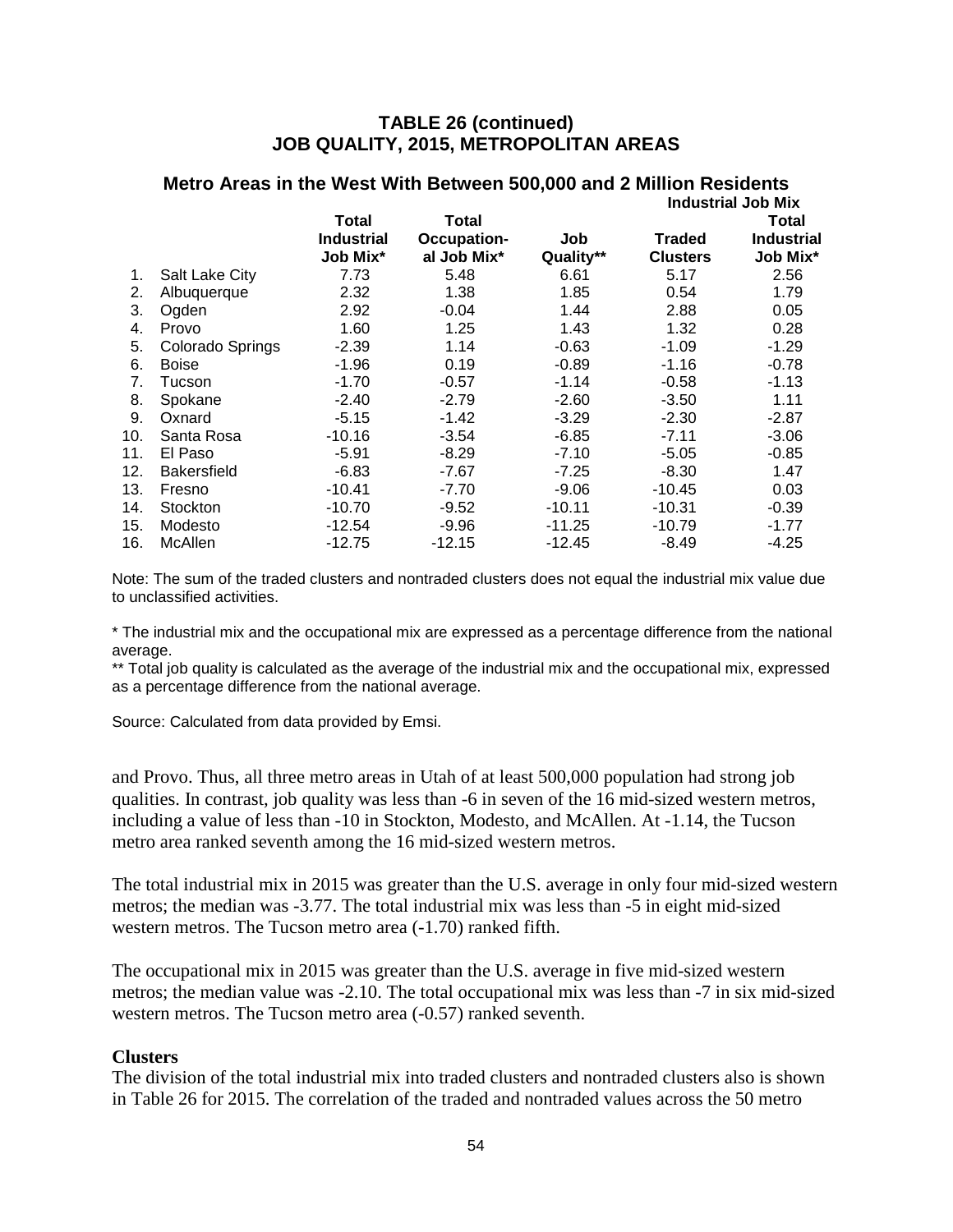## TABLE 26 (continued)
## JOB QUALITY, 2015, METROPOLITAN AREAS

### Metro Areas in the West With Between 500,000 and 2 Million Residents

| | | Total Industrial Job Mix* | Total Occupation-al Job Mix* | Job Quality** | Industrial Job Mix | |
|---|---|---|---|---|---|---|
| | | | | | Traded Clusters | Total Industrial Job Mix* |
| 1. | Salt Lake City | 7.73 | 5.48 | 6.61 | 5.17 | 2.56 |
| 2. | Albuquerque | 2.32 | 1.38 | 1.85 | 0.54 | 1.79 |
| 3. | Ogden | 2.92 | -0.04 | 1.44 | 2.88 | 0.05 |
| 4. | Provo | 1.60 | 1.25 | 1.43 | 1.32 | 0.28 |
| 5. | Colorado Springs | -2.39 | 1.14 | -0.63 | -1.09 | -1.29 |
| 6. | Boise | -1.96 | 0.19 | -0.89 | -1.16 | -0.78 |
| 7. | Tucson | -1.70 | -0.57 | -1.14 | -0.58 | -1.13 |
| 8. | Spokane | -2.40 | -2.79 | -2.60 | -3.50 | 1.11 |
| 9. | Oxnard | -5.15 | -1.42 | -3.29 | -2.30 | -2.87 |
| 10. | Santa Rosa | -10.16 | -3.54 | -6.85 | -7.11 | -3.06 |
| 11. | El Paso | -5.91 | -8.29 | -7.10 | -5.05 | -0.85 |
| 12. | Bakersfield | -6.83 | -7.67 | -7.25 | -8.30 | 1.47 |
| 13. | Fresno | -10.41 | -7.70 | -9.06 | -10.45 | 0.03 |
| 14. | Stockton | -10.70 | -9.52 | -10.11 | -10.31 | -0.39 |
| 15. | Modesto | -12.54 | -9.96 | -11.25 | -10.79 | -1.77 |
| 16. | McAllen | -12.75 | -12.15 | -12.45 | -8.49 | -4.25 |

Note: The sum of the traded clusters and nontraded clusters does not equal the industrial mix value due to unclassified activities.

* The industrial mix and the occupational mix are expressed as a percentage difference from the national average.

** Total job quality is calculated as the average of the industrial mix and the occupational mix, expressed as a percentage difference from the national average.

Source: Calculated from data provided by Emsi.

and Provo. Thus, all three metro areas in Utah of at least 500,000 population had strong job qualities. In contrast, job quality was less than -6 in seven of the 16 mid-sized western metros, including a value of less than -10 in Stockton, Modesto, and McAllen. At -1.14, the Tucson metro area ranked seventh among the 16 mid-sized western metros.

The total industrial mix in 2015 was greater than the U.S. average in only four mid-sized western metros; the median was -3.77. The total industrial mix was less than -5 in eight mid-sized western metros. The Tucson metro area (-1.70) ranked fifth.

The occupational mix in 2015 was greater than the U.S. average in five mid-sized western metros; the median value was -2.10. The total occupational mix was less than -7 in six mid-sized western metros. The Tucson metro area (-0.57) ranked seventh.

**Clusters**

The division of the total industrial mix into traded clusters and nontraded clusters also is shown in Table 26 for 2015. The correlation of the traded and nontraded values across the 50 metro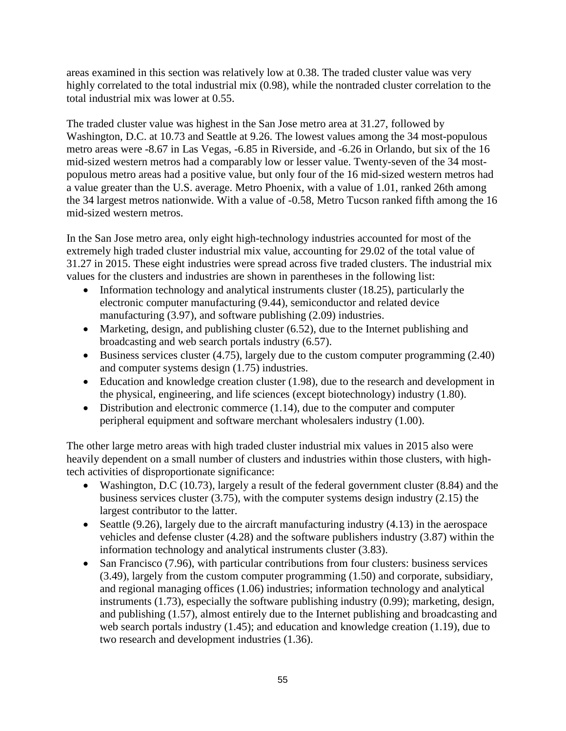areas examined in this section was relatively low at 0.38. The traded cluster value was very highly correlated to the total industrial mix (0.98), while the nontraded cluster correlation to the total industrial mix was lower at 0.55.

The traded cluster value was highest in the San Jose metro area at 31.27, followed by Washington, D.C. at 10.73 and Seattle at 9.26. The lowest values among the 34 most-populous metro areas were -8.67 in Las Vegas, -6.85 in Riverside, and -6.26 in Orlando, but six of the 16 mid-sized western metros had a comparably low or lesser value. Twenty-seven of the 34 most-populous metro areas had a positive value, but only four of the 16 mid-sized western metros had a value greater than the U.S. average. Metro Phoenix, with a value of 1.01, ranked 26th among the 34 largest metros nationwide. With a value of -0.58, Metro Tucson ranked fifth among the 16 mid-sized western metros.

In the San Jose metro area, only eight high-technology industries accounted for most of the extremely high traded cluster industrial mix value, accounting for 29.02 of the total value of 31.27 in 2015. These eight industries were spread across five traded clusters. The industrial mix values for the clusters and industries are shown in parentheses in the following list:

- Information technology and analytical instruments cluster (18.25), particularly the electronic computer manufacturing (9.44), semiconductor and related device manufacturing (3.97), and software publishing (2.09) industries.
- Marketing, design, and publishing cluster (6.52), due to the Internet publishing and broadcasting and web search portals industry (6.57).
- Business services cluster (4.75), largely due to the custom computer programming (2.40) and computer systems design (1.75) industries.
- Education and knowledge creation cluster (1.98), due to the research and development in the physical, engineering, and life sciences (except biotechnology) industry (1.80).
- Distribution and electronic commerce (1.14), due to the computer and computer peripheral equipment and software merchant wholesalers industry (1.00).

The other large metro areas with high traded cluster industrial mix values in 2015 also were heavily dependent on a small number of clusters and industries within those clusters, with high-tech activities of disproportionate significance:

- Washington, D.C (10.73), largely a result of the federal government cluster (8.84) and the business services cluster (3.75), with the computer systems design industry (2.15) the largest contributor to the latter.
- Seattle (9.26), largely due to the aircraft manufacturing industry (4.13) in the aerospace vehicles and defense cluster (4.28) and the software publishers industry (3.87) within the information technology and analytical instruments cluster (3.83).
- San Francisco (7.96), with particular contributions from four clusters: business services (3.49), largely from the custom computer programming (1.50) and corporate, subsidiary, and regional managing offices (1.06) industries; information technology and analytical instruments (1.73), especially the software publishing industry (0.99); marketing, design, and publishing (1.57), almost entirely due to the Internet publishing and broadcasting and web search portals industry (1.45); and education and knowledge creation (1.19), due to two research and development industries (1.36).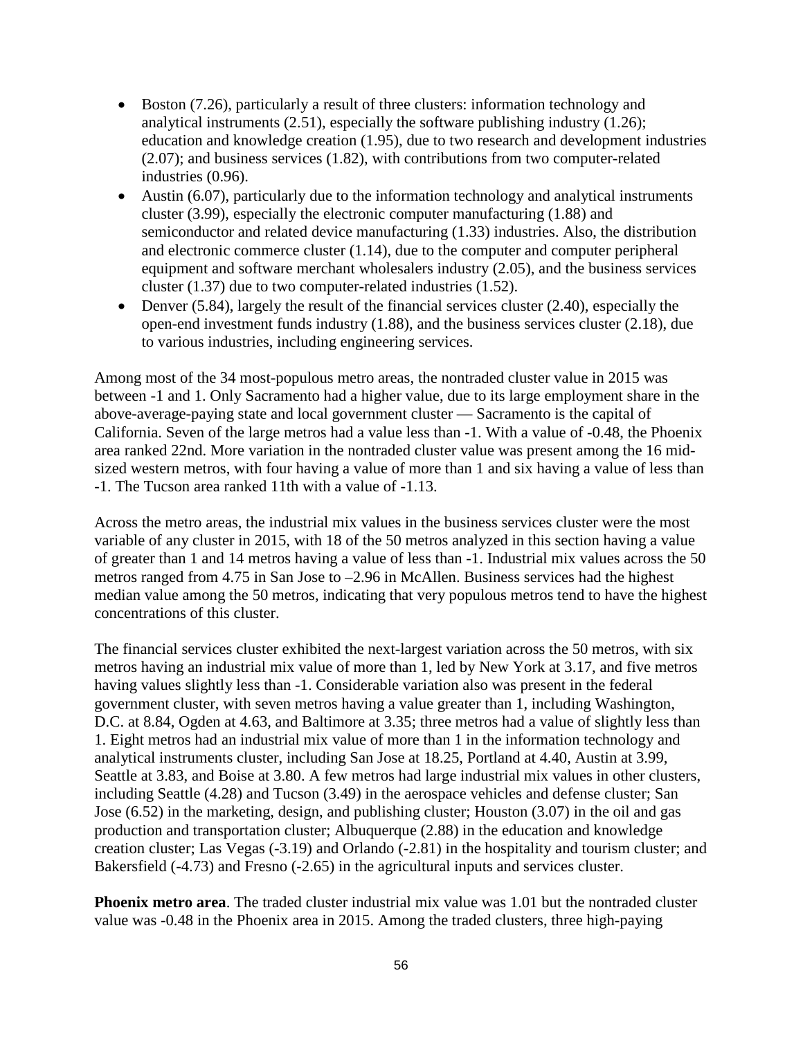- Boston (7.26), particularly a result of three clusters: information technology and analytical instruments (2.51), especially the software publishing industry (1.26); education and knowledge creation (1.95), due to two research and development industries (2.07); and business services (1.82), with contributions from two computer-related industries (0.96).
- Austin (6.07), particularly due to the information technology and analytical instruments cluster (3.99), especially the electronic computer manufacturing (1.88) and semiconductor and related device manufacturing (1.33) industries. Also, the distribution and electronic commerce cluster (1.14), due to the computer and computer peripheral equipment and software merchant wholesalers industry (2.05), and the business services cluster (1.37) due to two computer-related industries (1.52).
- Denver (5.84), largely the result of the financial services cluster (2.40), especially the open-end investment funds industry (1.88), and the business services cluster (2.18), due to various industries, including engineering services.

Among most of the 34 most-populous metro areas, the nontraded cluster value in 2015 was between -1 and 1. Only Sacramento had a higher value, due to its large employment share in the above-average-paying state and local government cluster — Sacramento is the capital of California. Seven of the large metros had a value less than -1. With a value of -0.48, the Phoenix area ranked 22nd. More variation in the nontraded cluster value was present among the 16 mid-sized western metros, with four having a value of more than 1 and six having a value of less than -1. The Tucson area ranked 11th with a value of -1.13.

Across the metro areas, the industrial mix values in the business services cluster were the most variable of any cluster in 2015, with 18 of the 50 metros analyzed in this section having a value of greater than 1 and 14 metros having a value of less than -1. Industrial mix values across the 50 metros ranged from 4.75 in San Jose to –2.96 in McAllen. Business services had the highest median value among the 50 metros, indicating that very populous metros tend to have the highest concentrations of this cluster.

The financial services cluster exhibited the next-largest variation across the 50 metros, with six metros having an industrial mix value of more than 1, led by New York at 3.17, and five metros having values slightly less than -1. Considerable variation also was present in the federal government cluster, with seven metros having a value greater than 1, including Washington, D.C. at 8.84, Ogden at 4.63, and Baltimore at 3.35; three metros had a value of slightly less than 1. Eight metros had an industrial mix value of more than 1 in the information technology and analytical instruments cluster, including San Jose at 18.25, Portland at 4.40, Austin at 3.99, Seattle at 3.83, and Boise at 3.80. A few metros had large industrial mix values in other clusters, including Seattle (4.28) and Tucson (3.49) in the aerospace vehicles and defense cluster; San Jose (6.52) in the marketing, design, and publishing cluster; Houston (3.07) in the oil and gas production and transportation cluster; Albuquerque (2.88) in the education and knowledge creation cluster; Las Vegas (-3.19) and Orlando (-2.81) in the hospitality and tourism cluster; and Bakersfield (-4.73) and Fresno (-2.65) in the agricultural inputs and services cluster.

**Phoenix metro area**. The traded cluster industrial mix value was 1.01 but the nontraded cluster value was -0.48 in the Phoenix area in 2015. Among the traded clusters, three high-paying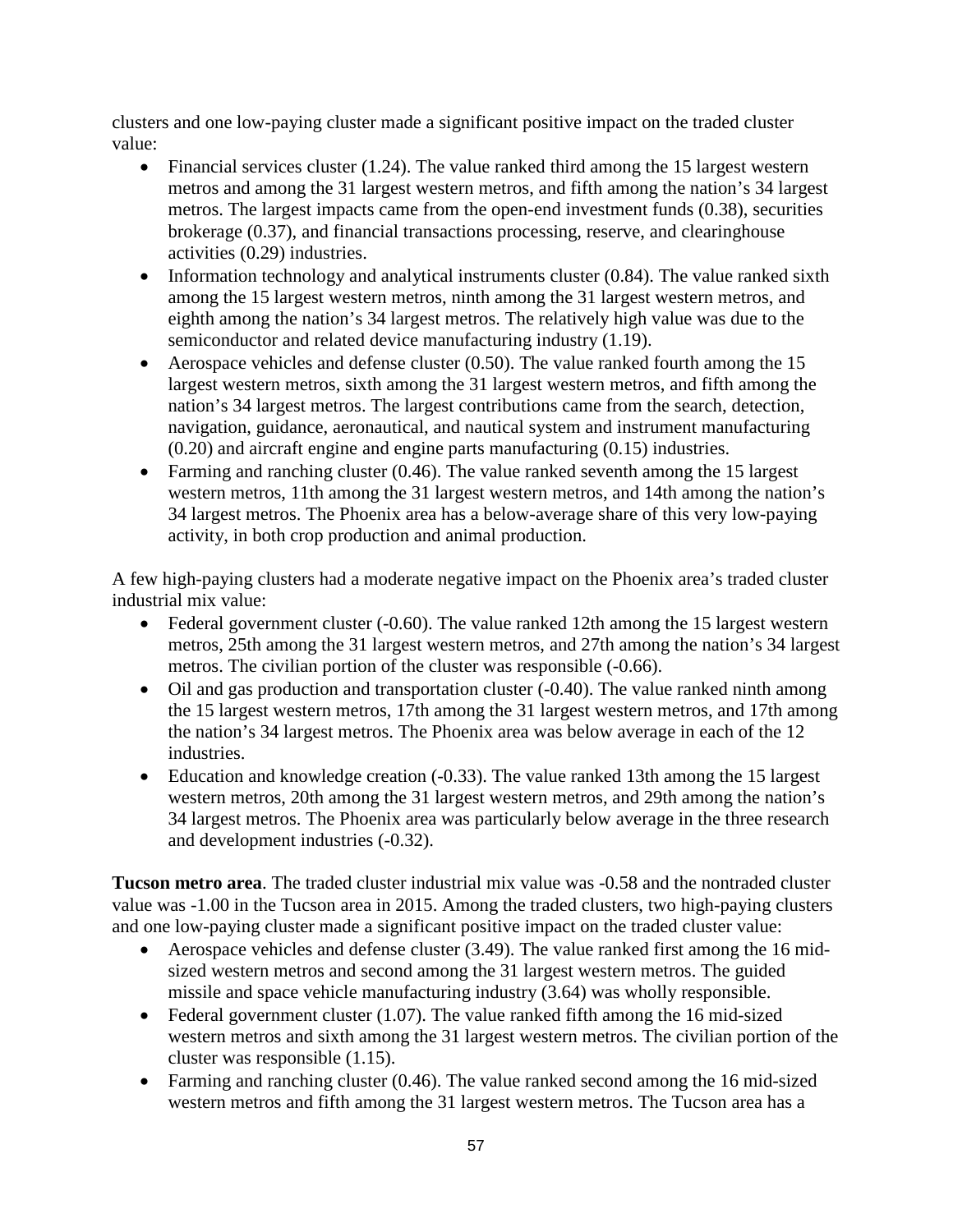clusters and one low-paying cluster made a significant positive impact on the traded cluster value:

- Financial services cluster (1.24). The value ranked third among the 15 largest western metros and among the 31 largest western metros, and fifth among the nation's 34 largest metros. The largest impacts came from the open-end investment funds (0.38), securities brokerage (0.37), and financial transactions processing, reserve, and clearinghouse activities (0.29) industries.
- Information technology and analytical instruments cluster (0.84). The value ranked sixth among the 15 largest western metros, ninth among the 31 largest western metros, and eighth among the nation's 34 largest metros. The relatively high value was due to the semiconductor and related device manufacturing industry (1.19).
- Aerospace vehicles and defense cluster (0.50). The value ranked fourth among the 15 largest western metros, sixth among the 31 largest western metros, and fifth among the nation's 34 largest metros. The largest contributions came from the search, detection, navigation, guidance, aeronautical, and nautical system and instrument manufacturing (0.20) and aircraft engine and engine parts manufacturing (0.15) industries.
- Farming and ranching cluster (0.46). The value ranked seventh among the 15 largest western metros, 11th among the 31 largest western metros, and 14th among the nation's 34 largest metros. The Phoenix area has a below-average share of this very low-paying activity, in both crop production and animal production.

A few high-paying clusters had a moderate negative impact on the Phoenix area's traded cluster industrial mix value:

- Federal government cluster (-0.60). The value ranked 12th among the 15 largest western metros, 25th among the 31 largest western metros, and 27th among the nation's 34 largest metros. The civilian portion of the cluster was responsible (-0.66).
- Oil and gas production and transportation cluster (-0.40). The value ranked ninth among the 15 largest western metros, 17th among the 31 largest western metros, and 17th among the nation's 34 largest metros. The Phoenix area was below average in each of the 12 industries.
- Education and knowledge creation (-0.33). The value ranked 13th among the 15 largest western metros, 20th among the 31 largest western metros, and 29th among the nation's 34 largest metros. The Phoenix area was particularly below average in the three research and development industries (-0.32).

**Tucson metro area**. The traded cluster industrial mix value was -0.58 and the nontraded cluster value was -1.00 in the Tucson area in 2015. Among the traded clusters, two high-paying clusters and one low-paying cluster made a significant positive impact on the traded cluster value:

- Aerospace vehicles and defense cluster (3.49). The value ranked first among the 16 mid-sized western metros and second among the 31 largest western metros. The guided missile and space vehicle manufacturing industry (3.64) was wholly responsible.
- Federal government cluster (1.07). The value ranked fifth among the 16 mid-sized western metros and sixth among the 31 largest western metros. The civilian portion of the cluster was responsible (1.15).
- Farming and ranching cluster (0.46). The value ranked second among the 16 mid-sized western metros and fifth among the 31 largest western metros. The Tucson area has a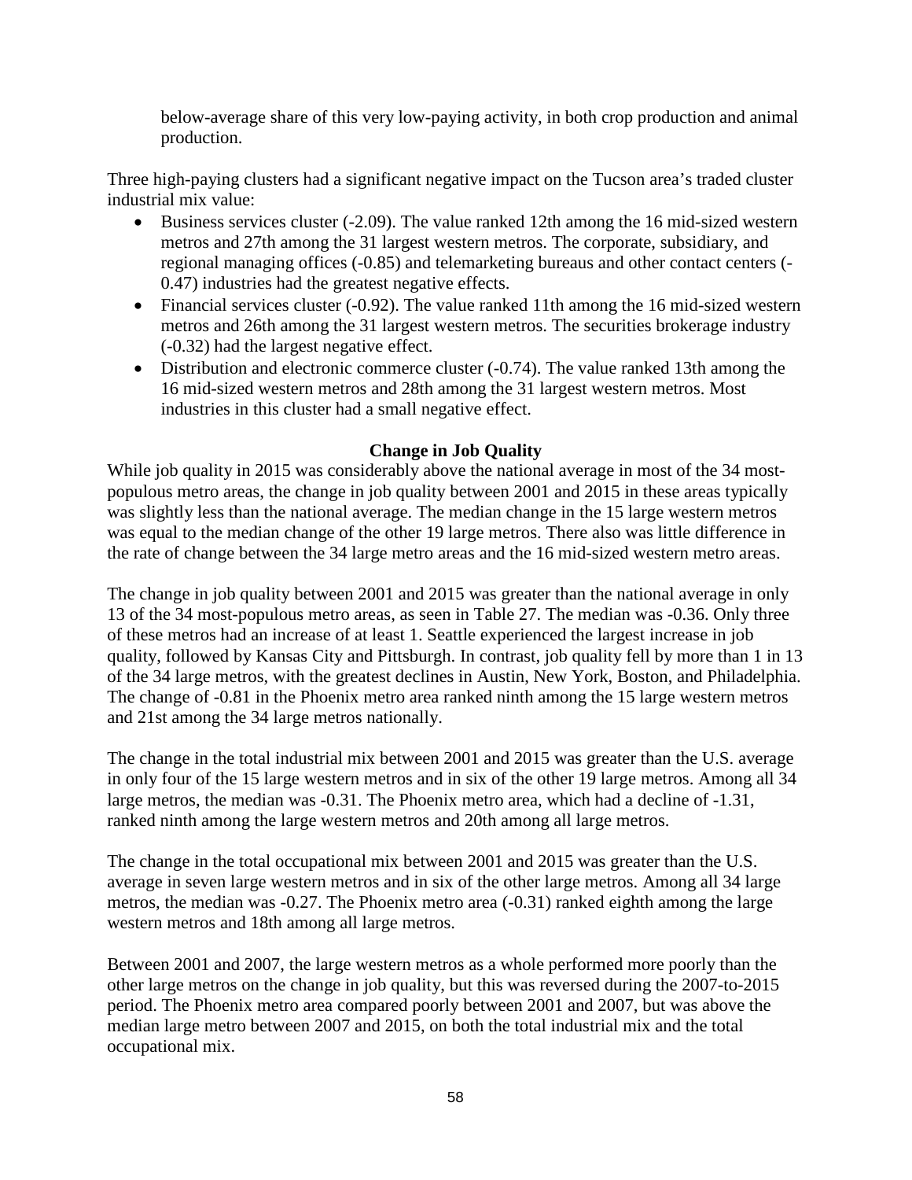below-average share of this very low-paying activity, in both crop production and animal production.

Three high-paying clusters had a significant negative impact on the Tucson area's traded cluster industrial mix value:

- Business services cluster (-2.09). The value ranked 12th among the 16 mid-sized western metros and 27th among the 31 largest western metros. The corporate, subsidiary, and regional managing offices (-0.85) and telemarketing bureaus and other contact centers (-0.47) industries had the greatest negative effects.
- Financial services cluster (-0.92). The value ranked 11th among the 16 mid-sized western metros and 26th among the 31 largest western metros. The securities brokerage industry (-0.32) had the largest negative effect.
- Distribution and electronic commerce cluster (-0.74). The value ranked 13th among the 16 mid-sized western metros and 28th among the 31 largest western metros. Most industries in this cluster had a small negative effect.

## Change in Job Quality

While job quality in 2015 was considerably above the national average in most of the 34 most-populous metro areas, the change in job quality between 2001 and 2015 in these areas typically was slightly less than the national average. The median change in the 15 large western metros was equal to the median change of the other 19 large metros. There also was little difference in the rate of change between the 34 large metro areas and the 16 mid-sized western metro areas.

The change in job quality between 2001 and 2015 was greater than the national average in only 13 of the 34 most-populous metro areas, as seen in Table 27. The median was -0.36. Only three of these metros had an increase of at least 1. Seattle experienced the largest increase in job quality, followed by Kansas City and Pittsburgh. In contrast, job quality fell by more than 1 in 13 of the 34 large metros, with the greatest declines in Austin, New York, Boston, and Philadelphia. The change of -0.81 in the Phoenix metro area ranked ninth among the 15 large western metros and 21st among the 34 large metros nationally.

The change in the total industrial mix between 2001 and 2015 was greater than the U.S. average in only four of the 15 large western metros and in six of the other 19 large metros. Among all 34 large metros, the median was -0.31. The Phoenix metro area, which had a decline of -1.31, ranked ninth among the large western metros and 20th among all large metros.

The change in the total occupational mix between 2001 and 2015 was greater than the U.S. average in seven large western metros and in six of the other large metros. Among all 34 large metros, the median was -0.27. The Phoenix metro area (-0.31) ranked eighth among the large western metros and 18th among all large metros.

Between 2001 and 2007, the large western metros as a whole performed more poorly than the other large metros on the change in job quality, but this was reversed during the 2007-to-2015 period. The Phoenix metro area compared poorly between 2001 and 2007, but was above the median large metro between 2007 and 2015, on both the total industrial mix and the total occupational mix.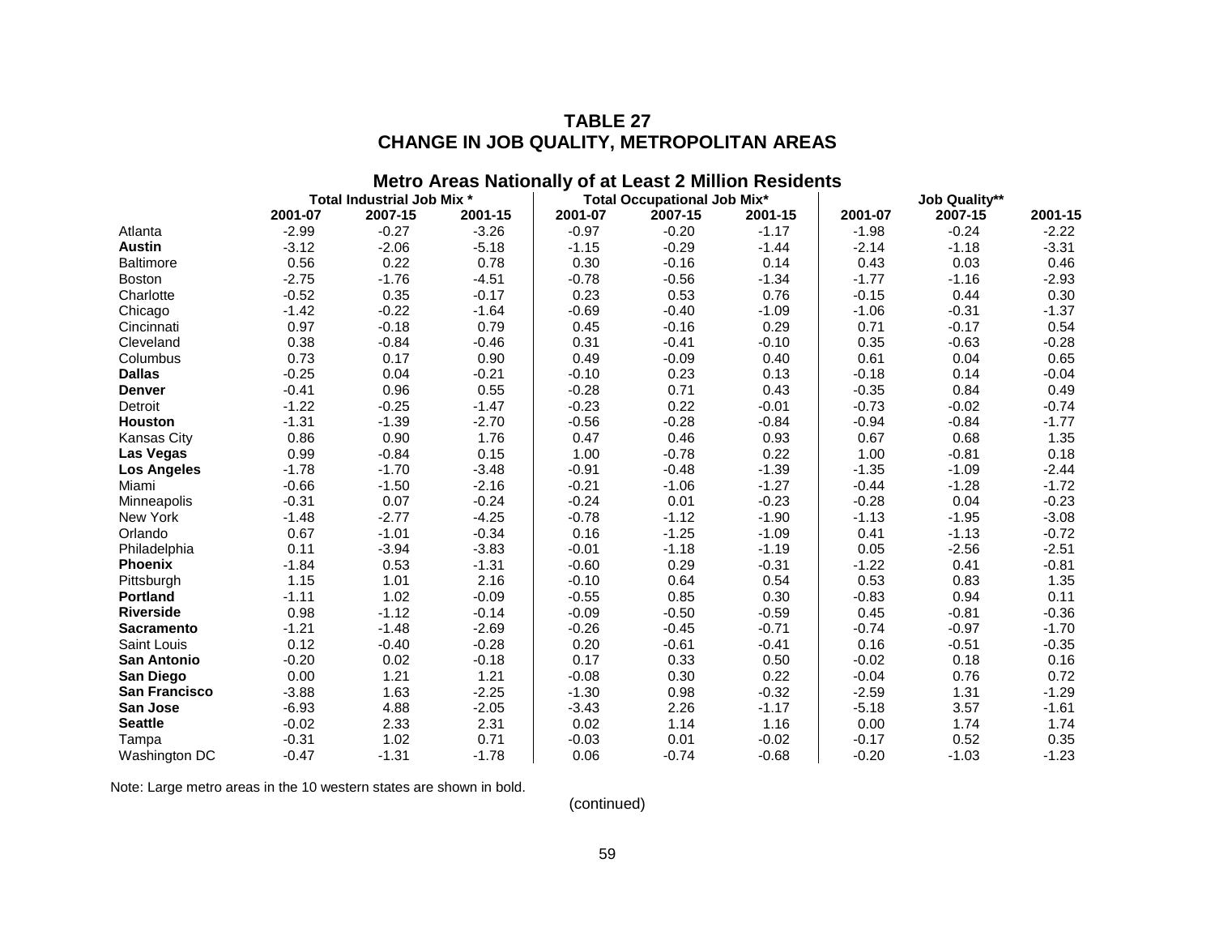# TABLE 27
# CHANGE IN JOB QUALITY, METROPOLITAN AREAS

## Metro Areas Nationally of at Least 2 Million Residents

| | Total Industrial Job Mix * | | | Total Occupational Job Mix* | | | Job Quality** | | |
|---|---|---|---|---|---|---|---|---|---|
| | 2001-07 | 2007-15 | 2001-15 | 2001-07 | 2007-15 | 2001-15 | 2001-07 | 2007-15 | 2001-15 |
| Atlanta | -2.99 | -0.27 | -3.26 | -0.97 | -0.20 | -1.17 | -1.98 | -0.24 | -2.22 |
| **Austin** | -3.12 | -2.06 | -5.18 | -1.15 | -0.29 | -1.44 | -2.14 | -1.18 | -3.31 |
| Baltimore | 0.56 | 0.22 | 0.78 | 0.30 | -0.16 | 0.14 | 0.43 | 0.03 | 0.46 |
| Boston | -2.75 | -1.76 | -4.51 | -0.78 | -0.56 | -1.34 | -1.77 | -1.16 | -2.93 |
| Charlotte | -0.52 | 0.35 | -0.17 | 0.23 | 0.53 | 0.76 | -0.15 | 0.44 | 0.30 |
| Chicago | -1.42 | -0.22 | -1.64 | -0.69 | -0.40 | -1.09 | -1.06 | -0.31 | -1.37 |
| Cincinnati | 0.97 | -0.18 | 0.79 | 0.45 | -0.16 | 0.29 | 0.71 | -0.17 | 0.54 |
| Cleveland | 0.38 | -0.84 | -0.46 | 0.31 | -0.41 | -0.10 | 0.35 | -0.63 | -0.28 |
| Columbus | 0.73 | 0.17 | 0.90 | 0.49 | -0.09 | 0.40 | 0.61 | 0.04 | 0.65 |
| **Dallas** | -0.25 | 0.04 | -0.21 | -0.10 | 0.23 | 0.13 | -0.18 | 0.14 | -0.04 |
| **Denver** | -0.41 | 0.96 | 0.55 | -0.28 | 0.71 | 0.43 | -0.35 | 0.84 | 0.49 |
| Detroit | -1.22 | -0.25 | -1.47 | -0.23 | 0.22 | -0.01 | -0.73 | -0.02 | -0.74 |
| **Houston** | -1.31 | -1.39 | -2.70 | -0.56 | -0.28 | -0.84 | -0.94 | -0.84 | -1.77 |
| Kansas City | 0.86 | 0.90 | 1.76 | 0.47 | 0.46 | 0.93 | 0.67 | 0.68 | 1.35 |
| **Las Vegas** | 0.99 | -0.84 | 0.15 | 1.00 | -0.78 | 0.22 | 1.00 | -0.81 | 0.18 |
| **Los Angeles** | -1.78 | -1.70 | -3.48 | -0.91 | -0.48 | -1.39 | -1.35 | -1.09 | -2.44 |
| Miami | -0.66 | -1.50 | -2.16 | -0.21 | -1.06 | -1.27 | -0.44 | -1.28 | -1.72 |
| Minneapolis | -0.31 | 0.07 | -0.24 | -0.24 | 0.01 | -0.23 | -0.28 | 0.04 | -0.23 |
| New York | -1.48 | -2.77 | -4.25 | -0.78 | -1.12 | -1.90 | -1.13 | -1.95 | -3.08 |
| Orlando | 0.67 | -1.01 | -0.34 | 0.16 | -1.25 | -1.09 | 0.41 | -1.13 | -0.72 |
| Philadelphia | 0.11 | -3.94 | -3.83 | -0.01 | -1.18 | -1.19 | 0.05 | -2.56 | -2.51 |
| **Phoenix** | -1.84 | 0.53 | -1.31 | -0.60 | 0.29 | -0.31 | -1.22 | 0.41 | -0.81 |
| Pittsburgh | 1.15 | 1.01 | 2.16 | -0.10 | 0.64 | 0.54 | 0.53 | 0.83 | 1.35 |
| **Portland** | -1.11 | 1.02 | -0.09 | -0.55 | 0.85 | 0.30 | -0.83 | 0.94 | 0.11 |
| **Riverside** | 0.98 | -1.12 | -0.14 | -0.09 | -0.50 | -0.59 | 0.45 | -0.81 | -0.36 |
| **Sacramento** | -1.21 | -1.48 | -2.69 | -0.26 | -0.45 | -0.71 | -0.74 | -0.97 | -1.70 |
| Saint Louis | 0.12 | -0.40 | -0.28 | 0.20 | -0.61 | -0.41 | 0.16 | -0.51 | -0.35 |
| **San Antonio** | -0.20 | 0.02 | -0.18 | 0.17 | 0.33 | 0.50 | -0.02 | 0.18 | 0.16 |
| **San Diego** | 0.00 | 1.21 | 1.21 | -0.08 | 0.30 | 0.22 | -0.04 | 0.76 | 0.72 |
| **San Francisco** | -3.88 | 1.63 | -2.25 | -1.30 | 0.98 | -0.32 | -2.59 | 1.31 | -1.29 |
| **San Jose** | -6.93 | 4.88 | -2.05 | -3.43 | 2.26 | -1.17 | -5.18 | 3.57 | -1.61 |
| **Seattle** | -0.02 | 2.33 | 2.31 | 0.02 | 1.14 | 1.16 | 0.00 | 1.74 | 1.74 |
| Tampa | -0.31 | 1.02 | 0.71 | -0.03 | 0.01 | -0.02 | -0.17 | 0.52 | 0.35 |
| Washington DC | -0.47 | -1.31 | -1.78 | 0.06 | -0.74 | -0.68 | -0.20 | -1.03 | -1.23 |

Note: Large metro areas in the 10 western states are shown in bold.

(continued)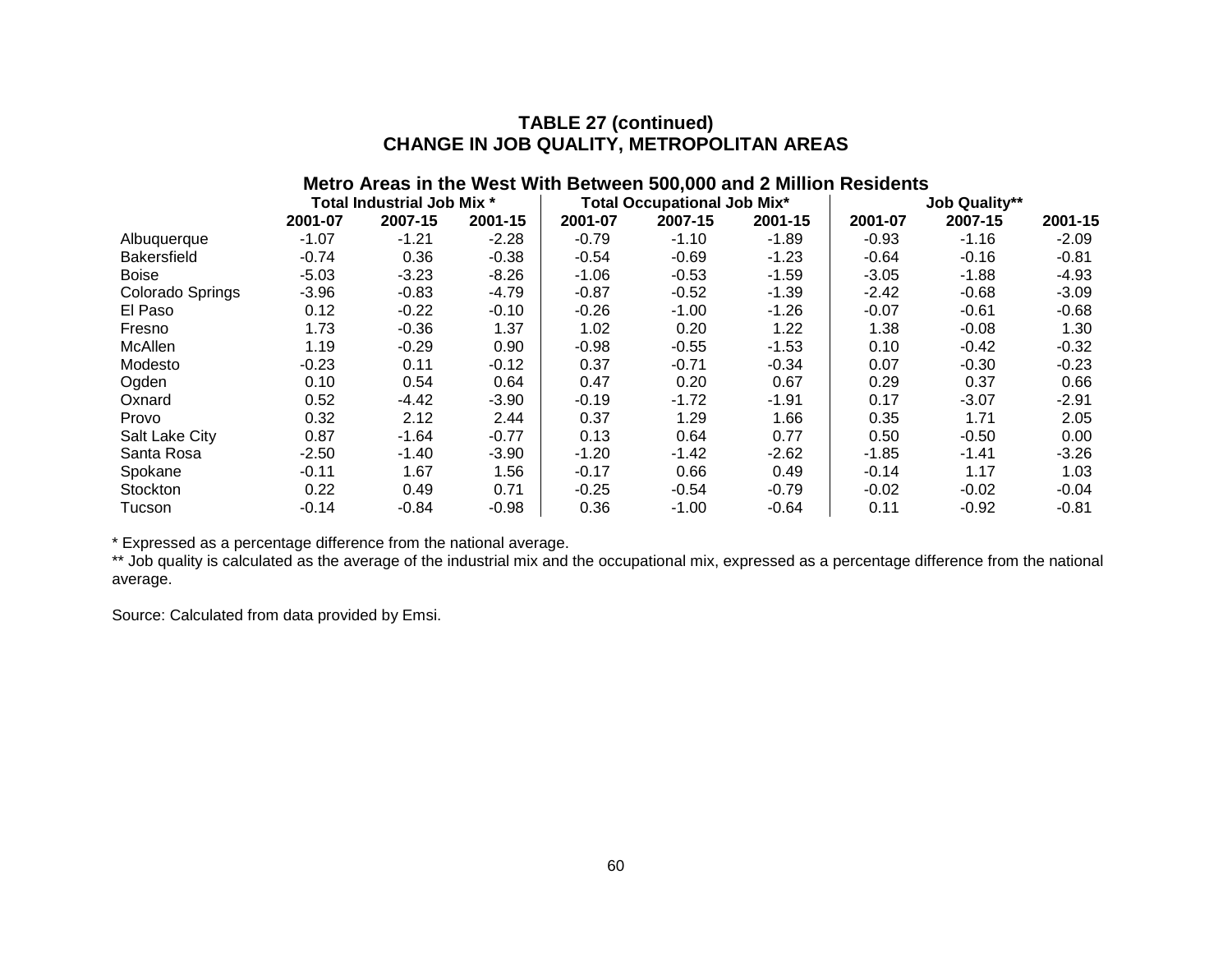# TABLE 27 (continued)
# CHANGE IN JOB QUALITY, METROPOLITAN AREAS

## Metro Areas in the West With Between 500,000 and 2 Million Residents

| | Total Industrial Job Mix * | | | Total Occupational Job Mix* | | | Job Quality** | | |
|---|---|---|---|---|---|---|---|---|---|
| | 2001-07 | 2007-15 | 2001-15 | 2001-07 | 2007-15 | 2001-15 | 2001-07 | 2007-15 | 2001-15 |
| Albuquerque | -1.07 | -1.21 | -2.28 | -0.79 | -1.10 | -1.89 | -0.93 | -1.16 | -2.09 |
| Bakersfield | -0.74 | 0.36 | -0.38 | -0.54 | -0.69 | -1.23 | -0.64 | -0.16 | -0.81 |
| Boise | -5.03 | -3.23 | -8.26 | -1.06 | -0.53 | -1.59 | -3.05 | -1.88 | -4.93 |
| Colorado Springs | -3.96 | -0.83 | -4.79 | -0.87 | -0.52 | -1.39 | -2.42 | -0.68 | -3.09 |
| El Paso | 0.12 | -0.22 | -0.10 | -0.26 | -1.00 | -1.26 | -0.07 | -0.61 | -0.68 |
| Fresno | 1.73 | -0.36 | 1.37 | 1.02 | 0.20 | 1.22 | 1.38 | -0.08 | 1.30 |
| McAllen | 1.19 | -0.29 | 0.90 | -0.98 | -0.55 | -1.53 | 0.10 | -0.42 | -0.32 |
| Modesto | -0.23 | 0.11 | -0.12 | 0.37 | -0.71 | -0.34 | 0.07 | -0.30 | -0.23 |
| Ogden | 0.10 | 0.54 | 0.64 | 0.47 | 0.20 | 0.67 | 0.29 | 0.37 | 0.66 |
| Oxnard | 0.52 | -4.42 | -3.90 | -0.19 | -1.72 | -1.91 | 0.17 | -3.07 | -2.91 |
| Provo | 0.32 | 2.12 | 2.44 | 0.37 | 1.29 | 1.66 | 0.35 | 1.71 | 2.05 |
| Salt Lake City | 0.87 | -1.64 | -0.77 | 0.13 | 0.64 | 0.77 | 0.50 | -0.50 | 0.00 |
| Santa Rosa | -2.50 | -1.40 | -3.90 | -1.20 | -1.42 | -2.62 | -1.85 | -1.41 | -3.26 |
| Spokane | -0.11 | 1.67 | 1.56 | -0.17 | 0.66 | 0.49 | -0.14 | 1.17 | 1.03 |
| Stockton | 0.22 | 0.49 | 0.71 | -0.25 | -0.54 | -0.79 | -0.02 | -0.02 | -0.04 |
| Tucson | -0.14 | -0.84 | -0.98 | 0.36 | -1.00 | -0.64 | 0.11 | -0.92 | -0.81 |

\* Expressed as a percentage difference from the national average.

\*\* Job quality is calculated as the average of the industrial mix and the occupational mix, expressed as a percentage difference from the national average.

Source: Calculated from data provided by Emsi.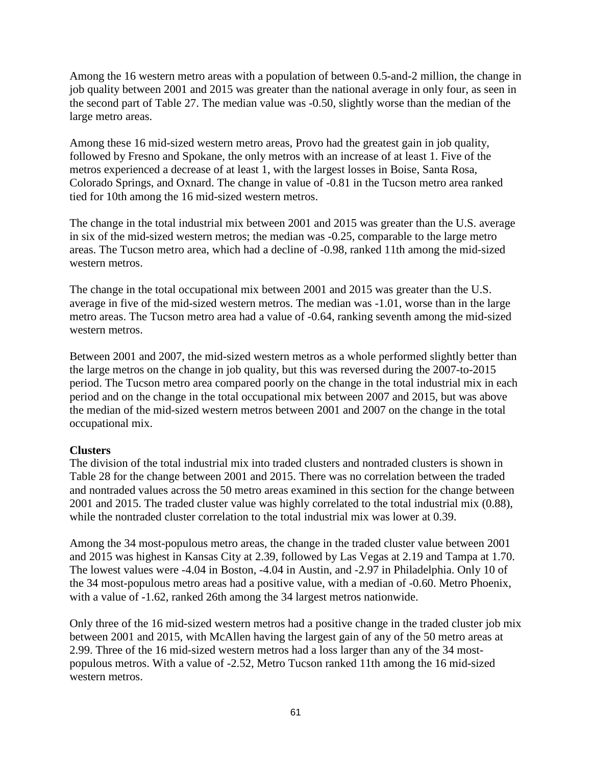Among the 16 western metro areas with a population of between 0.5-and-2 million, the change in job quality between 2001 and 2015 was greater than the national average in only four, as seen in the second part of Table 27. The median value was -0.50, slightly worse than the median of the large metro areas.

Among these 16 mid-sized western metro areas, Provo had the greatest gain in job quality, followed by Fresno and Spokane, the only metros with an increase of at least 1. Five of the metros experienced a decrease of at least 1, with the largest losses in Boise, Santa Rosa, Colorado Springs, and Oxnard. The change in value of -0.81 in the Tucson metro area ranked tied for 10th among the 16 mid-sized western metros.

The change in the total industrial mix between 2001 and 2015 was greater than the U.S. average in six of the mid-sized western metros; the median was -0.25, comparable to the large metro areas. The Tucson metro area, which had a decline of -0.98, ranked 11th among the mid-sized western metros.

The change in the total occupational mix between 2001 and 2015 was greater than the U.S. average in five of the mid-sized western metros. The median was -1.01, worse than in the large metro areas. The Tucson metro area had a value of -0.64, ranking seventh among the mid-sized western metros.

Between 2001 and 2007, the mid-sized western metros as a whole performed slightly better than the large metros on the change in job quality, but this was reversed during the 2007-to-2015 period. The Tucson metro area compared poorly on the change in the total industrial mix in each period and on the change in the total occupational mix between 2007 and 2015, but was above the median of the mid-sized western metros between 2001 and 2007 on the change in the total occupational mix.

**Clusters**

The division of the total industrial mix into traded clusters and nontraded clusters is shown in Table 28 for the change between 2001 and 2015. There was no correlation between the traded and nontraded values across the 50 metro areas examined in this section for the change between 2001 and 2015. The traded cluster value was highly correlated to the total industrial mix (0.88), while the nontraded cluster correlation to the total industrial mix was lower at 0.39.

Among the 34 most-populous metro areas, the change in the traded cluster value between 2001 and 2015 was highest in Kansas City at 2.39, followed by Las Vegas at 2.19 and Tampa at 1.70. The lowest values were -4.04 in Boston, -4.04 in Austin, and -2.97 in Philadelphia. Only 10 of the 34 most-populous metro areas had a positive value, with a median of -0.60. Metro Phoenix, with a value of -1.62, ranked 26th among the 34 largest metros nationwide.

Only three of the 16 mid-sized western metros had a positive change in the traded cluster job mix between 2001 and 2015, with McAllen having the largest gain of any of the 50 metro areas at 2.99. Three of the 16 mid-sized western metros had a loss larger than any of the 34 most-populous metros. With a value of -2.52, Metro Tucson ranked 11th among the 16 mid-sized western metros.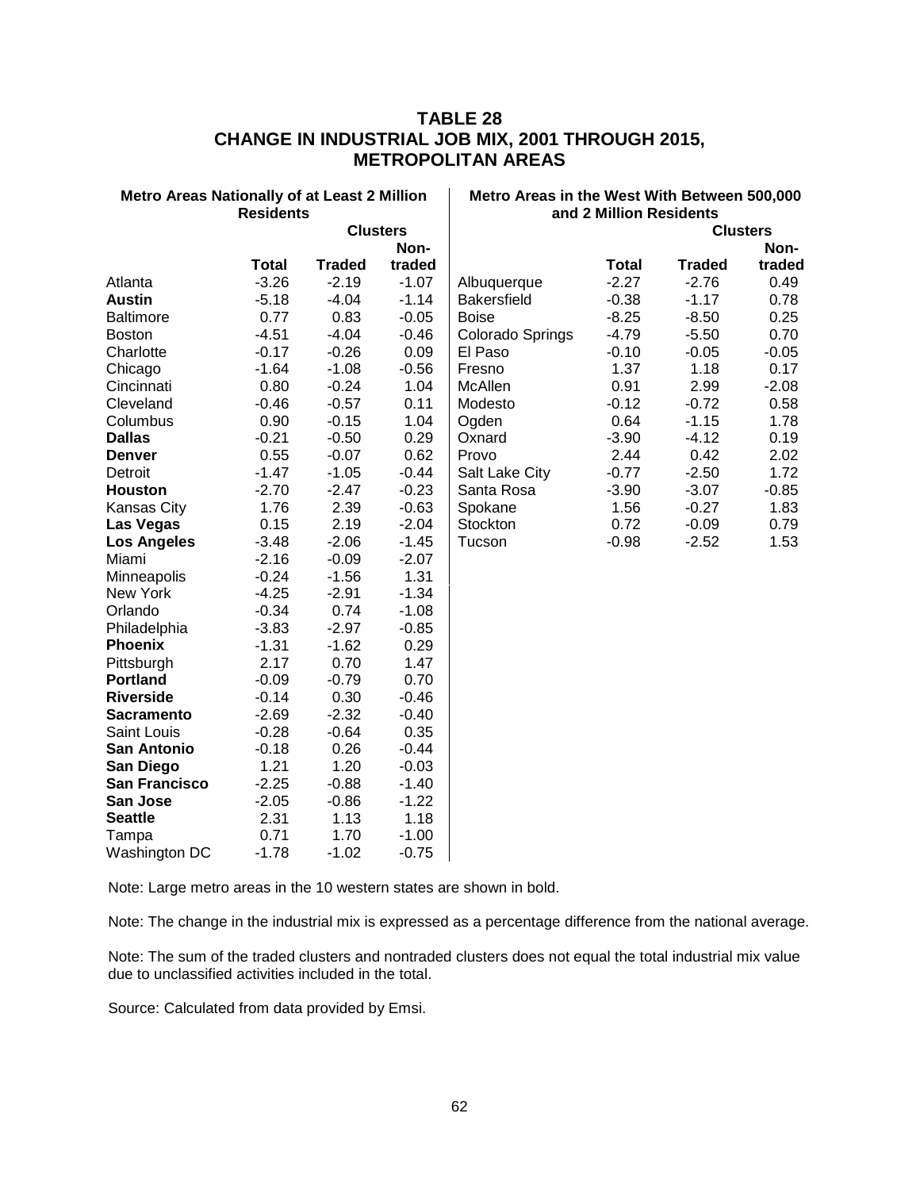# TABLE 28
# CHANGE IN INDUSTRIAL JOB MIX, 2001 THROUGH 2015, METROPOLITAN AREAS

**Metro Areas Nationally of at Least 2 Million Residents**

| | | Clusters | |
|---|---|---|---|
| | **Total** | **Traded** | **Non-traded** |
| Atlanta | -3.26 | -2.19 | -1.07 |
| **Austin** | -5.18 | -4.04 | -1.14 |
| Baltimore | 0.77 | 0.83 | -0.05 |
| Boston | -4.51 | -4.04 | -0.46 |
| Charlotte | -0.17 | -0.26 | 0.09 |
| Chicago | -1.64 | -1.08 | -0.56 |
| Cincinnati | 0.80 | -0.24 | 1.04 |
| Cleveland | -0.46 | -0.57 | 0.11 |
| Columbus | 0.90 | -0.15 | 1.04 |
| **Dallas** | -0.21 | -0.50 | 0.29 |
| **Denver** | 0.55 | -0.07 | 0.62 |
| Detroit | -1.47 | -1.05 | -0.44 |
| **Houston** | -2.70 | -2.47 | -0.23 |
| Kansas City | 1.76 | 2.39 | -0.63 |
| **Las Vegas** | 0.15 | 2.19 | -2.04 |
| **Los Angeles** | -3.48 | -2.06 | -1.45 |
| Miami | -2.16 | -0.09 | -2.07 |
| Minneapolis | -0.24 | -1.56 | 1.31 |
| New York | -4.25 | -2.91 | -1.34 |
| Orlando | -0.34 | 0.74 | -1.08 |
| Philadelphia | -3.83 | -2.97 | -0.85 |
| **Phoenix** | -1.31 | -1.62 | 0.29 |
| Pittsburgh | 2.17 | 0.70 | 1.47 |
| **Portland** | -0.09 | -0.79 | 0.70 |
| **Riverside** | -0.14 | 0.30 | -0.46 |
| **Sacramento** | -2.69 | -2.32 | -0.40 |
| Saint Louis | -0.28 | -0.64 | 0.35 |
| **San Antonio** | -0.18 | 0.26 | -0.44 |
| **San Diego** | 1.21 | 1.20 | -0.03 |
| **San Francisco** | -2.25 | -0.88 | -1.40 |
| **San Jose** | -2.05 | -0.86 | -1.22 |
| **Seattle** | 2.31 | 1.13 | 1.18 |
| Tampa | 0.71 | 1.70 | -1.00 |
| Washington DC | -1.78 | -1.02 | -0.75 |

**Metro Areas in the West With Between 500,000 and 2 Million Residents**

| | | Clusters | |
|---|---|---|---|
| | **Total** | **Traded** | **Non-traded** |
| Albuquerque | -2.27 | -2.76 | 0.49 |
| Bakersfield | -0.38 | -1.17 | 0.78 |
| Boise | -8.25 | -8.50 | 0.25 |
| Colorado Springs | -4.79 | -5.50 | 0.70 |
| El Paso | -0.10 | -0.05 | -0.05 |
| Fresno | 1.37 | 1.18 | 0.17 |
| McAllen | 0.91 | 2.99 | -2.08 |
| Modesto | -0.12 | -0.72 | 0.58 |
| Ogden | 0.64 | -1.15 | 1.78 |
| Oxnard | -3.90 | -4.12 | 0.19 |
| Provo | 2.44 | 0.42 | 2.02 |
| Salt Lake City | -0.77 | -2.50 | 1.72 |
| Santa Rosa | -3.90 | -3.07 | -0.85 |
| Spokane | 1.56 | -0.27 | 1.83 |
| Stockton | 0.72 | -0.09 | 0.79 |
| Tucson | -0.98 | -2.52 | 1.53 |

Note: Large metro areas in the 10 western states are shown in bold.

Note: The change in the industrial mix is expressed as a percentage difference from the national average.

Note: The sum of the traded clusters and nontraded clusters does not equal the total industrial mix value due to unclassified activities included in the total.

Source: Calculated from data provided by Emsi.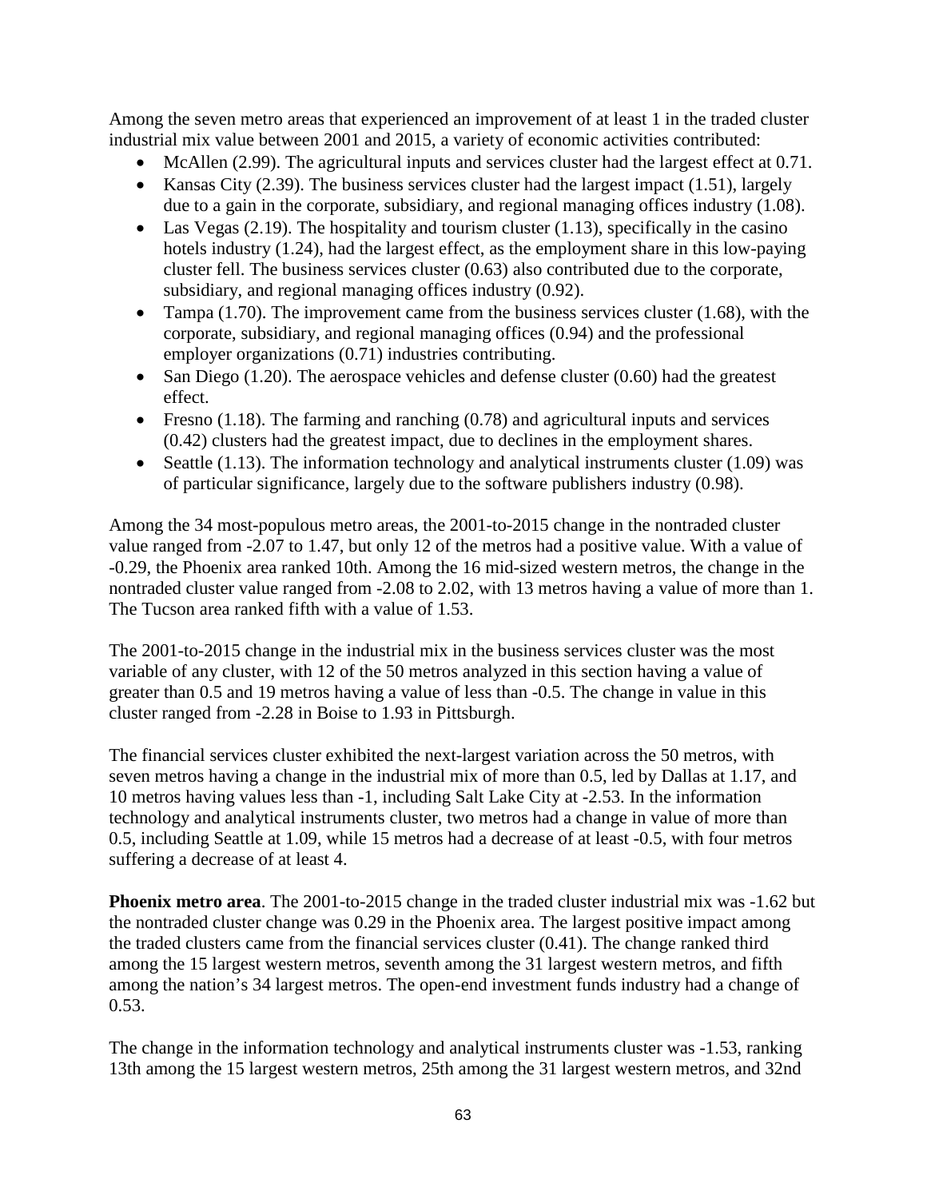Among the seven metro areas that experienced an improvement of at least 1 in the traded cluster industrial mix value between 2001 and 2015, a variety of economic activities contributed:

- McAllen (2.99). The agricultural inputs and services cluster had the largest effect at 0.71.
- Kansas City (2.39). The business services cluster had the largest impact (1.51), largely due to a gain in the corporate, subsidiary, and regional managing offices industry (1.08).
- Las Vegas (2.19). The hospitality and tourism cluster (1.13), specifically in the casino hotels industry (1.24), had the largest effect, as the employment share in this low-paying cluster fell. The business services cluster (0.63) also contributed due to the corporate, subsidiary, and regional managing offices industry (0.92).
- Tampa (1.70). The improvement came from the business services cluster (1.68), with the corporate, subsidiary, and regional managing offices (0.94) and the professional employer organizations (0.71) industries contributing.
- San Diego (1.20). The aerospace vehicles and defense cluster (0.60) had the greatest effect.
- Fresno (1.18). The farming and ranching (0.78) and agricultural inputs and services (0.42) clusters had the greatest impact, due to declines in the employment shares.
- Seattle (1.13). The information technology and analytical instruments cluster (1.09) was of particular significance, largely due to the software publishers industry (0.98).

Among the 34 most-populous metro areas, the 2001-to-2015 change in the nontraded cluster value ranged from -2.07 to 1.47, but only 12 of the metros had a positive value. With a value of -0.29, the Phoenix area ranked 10th. Among the 16 mid-sized western metros, the change in the nontraded cluster value ranged from -2.08 to 2.02, with 13 metros having a value of more than 1. The Tucson area ranked fifth with a value of 1.53.

The 2001-to-2015 change in the industrial mix in the business services cluster was the most variable of any cluster, with 12 of the 50 metros analyzed in this section having a value of greater than 0.5 and 19 metros having a value of less than -0.5. The change in value in this cluster ranged from -2.28 in Boise to 1.93 in Pittsburgh.

The financial services cluster exhibited the next-largest variation across the 50 metros, with seven metros having a change in the industrial mix of more than 0.5, led by Dallas at 1.17, and 10 metros having values less than -1, including Salt Lake City at -2.53. In the information technology and analytical instruments cluster, two metros had a change in value of more than 0.5, including Seattle at 1.09, while 15 metros had a decrease of at least -0.5, with four metros suffering a decrease of at least 4.

**Phoenix metro area**. The 2001-to-2015 change in the traded cluster industrial mix was -1.62 but the nontraded cluster change was 0.29 in the Phoenix area. The largest positive impact among the traded clusters came from the financial services cluster (0.41). The change ranked third among the 15 largest western metros, seventh among the 31 largest western metros, and fifth among the nation's 34 largest metros. The open-end investment funds industry had a change of 0.53.

The change in the information technology and analytical instruments cluster was -1.53, ranking 13th among the 15 largest western metros, 25th among the 31 largest western metros, and 32nd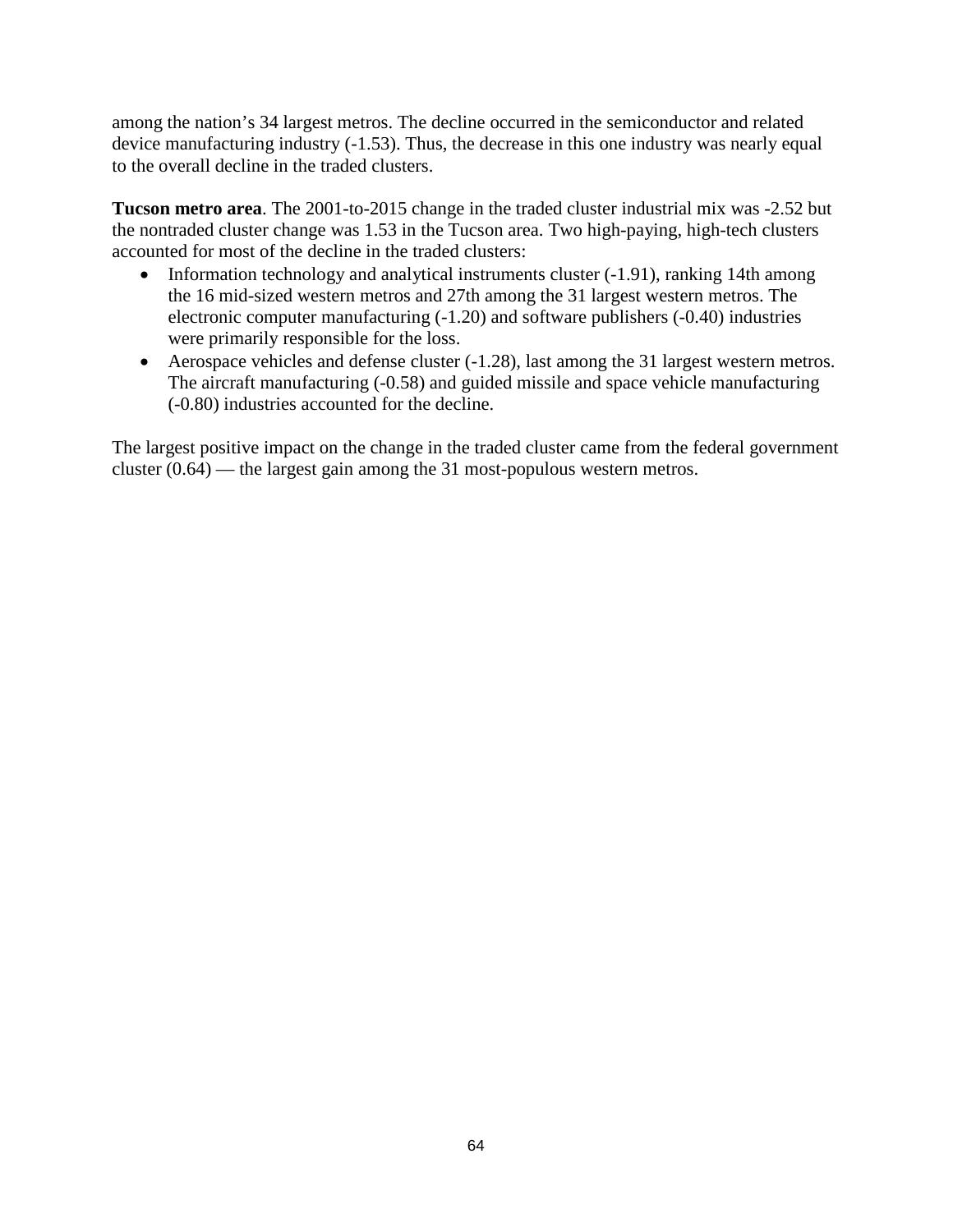among the nation's 34 largest metros. The decline occurred in the semiconductor and related device manufacturing industry (-1.53). Thus, the decrease in this one industry was nearly equal to the overall decline in the traded clusters.

**Tucson metro area**. The 2001-to-2015 change in the traded cluster industrial mix was -2.52 but the nontraded cluster change was 1.53 in the Tucson area. Two high-paying, high-tech clusters accounted for most of the decline in the traded clusters:

- Information technology and analytical instruments cluster (-1.91), ranking 14th among the 16 mid-sized western metros and 27th among the 31 largest western metros. The electronic computer manufacturing (-1.20) and software publishers (-0.40) industries were primarily responsible for the loss.
- Aerospace vehicles and defense cluster (-1.28), last among the 31 largest western metros. The aircraft manufacturing (-0.58) and guided missile and space vehicle manufacturing (-0.80) industries accounted for the decline.

The largest positive impact on the change in the traded cluster came from the federal government cluster (0.64) — the largest gain among the 31 most-populous western metros.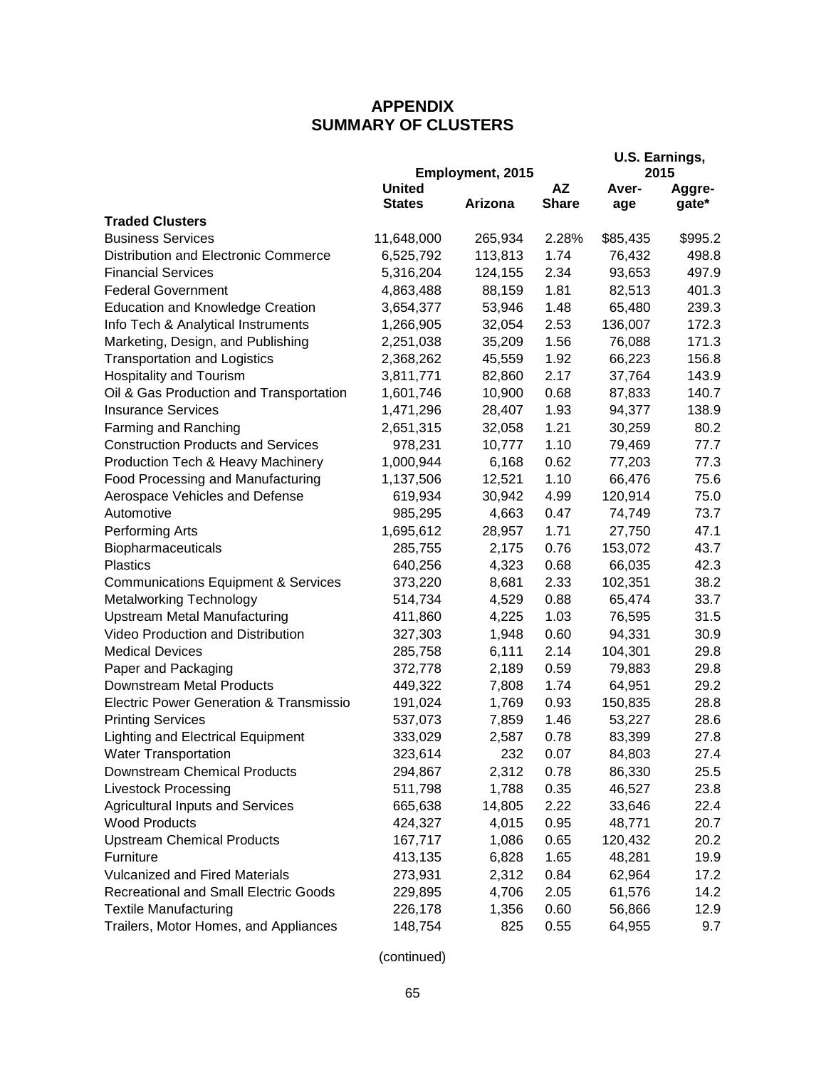# APPENDIX
# SUMMARY OF CLUSTERS

| | Employment, 2015 | | | U.S. Earnings, 2015 | |
|---|---|---|---|---|---|
| | United States | Arizona | AZ Share | Average | Aggregate* |
| **Traded Clusters** | | | | | |
| Business Services | 11,648,000 | 265,934 | 2.28% | $85,435 | $995.2 |
| Distribution and Electronic Commerce | 6,525,792 | 113,813 | 1.74 | 76,432 | 498.8 |
| Financial Services | 5,316,204 | 124,155 | 2.34 | 93,653 | 497.9 |
| Federal Government | 4,863,488 | 88,159 | 1.81 | 82,513 | 401.3 |
| Education and Knowledge Creation | 3,654,377 | 53,946 | 1.48 | 65,480 | 239.3 |
| Info Tech & Analytical Instruments | 1,266,905 | 32,054 | 2.53 | 136,007 | 172.3 |
| Marketing, Design, and Publishing | 2,251,038 | 35,209 | 1.56 | 76,088 | 171.3 |
| Transportation and Logistics | 2,368,262 | 45,559 | 1.92 | 66,223 | 156.8 |
| Hospitality and Tourism | 3,811,771 | 82,860 | 2.17 | 37,764 | 143.9 |
| Oil & Gas Production and Transportation | 1,601,746 | 10,900 | 0.68 | 87,833 | 140.7 |
| Insurance Services | 1,471,296 | 28,407 | 1.93 | 94,377 | 138.9 |
| Farming and Ranching | 2,651,315 | 32,058 | 1.21 | 30,259 | 80.2 |
| Construction Products and Services | 978,231 | 10,777 | 1.10 | 79,469 | 77.7 |
| Production Tech & Heavy Machinery | 1,000,944 | 6,168 | 0.62 | 77,203 | 77.3 |
| Food Processing and Manufacturing | 1,137,506 | 12,521 | 1.10 | 66,476 | 75.6 |
| Aerospace Vehicles and Defense | 619,934 | 30,942 | 4.99 | 120,914 | 75.0 |
| Automotive | 985,295 | 4,663 | 0.47 | 74,749 | 73.7 |
| Performing Arts | 1,695,612 | 28,957 | 1.71 | 27,750 | 47.1 |
| Biopharmaceuticals | 285,755 | 2,175 | 0.76 | 153,072 | 43.7 |
| Plastics | 640,256 | 4,323 | 0.68 | 66,035 | 42.3 |
| Communications Equipment & Services | 373,220 | 8,681 | 2.33 | 102,351 | 38.2 |
| Metalworking Technology | 514,734 | 4,529 | 0.88 | 65,474 | 33.7 |
| Upstream Metal Manufacturing | 411,860 | 4,225 | 1.03 | 76,595 | 31.5 |
| Video Production and Distribution | 327,303 | 1,948 | 0.60 | 94,331 | 30.9 |
| Medical Devices | 285,758 | 6,111 | 2.14 | 104,301 | 29.8 |
| Paper and Packaging | 372,778 | 2,189 | 0.59 | 79,883 | 29.8 |
| Downstream Metal Products | 449,322 | 7,808 | 1.74 | 64,951 | 29.2 |
| Electric Power Generation & Transmissio | 191,024 | 1,769 | 0.93 | 150,835 | 28.8 |
| Printing Services | 537,073 | 7,859 | 1.46 | 53,227 | 28.6 |
| Lighting and Electrical Equipment | 333,029 | 2,587 | 0.78 | 83,399 | 27.8 |
| Water Transportation | 323,614 | 232 | 0.07 | 84,803 | 27.4 |
| Downstream Chemical Products | 294,867 | 2,312 | 0.78 | 86,330 | 25.5 |
| Livestock Processing | 511,798 | 1,788 | 0.35 | 46,527 | 23.8 |
| Agricultural Inputs and Services | 665,638 | 14,805 | 2.22 | 33,646 | 22.4 |
| Wood Products | 424,327 | 4,015 | 0.95 | 48,771 | 20.7 |
| Upstream Chemical Products | 167,717 | 1,086 | 0.65 | 120,432 | 20.2 |
| Furniture | 413,135 | 6,828 | 1.65 | 48,281 | 19.9 |
| Vulcanized and Fired Materials | 273,931 | 2,312 | 0.84 | 62,964 | 17.2 |
| Recreational and Small Electric Goods | 229,895 | 4,706 | 2.05 | 61,576 | 14.2 |
| Textile Manufacturing | 226,178 | 1,356 | 0.60 | 56,866 | 12.9 |
| Trailers, Motor Homes, and Appliances | 148,754 | 825 | 0.55 | 64,955 | 9.7 |

(continued)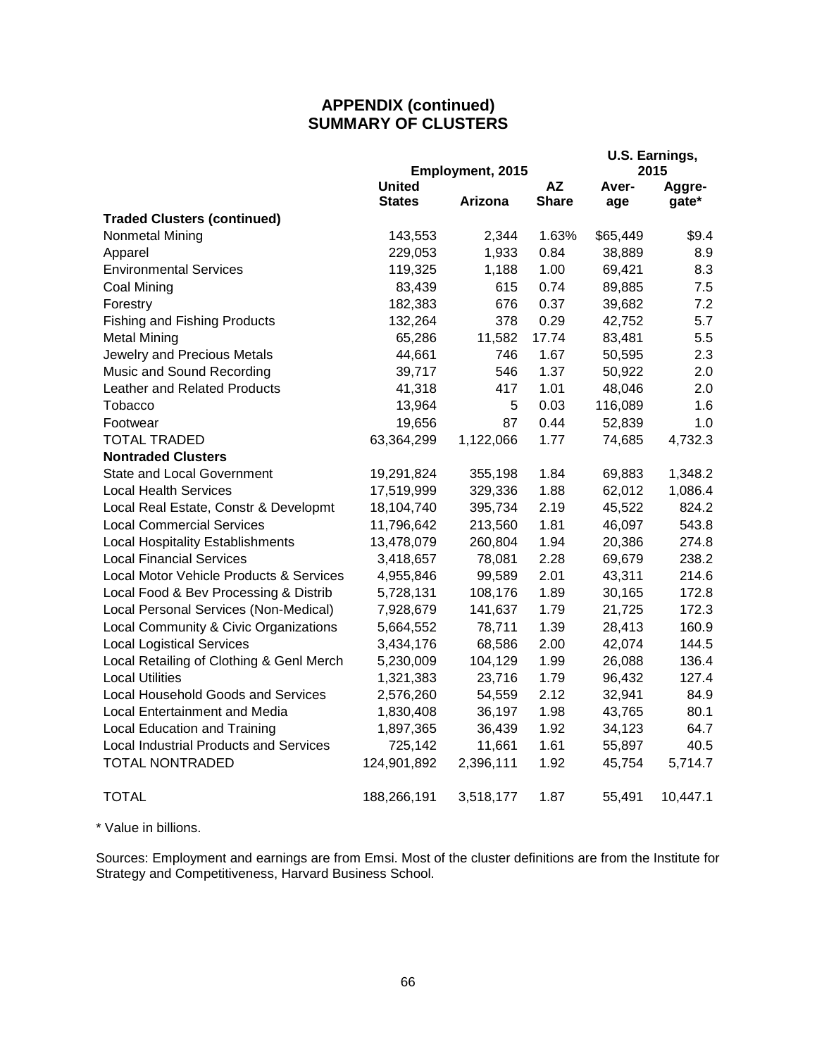## APPENDIX (continued)
## SUMMARY OF CLUSTERS

| | Employment, 2015 | | | U.S. Earnings, 2015 | |
|---|---|---|---|---|---|
| | United States | Arizona | AZ Share | Average | Aggregate* |
| **Traded Clusters (continued)** | | | | | |
| Nonmetal Mining | 143,553 | 2,344 | 1.63% | $65,449 | $9.4 |
| Apparel | 229,053 | 1,933 | 0.84 | 38,889 | 8.9 |
| Environmental Services | 119,325 | 1,188 | 1.00 | 69,421 | 8.3 |
| Coal Mining | 83,439 | 615 | 0.74 | 89,885 | 7.5 |
| Forestry | 182,383 | 676 | 0.37 | 39,682 | 7.2 |
| Fishing and Fishing Products | 132,264 | 378 | 0.29 | 42,752 | 5.7 |
| Metal Mining | 65,286 | 11,582 | 17.74 | 83,481 | 5.5 |
| Jewelry and Precious Metals | 44,661 | 746 | 1.67 | 50,595 | 2.3 |
| Music and Sound Recording | 39,717 | 546 | 1.37 | 50,922 | 2.0 |
| Leather and Related Products | 41,318 | 417 | 1.01 | 48,046 | 2.0 |
| Tobacco | 13,964 | 5 | 0.03 | 116,089 | 1.6 |
| Footwear | 19,656 | 87 | 0.44 | 52,839 | 1.0 |
| TOTAL TRADED | 63,364,299 | 1,122,066 | 1.77 | 74,685 | 4,732.3 |
| **Nontraded Clusters** | | | | | |
| State and Local Government | 19,291,824 | 355,198 | 1.84 | 69,883 | 1,348.2 |
| Local Health Services | 17,519,999 | 329,336 | 1.88 | 62,012 | 1,086.4 |
| Local Real Estate, Constr & Developmt | 18,104,740 | 395,734 | 2.19 | 45,522 | 824.2 |
| Local Commercial Services | 11,796,642 | 213,560 | 1.81 | 46,097 | 543.8 |
| Local Hospitality Establishments | 13,478,079 | 260,804 | 1.94 | 20,386 | 274.8 |
| Local Financial Services | 3,418,657 | 78,081 | 2.28 | 69,679 | 238.2 |
| Local Motor Vehicle Products & Services | 4,955,846 | 99,589 | 2.01 | 43,311 | 214.6 |
| Local Food & Bev Processing & Distrib | 5,728,131 | 108,176 | 1.89 | 30,165 | 172.8 |
| Local Personal Services (Non-Medical) | 7,928,679 | 141,637 | 1.79 | 21,725 | 172.3 |
| Local Community & Civic Organizations | 5,664,552 | 78,711 | 1.39 | 28,413 | 160.9 |
| Local Logistical Services | 3,434,176 | 68,586 | 2.00 | 42,074 | 144.5 |
| Local Retailing of Clothing & Genl Merch | 5,230,009 | 104,129 | 1.99 | 26,088 | 136.4 |
| Local Utilities | 1,321,383 | 23,716 | 1.79 | 96,432 | 127.4 |
| Local Household Goods and Services | 2,576,260 | 54,559 | 2.12 | 32,941 | 84.9 |
| Local Entertainment and Media | 1,830,408 | 36,197 | 1.98 | 43,765 | 80.1 |
| Local Education and Training | 1,897,365 | 36,439 | 1.92 | 34,123 | 64.7 |
| Local Industrial Products and Services | 725,142 | 11,661 | 1.61 | 55,897 | 40.5 |
| TOTAL NONTRADED | 124,901,892 | 2,396,111 | 1.92 | 45,754 | 5,714.7 |
| TOTAL | 188,266,191 | 3,518,177 | 1.87 | 55,491 | 10,447.1 |

* Value in billions.

Sources: Employment and earnings are from Emsi. Most of the cluster definitions are from the Institute for Strategy and Competitiveness, Harvard Business School.